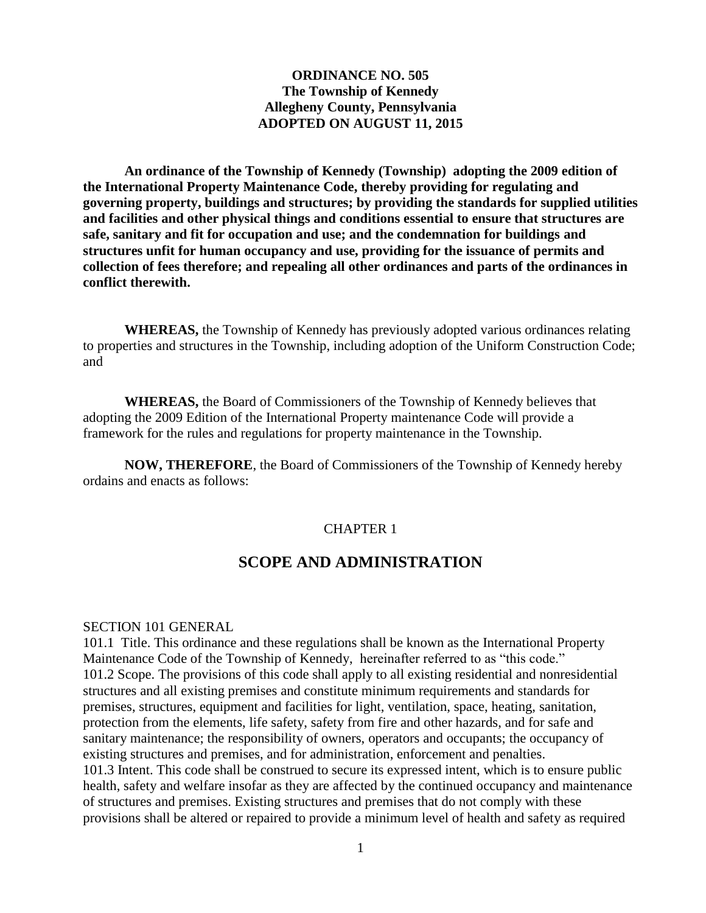**ORDINANCE NO. 505**
**The Township of Kennedy**
**Allegheny County, Pennsylvania**
**ADOPTED ON AUGUST 11, 2015**

**An ordinance of the Township of Kennedy (Township) adopting the 2009 edition of the International Property Maintenance Code, thereby providing for regulating and governing property, buildings and structures; by providing the standards for supplied utilities and facilities and other physical things and conditions essential to ensure that structures are safe, sanitary and fit for occupation and use; and the condemnation for buildings and structures unfit for human occupancy and use, providing for the issuance of permits and collection of fees therefore; and repealing all other ordinances and parts of the ordinances in conflict therewith.**

**WHEREAS,** the Township of Kennedy has previously adopted various ordinances relating to properties and structures in the Township, including adoption of the Uniform Construction Code; and

**WHEREAS,** the Board of Commissioners of the Township of Kennedy believes that adopting the 2009 Edition of the International Property maintenance Code will provide a framework for the rules and regulations for property maintenance in the Township.

**NOW, THEREFORE**, the Board of Commissioners of the Township of Kennedy hereby ordains and enacts as follows:

CHAPTER 1

## SCOPE AND ADMINISTRATION

SECTION 101 GENERAL

101.1 Title. This ordinance and these regulations shall be known as the International Property Maintenance Code of the Township of Kennedy, hereinafter referred to as "this code."

101.2 Scope. The provisions of this code shall apply to all existing residential and nonresidential structures and all existing premises and constitute minimum requirements and standards for premises, structures, equipment and facilities for light, ventilation, space, heating, sanitation, protection from the elements, life safety, safety from fire and other hazards, and for safe and sanitary maintenance; the responsibility of owners, operators and occupants; the occupancy of existing structures and premises, and for administration, enforcement and penalties.

101.3 Intent. This code shall be construed to secure its expressed intent, which is to ensure public health, safety and welfare insofar as they are affected by the continued occupancy and maintenance of structures and premises. Existing structures and premises that do not comply with these provisions shall be altered or repaired to provide a minimum level of health and safety as required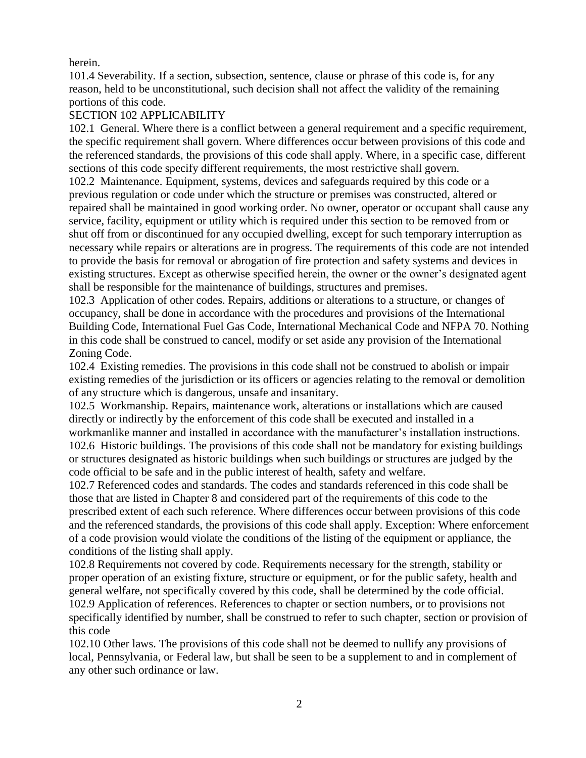herein.

101.4 Severability. If a section, subsection, sentence, clause or phrase of this code is, for any reason, held to be unconstitutional, such decision shall not affect the validity of the remaining portions of this code.

## SECTION 102 APPLICABILITY

102.1 General. Where there is a conflict between a general requirement and a specific requirement, the specific requirement shall govern. Where differences occur between provisions of this code and the referenced standards, the provisions of this code shall apply. Where, in a specific case, different sections of this code specify different requirements, the most restrictive shall govern.

102.2 Maintenance. Equipment, systems, devices and safeguards required by this code or a previous regulation or code under which the structure or premises was constructed, altered or repaired shall be maintained in good working order. No owner, operator or occupant shall cause any service, facility, equipment or utility which is required under this section to be removed from or shut off from or discontinued for any occupied dwelling, except for such temporary interruption as necessary while repairs or alterations are in progress. The requirements of this code are not intended to provide the basis for removal or abrogation of fire protection and safety systems and devices in existing structures. Except as otherwise specified herein, the owner or the owner's designated agent shall be responsible for the maintenance of buildings, structures and premises.

102.3 Application of other codes. Repairs, additions or alterations to a structure, or changes of occupancy, shall be done in accordance with the procedures and provisions of the International Building Code, International Fuel Gas Code, International Mechanical Code and NFPA 70. Nothing in this code shall be construed to cancel, modify or set aside any provision of the International Zoning Code.

102.4 Existing remedies. The provisions in this code shall not be construed to abolish or impair existing remedies of the jurisdiction or its officers or agencies relating to the removal or demolition of any structure which is dangerous, unsafe and insanitary.

102.5 Workmanship. Repairs, maintenance work, alterations or installations which are caused directly or indirectly by the enforcement of this code shall be executed and installed in a workmanlike manner and installed in accordance with the manufacturer's installation instructions.

102.6 Historic buildings. The provisions of this code shall not be mandatory for existing buildings or structures designated as historic buildings when such buildings or structures are judged by the code official to be safe and in the public interest of health, safety and welfare.

102.7 Referenced codes and standards. The codes and standards referenced in this code shall be those that are listed in Chapter 8 and considered part of the requirements of this code to the prescribed extent of each such reference. Where differences occur between provisions of this code and the referenced standards, the provisions of this code shall apply. Exception: Where enforcement of a code provision would violate the conditions of the listing of the equipment or appliance, the conditions of the listing shall apply.

102.8 Requirements not covered by code. Requirements necessary for the strength, stability or proper operation of an existing fixture, structure or equipment, or for the public safety, health and general welfare, not specifically covered by this code, shall be determined by the code official.

102.9 Application of references. References to chapter or section numbers, or to provisions not specifically identified by number, shall be construed to refer to such chapter, section or provision of this code

102.10 Other laws. The provisions of this code shall not be deemed to nullify any provisions of local, Pennsylvania, or Federal law, but shall be seen to be a supplement to and in complement of any other such ordinance or law.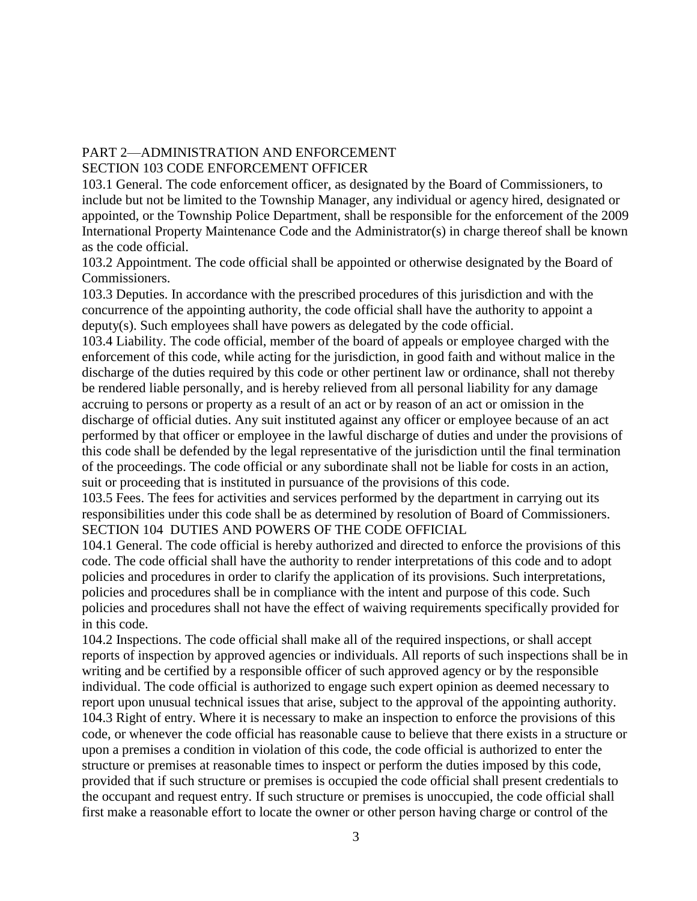## PART 2—ADMINISTRATION AND ENFORCEMENT

### SECTION 103 CODE ENFORCEMENT OFFICER

103.1 General. The code enforcement officer, as designated by the Board of Commissioners, to include but not be limited to the Township Manager, any individual or agency hired, designated or appointed, or the Township Police Department, shall be responsible for the enforcement of the 2009 International Property Maintenance Code and the Administrator(s) in charge thereof shall be known as the code official.

103.2 Appointment. The code official shall be appointed or otherwise designated by the Board of Commissioners.

103.3 Deputies. In accordance with the prescribed procedures of this jurisdiction and with the concurrence of the appointing authority, the code official shall have the authority to appoint a deputy(s). Such employees shall have powers as delegated by the code official.

103.4 Liability. The code official, member of the board of appeals or employee charged with the enforcement of this code, while acting for the jurisdiction, in good faith and without malice in the discharge of the duties required by this code or other pertinent law or ordinance, shall not thereby be rendered liable personally, and is hereby relieved from all personal liability for any damage accruing to persons or property as a result of an act or by reason of an act or omission in the discharge of official duties. Any suit instituted against any officer or employee because of an act performed by that officer or employee in the lawful discharge of duties and under the provisions of this code shall be defended by the legal representative of the jurisdiction until the final termination of the proceedings. The code official or any subordinate shall not be liable for costs in an action, suit or proceeding that is instituted in pursuance of the provisions of this code.

103.5 Fees. The fees for activities and services performed by the department in carrying out its responsibilities under this code shall be as determined by resolution of Board of Commissioners.

### SECTION 104 DUTIES AND POWERS OF THE CODE OFFICIAL

104.1 General. The code official is hereby authorized and directed to enforce the provisions of this code. The code official shall have the authority to render interpretations of this code and to adopt policies and procedures in order to clarify the application of its provisions. Such interpretations, policies and procedures shall be in compliance with the intent and purpose of this code. Such policies and procedures shall not have the effect of waiving requirements specifically provided for in this code.

104.2 Inspections. The code official shall make all of the required inspections, or shall accept reports of inspection by approved agencies or individuals. All reports of such inspections shall be in writing and be certified by a responsible officer of such approved agency or by the responsible individual. The code official is authorized to engage such expert opinion as deemed necessary to report upon unusual technical issues that arise, subject to the approval of the appointing authority.

104.3 Right of entry. Where it is necessary to make an inspection to enforce the provisions of this code, or whenever the code official has reasonable cause to believe that there exists in a structure or upon a premises a condition in violation of this code, the code official is authorized to enter the structure or premises at reasonable times to inspect or perform the duties imposed by this code, provided that if such structure or premises is occupied the code official shall present credentials to the occupant and request entry. If such structure or premises is unoccupied, the code official shall first make a reasonable effort to locate the owner or other person having charge or control of the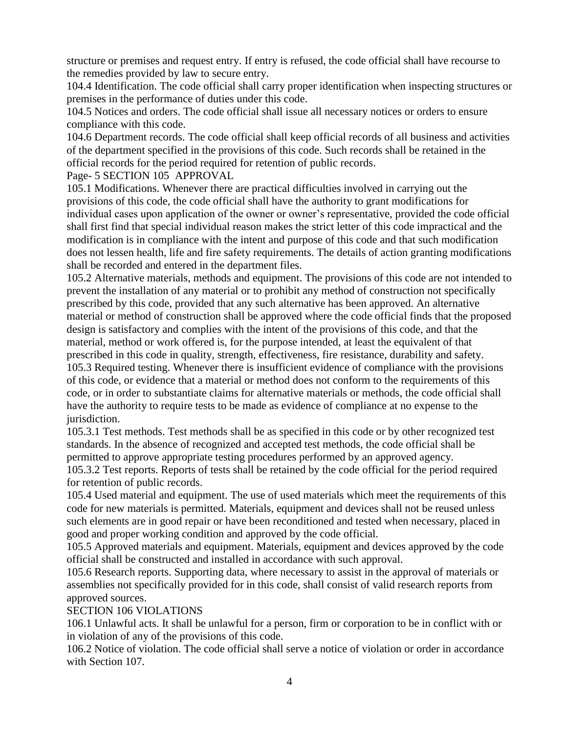structure or premises and request entry. If entry is refused, the code official shall have recourse to the remedies provided by law to secure entry.

104.4 Identification. The code official shall carry proper identification when inspecting structures or premises in the performance of duties under this code.

104.5 Notices and orders. The code official shall issue all necessary notices or orders to ensure compliance with this code.

104.6 Department records. The code official shall keep official records of all business and activities of the department specified in the provisions of this code. Such records shall be retained in the official records for the period required for retention of public records.

Page- 5 SECTION 105 APPROVAL

105.1 Modifications. Whenever there are practical difficulties involved in carrying out the provisions of this code, the code official shall have the authority to grant modifications for individual cases upon application of the owner or owner's representative, provided the code official shall first find that special individual reason makes the strict letter of this code impractical and the modification is in compliance with the intent and purpose of this code and that such modification does not lessen health, life and fire safety requirements. The details of action granting modifications shall be recorded and entered in the department files.

105.2 Alternative materials, methods and equipment. The provisions of this code are not intended to prevent the installation of any material or to prohibit any method of construction not specifically prescribed by this code, provided that any such alternative has been approved. An alternative material or method of construction shall be approved where the code official finds that the proposed design is satisfactory and complies with the intent of the provisions of this code, and that the material, method or work offered is, for the purpose intended, at least the equivalent of that prescribed in this code in quality, strength, effectiveness, fire resistance, durability and safety.

105.3 Required testing. Whenever there is insufficient evidence of compliance with the provisions of this code, or evidence that a material or method does not conform to the requirements of this code, or in order to substantiate claims for alternative materials or methods, the code official shall have the authority to require tests to be made as evidence of compliance at no expense to the jurisdiction.

105.3.1 Test methods. Test methods shall be as specified in this code or by other recognized test standards. In the absence of recognized and accepted test methods, the code official shall be permitted to approve appropriate testing procedures performed by an approved agency.

105.3.2 Test reports. Reports of tests shall be retained by the code official for the period required for retention of public records.

105.4 Used material and equipment. The use of used materials which meet the requirements of this code for new materials is permitted. Materials, equipment and devices shall not be reused unless such elements are in good repair or have been reconditioned and tested when necessary, placed in good and proper working condition and approved by the code official.

105.5 Approved materials and equipment. Materials, equipment and devices approved by the code official shall be constructed and installed in accordance with such approval.

105.6 Research reports. Supporting data, where necessary to assist in the approval of materials or assemblies not specifically provided for in this code, shall consist of valid research reports from approved sources.

SECTION 106 VIOLATIONS

106.1 Unlawful acts. It shall be unlawful for a person, firm or corporation to be in conflict with or in violation of any of the provisions of this code.

106.2 Notice of violation. The code official shall serve a notice of violation or order in accordance with Section 107.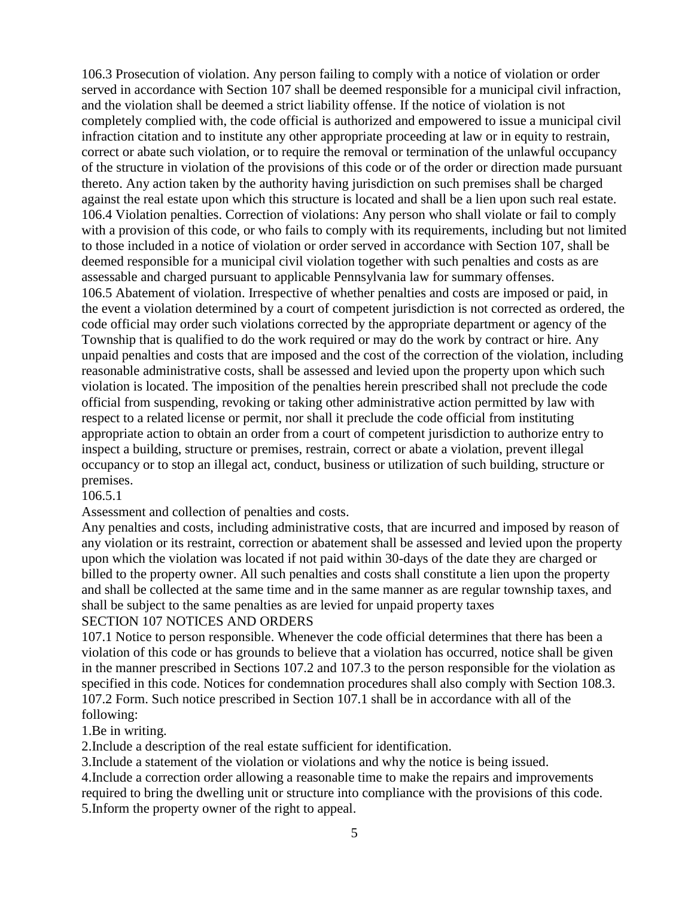106.3 Prosecution of violation. Any person failing to comply with a notice of violation or order served in accordance with Section 107 shall be deemed responsible for a municipal civil infraction, and the violation shall be deemed a strict liability offense. If the notice of violation is not completely complied with, the code official is authorized and empowered to issue a municipal civil infraction citation and to institute any other appropriate proceeding at law or in equity to restrain, correct or abate such violation, or to require the removal or termination of the unlawful occupancy of the structure in violation of the provisions of this code or of the order or direction made pursuant thereto. Any action taken by the authority having jurisdiction on such premises shall be charged against the real estate upon which this structure is located and shall be a lien upon such real estate.

106.4 Violation penalties. Correction of violations: Any person who shall violate or fail to comply with a provision of this code, or who fails to comply with its requirements, including but not limited to those included in a notice of violation or order served in accordance with Section 107, shall be deemed responsible for a municipal civil violation together with such penalties and costs as are assessable and charged pursuant to applicable Pennsylvania law for summary offenses.

106.5 Abatement of violation. Irrespective of whether penalties and costs are imposed or paid, in the event a violation determined by a court of competent jurisdiction is not corrected as ordered, the code official may order such violations corrected by the appropriate department or agency of the Township that is qualified to do the work required or may do the work by contract or hire. Any unpaid penalties and costs that are imposed and the cost of the correction of the violation, including reasonable administrative costs, shall be assessed and levied upon the property upon which such violation is located. The imposition of the penalties herein prescribed shall not preclude the code official from suspending, revoking or taking other administrative action permitted by law with respect to a related license or permit, nor shall it preclude the code official from instituting appropriate action to obtain an order from a court of competent jurisdiction to authorize entry to inspect a building, structure or premises, restrain, correct or abate a violation, prevent illegal occupancy or to stop an illegal act, conduct, business or utilization of such building, structure or premises.

106.5.1

Assessment and collection of penalties and costs.

Any penalties and costs, including administrative costs, that are incurred and imposed by reason of any violation or its restraint, correction or abatement shall be assessed and levied upon the property upon which the violation was located if not paid within 30-days of the date they are charged or billed to the property owner. All such penalties and costs shall constitute a lien upon the property and shall be collected at the same time and in the same manner as are regular township taxes, and shall be subject to the same penalties as are levied for unpaid property taxes

SECTION 107 NOTICES AND ORDERS

107.1 Notice to person responsible. Whenever the code official determines that there has been a violation of this code or has grounds to believe that a violation has occurred, notice shall be given in the manner prescribed in Sections 107.2 and 107.3 to the person responsible for the violation as specified in this code. Notices for condemnation procedures shall also comply with Section 108.3.

107.2 Form. Such notice prescribed in Section 107.1 shall be in accordance with all of the following:

1. Be in writing.
2. Include a description of the real estate sufficient for identification.
3. Include a statement of the violation or violations and why the notice is being issued.
4. Include a correction order allowing a reasonable time to make the repairs and improvements required to bring the dwelling unit or structure into compliance with the provisions of this code.
5. Inform the property owner of the right to appeal.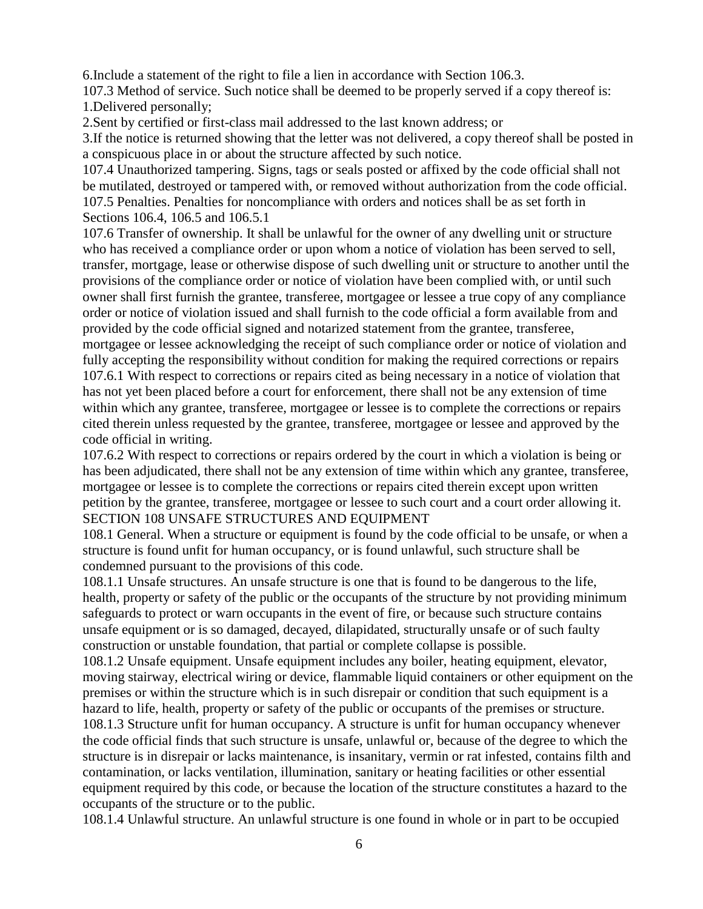6.Include a statement of the right to file a lien in accordance with Section 106.3.

107.3 Method of service. Such notice shall be deemed to be properly served if a copy thereof is:

1.Delivered personally;

2.Sent by certified or first-class mail addressed to the last known address; or

3.If the notice is returned showing that the letter was not delivered, a copy thereof shall be posted in a conspicuous place in or about the structure affected by such notice.

107.4 Unauthorized tampering. Signs, tags or seals posted or affixed by the code official shall not be mutilated, destroyed or tampered with, or removed without authorization from the code official.

107.5 Penalties. Penalties for noncompliance with orders and notices shall be as set forth in Sections 106.4, 106.5 and 106.5.1

107.6 Transfer of ownership. It shall be unlawful for the owner of any dwelling unit or structure who has received a compliance order or upon whom a notice of violation has been served to sell, transfer, mortgage, lease or otherwise dispose of such dwelling unit or structure to another until the provisions of the compliance order or notice of violation have been complied with, or until such owner shall first furnish the grantee, transferee, mortgagee or lessee a true copy of any compliance order or notice of violation issued and shall furnish to the code official a form available from and provided by the code official signed and notarized statement from the grantee, transferee, mortgagee or lessee acknowledging the receipt of such compliance order or notice of violation and fully accepting the responsibility without condition for making the required corrections or repairs

107.6.1 With respect to corrections or repairs cited as being necessary in a notice of violation that has not yet been placed before a court for enforcement, there shall not be any extension of time within which any grantee, transferee, mortgagee or lessee is to complete the corrections or repairs cited therein unless requested by the grantee, transferee, mortgagee or lessee and approved by the code official in writing.

107.6.2 With respect to corrections or repairs ordered by the court in which a violation is being or has been adjudicated, there shall not be any extension of time within which any grantee, transferee, mortgagee or lessee is to complete the corrections or repairs cited therein except upon written petition by the grantee, transferee, mortgagee or lessee to such court and a court order allowing it.

SECTION 108 UNSAFE STRUCTURES AND EQUIPMENT

108.1 General. When a structure or equipment is found by the code official to be unsafe, or when a structure is found unfit for human occupancy, or is found unlawful, such structure shall be condemned pursuant to the provisions of this code.

108.1.1 Unsafe structures. An unsafe structure is one that is found to be dangerous to the life, health, property or safety of the public or the occupants of the structure by not providing minimum safeguards to protect or warn occupants in the event of fire, or because such structure contains unsafe equipment or is so damaged, decayed, dilapidated, structurally unsafe or of such faulty construction or unstable foundation, that partial or complete collapse is possible.

108.1.2 Unsafe equipment. Unsafe equipment includes any boiler, heating equipment, elevator, moving stairway, electrical wiring or device, flammable liquid containers or other equipment on the premises or within the structure which is in such disrepair or condition that such equipment is a hazard to life, health, property or safety of the public or occupants of the premises or structure.

108.1.3 Structure unfit for human occupancy. A structure is unfit for human occupancy whenever the code official finds that such structure is unsafe, unlawful or, because of the degree to which the structure is in disrepair or lacks maintenance, is insanitary, vermin or rat infested, contains filth and contamination, or lacks ventilation, illumination, sanitary or heating facilities or other essential equipment required by this code, or because the location of the structure constitutes a hazard to the occupants of the structure or to the public.

108.1.4 Unlawful structure. An unlawful structure is one found in whole or in part to be occupied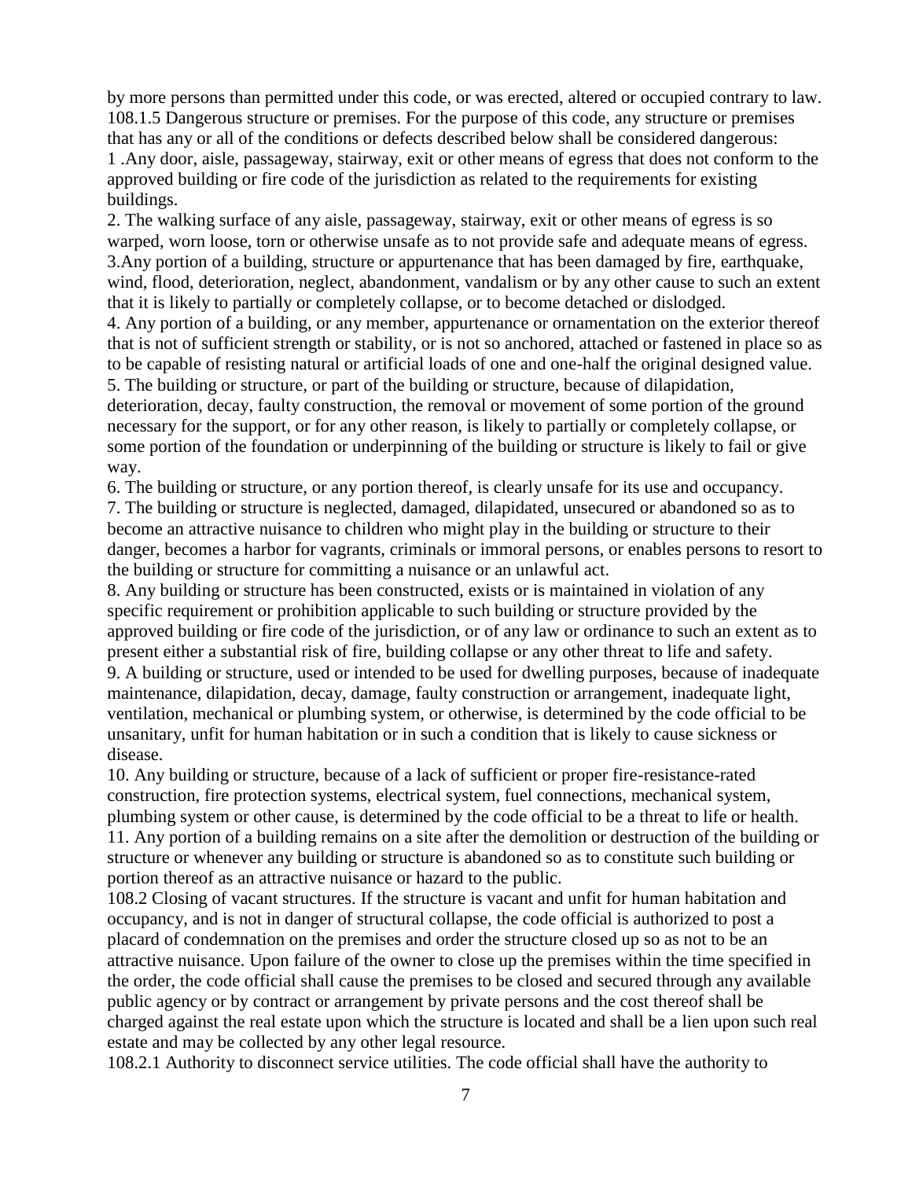by more persons than permitted under this code, or was erected, altered or occupied contrary to law.

108.1.5 Dangerous structure or premises. For the purpose of this code, any structure or premises that has any or all of the conditions or defects described below shall be considered dangerous:

1 .Any door, aisle, passageway, stairway, exit or other means of egress that does not conform to the approved building or fire code of the jurisdiction as related to the requirements for existing buildings.

2. The walking surface of any aisle, passageway, stairway, exit or other means of egress is so warped, worn loose, torn or otherwise unsafe as to not provide safe and adequate means of egress.

3.Any portion of a building, structure or appurtenance that has been damaged by fire, earthquake, wind, flood, deterioration, neglect, abandonment, vandalism or by any other cause to such an extent that it is likely to partially or completely collapse, or to become detached or dislodged.

4. Any portion of a building, or any member, appurtenance or ornamentation on the exterior thereof that is not of sufficient strength or stability, or is not so anchored, attached or fastened in place so as to be capable of resisting natural or artificial loads of one and one-half the original designed value.

5. The building or structure, or part of the building or structure, because of dilapidation, deterioration, decay, faulty construction, the removal or movement of some portion of the ground necessary for the support, or for any other reason, is likely to partially or completely collapse, or some portion of the foundation or underpinning of the building or structure is likely to fail or give way.

6. The building or structure, or any portion thereof, is clearly unsafe for its use and occupancy.

7. The building or structure is neglected, damaged, dilapidated, unsecured or abandoned so as to become an attractive nuisance to children who might play in the building or structure to their danger, becomes a harbor for vagrants, criminals or immoral persons, or enables persons to resort to the building or structure for committing a nuisance or an unlawful act.

8. Any building or structure has been constructed, exists or is maintained in violation of any specific requirement or prohibition applicable to such building or structure provided by the approved building or fire code of the jurisdiction, or of any law or ordinance to such an extent as to present either a substantial risk of fire, building collapse or any other threat to life and safety.

9. A building or structure, used or intended to be used for dwelling purposes, because of inadequate maintenance, dilapidation, decay, damage, faulty construction or arrangement, inadequate light, ventilation, mechanical or plumbing system, or otherwise, is determined by the code official to be unsanitary, unfit for human habitation or in such a condition that is likely to cause sickness or disease.

10. Any building or structure, because of a lack of sufficient or proper fire-resistance-rated construction, fire protection systems, electrical system, fuel connections, mechanical system, plumbing system or other cause, is determined by the code official to be a threat to life or health.

11. Any portion of a building remains on a site after the demolition or destruction of the building or structure or whenever any building or structure is abandoned so as to constitute such building or portion thereof as an attractive nuisance or hazard to the public.

108.2 Closing of vacant structures. If the structure is vacant and unfit for human habitation and occupancy, and is not in danger of structural collapse, the code official is authorized to post a placard of condemnation on the premises and order the structure closed up so as not to be an attractive nuisance. Upon failure of the owner to close up the premises within the time specified in the order, the code official shall cause the premises to be closed and secured through any available public agency or by contract or arrangement by private persons and the cost thereof shall be charged against the real estate upon which the structure is located and shall be a lien upon such real estate and may be collected by any other legal resource.

108.2.1 Authority to disconnect service utilities. The code official shall have the authority to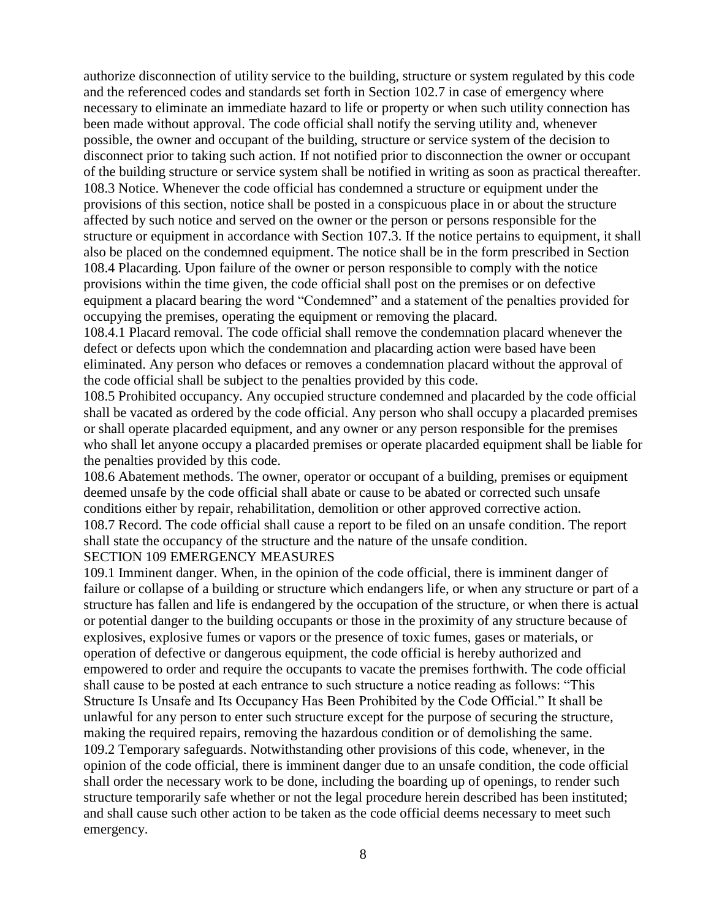authorize disconnection of utility service to the building, structure or system regulated by this code and the referenced codes and standards set forth in Section 102.7 in case of emergency where necessary to eliminate an immediate hazard to life or property or when such utility connection has been made without approval. The code official shall notify the serving utility and, whenever possible, the owner and occupant of the building, structure or service system of the decision to disconnect prior to taking such action. If not notified prior to disconnection the owner or occupant of the building structure or service system shall be notified in writing as soon as practical thereafter.

108.3 Notice. Whenever the code official has condemned a structure or equipment under the provisions of this section, notice shall be posted in a conspicuous place in or about the structure affected by such notice and served on the owner or the person or persons responsible for the structure or equipment in accordance with Section 107.3. If the notice pertains to equipment, it shall also be placed on the condemned equipment. The notice shall be in the form prescribed in Section

108.4 Placarding. Upon failure of the owner or person responsible to comply with the notice provisions within the time given, the code official shall post on the premises or on defective equipment a placard bearing the word "Condemned" and a statement of the penalties provided for occupying the premises, operating the equipment or removing the placard.

108.4.1 Placard removal. The code official shall remove the condemnation placard whenever the defect or defects upon which the condemnation and placarding action were based have been eliminated. Any person who defaces or removes a condemnation placard without the approval of the code official shall be subject to the penalties provided by this code.

108.5 Prohibited occupancy. Any occupied structure condemned and placarded by the code official shall be vacated as ordered by the code official. Any person who shall occupy a placarded premises or shall operate placarded equipment, and any owner or any person responsible for the premises who shall let anyone occupy a placarded premises or operate placarded equipment shall be liable for the penalties provided by this code.

108.6 Abatement methods. The owner, operator or occupant of a building, premises or equipment deemed unsafe by the code official shall abate or cause to be abated or corrected such unsafe conditions either by repair, rehabilitation, demolition or other approved corrective action.

108.7 Record. The code official shall cause a report to be filed on an unsafe condition. The report shall state the occupancy of the structure and the nature of the unsafe condition.

## SECTION 109 EMERGENCY MEASURES

109.1 Imminent danger. When, in the opinion of the code official, there is imminent danger of failure or collapse of a building or structure which endangers life, or when any structure or part of a structure has fallen and life is endangered by the occupation of the structure, or when there is actual or potential danger to the building occupants or those in the proximity of any structure because of explosives, explosive fumes or vapors or the presence of toxic fumes, gases or materials, or operation of defective or dangerous equipment, the code official is hereby authorized and empowered to order and require the occupants to vacate the premises forthwith. The code official shall cause to be posted at each entrance to such structure a notice reading as follows: "This Structure Is Unsafe and Its Occupancy Has Been Prohibited by the Code Official." It shall be unlawful for any person to enter such structure except for the purpose of securing the structure, making the required repairs, removing the hazardous condition or of demolishing the same.

109.2 Temporary safeguards. Notwithstanding other provisions of this code, whenever, in the opinion of the code official, there is imminent danger due to an unsafe condition, the code official shall order the necessary work to be done, including the boarding up of openings, to render such structure temporarily safe whether or not the legal procedure herein described has been instituted; and shall cause such other action to be taken as the code official deems necessary to meet such emergency.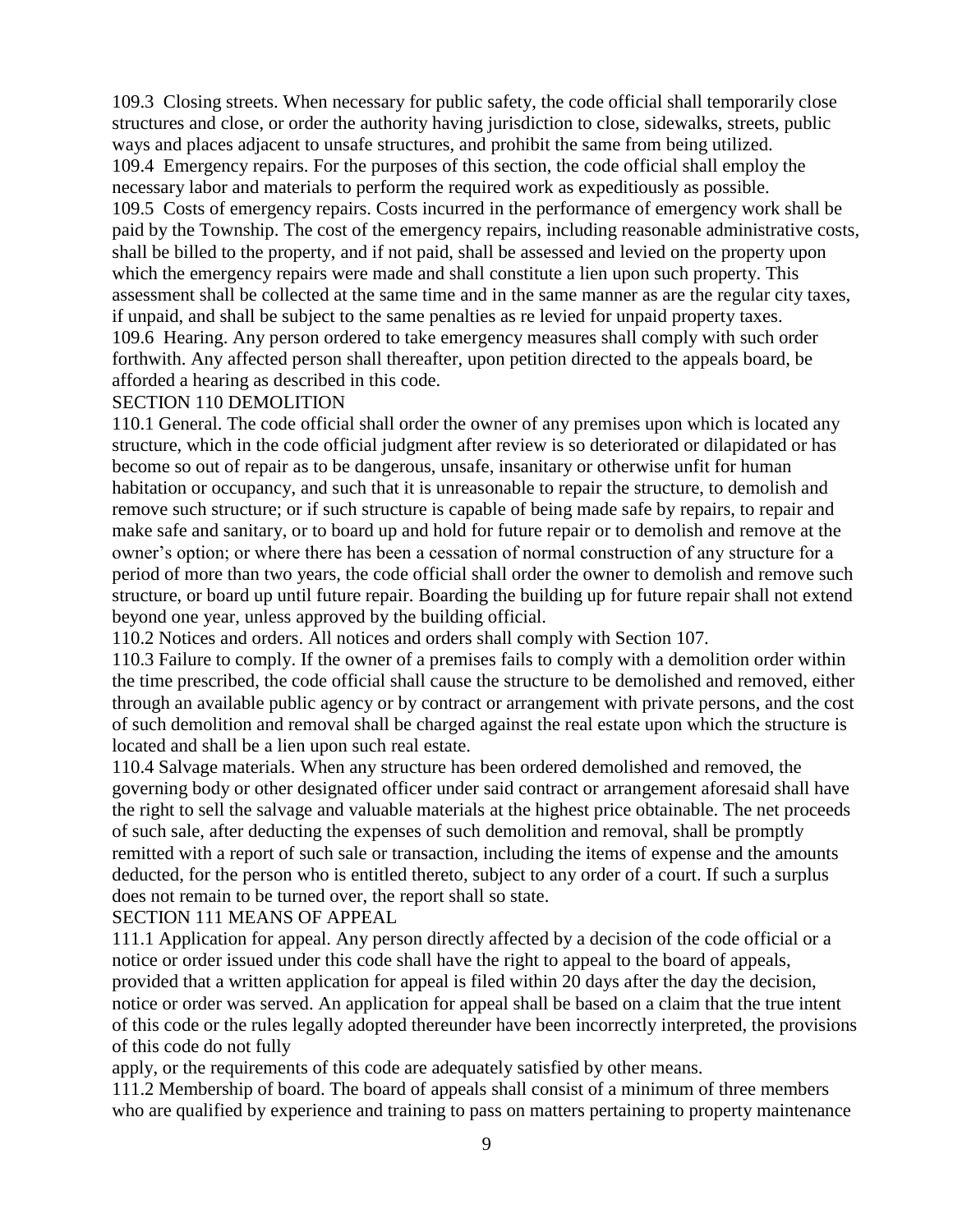109.3 Closing streets. When necessary for public safety, the code official shall temporarily close structures and close, or order the authority having jurisdiction to close, sidewalks, streets, public ways and places adjacent to unsafe structures, and prohibit the same from being utilized.

109.4 Emergency repairs. For the purposes of this section, the code official shall employ the necessary labor and materials to perform the required work as expeditiously as possible.

109.5 Costs of emergency repairs. Costs incurred in the performance of emergency work shall be paid by the Township. The cost of the emergency repairs, including reasonable administrative costs, shall be billed to the property, and if not paid, shall be assessed and levied on the property upon which the emergency repairs were made and shall constitute a lien upon such property. This assessment shall be collected at the same time and in the same manner as are the regular city taxes, if unpaid, and shall be subject to the same penalties as re levied for unpaid property taxes.

109.6 Hearing. Any person ordered to take emergency measures shall comply with such order forthwith. Any affected person shall thereafter, upon petition directed to the appeals board, be afforded a hearing as described in this code.

## SECTION 110 DEMOLITION

110.1 General. The code official shall order the owner of any premises upon which is located any structure, which in the code official judgment after review is so deteriorated or dilapidated or has become so out of repair as to be dangerous, unsafe, insanitary or otherwise unfit for human habitation or occupancy, and such that it is unreasonable to repair the structure, to demolish and remove such structure; or if such structure is capable of being made safe by repairs, to repair and make safe and sanitary, or to board up and hold for future repair or to demolish and remove at the owner's option; or where there has been a cessation of normal construction of any structure for a period of more than two years, the code official shall order the owner to demolish and remove such structure, or board up until future repair. Boarding the building up for future repair shall not extend beyond one year, unless approved by the building official.

110.2 Notices and orders. All notices and orders shall comply with Section 107.

110.3 Failure to comply. If the owner of a premises fails to comply with a demolition order within the time prescribed, the code official shall cause the structure to be demolished and removed, either through an available public agency or by contract or arrangement with private persons, and the cost of such demolition and removal shall be charged against the real estate upon which the structure is located and shall be a lien upon such real estate.

110.4 Salvage materials. When any structure has been ordered demolished and removed, the governing body or other designated officer under said contract or arrangement aforesaid shall have the right to sell the salvage and valuable materials at the highest price obtainable. The net proceeds of such sale, after deducting the expenses of such demolition and removal, shall be promptly remitted with a report of such sale or transaction, including the items of expense and the amounts deducted, for the person who is entitled thereto, subject to any order of a court. If such a surplus does not remain to be turned over, the report shall so state.

## SECTION 111 MEANS OF APPEAL

111.1 Application for appeal. Any person directly affected by a decision of the code official or a notice or order issued under this code shall have the right to appeal to the board of appeals, provided that a written application for appeal is filed within 20 days after the day the decision, notice or order was served. An application for appeal shall be based on a claim that the true intent of this code or the rules legally adopted thereunder have been incorrectly interpreted, the provisions of this code do not fully apply, or the requirements of this code are adequately satisfied by other means.

111.2 Membership of board. The board of appeals shall consist of a minimum of three members who are qualified by experience and training to pass on matters pertaining to property maintenance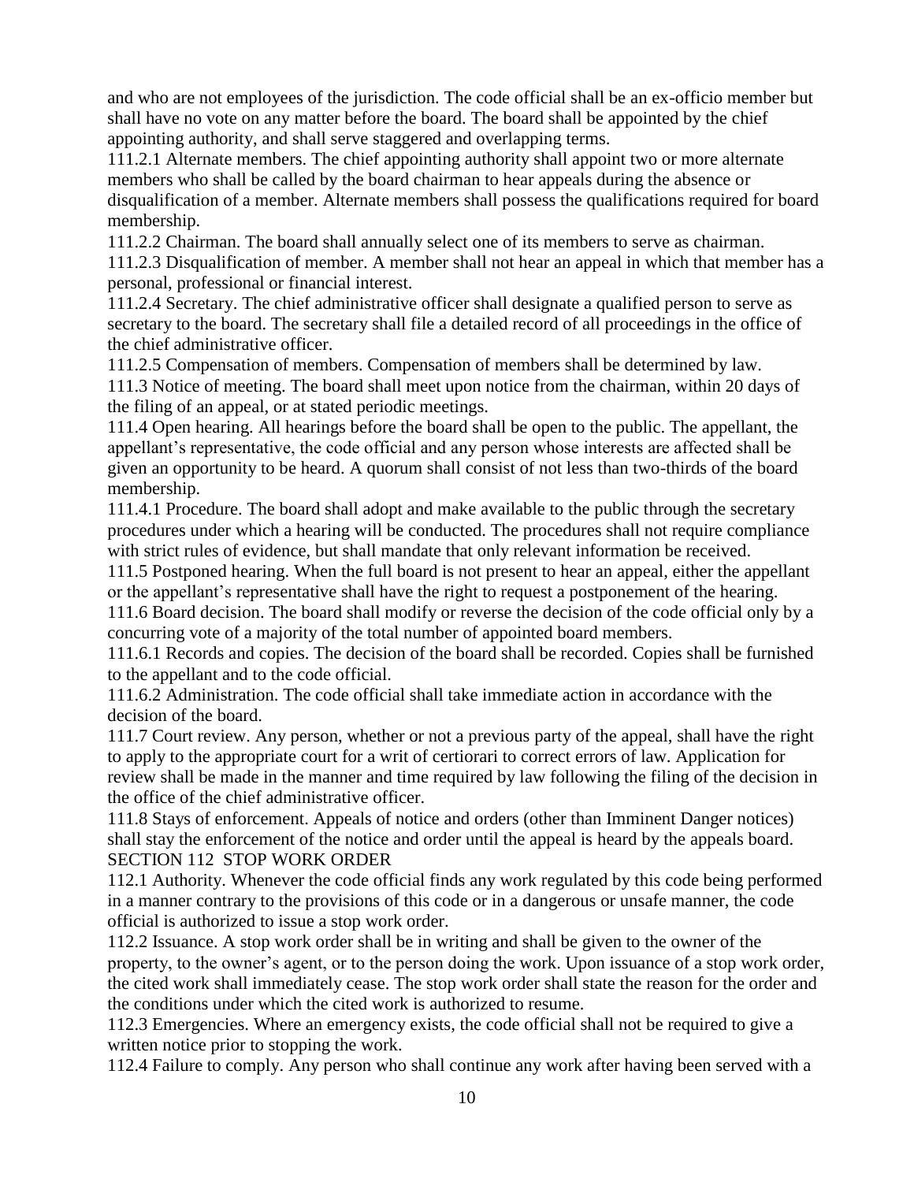and who are not employees of the jurisdiction. The code official shall be an ex-officio member but shall have no vote on any matter before the board. The board shall be appointed by the chief appointing authority, and shall serve staggered and overlapping terms.

111.2.1 Alternate members. The chief appointing authority shall appoint two or more alternate members who shall be called by the board chairman to hear appeals during the absence or disqualification of a member. Alternate members shall possess the qualifications required for board membership.

111.2.2 Chairman. The board shall annually select one of its members to serve as chairman.

111.2.3 Disqualification of member. A member shall not hear an appeal in which that member has a personal, professional or financial interest.

111.2.4 Secretary. The chief administrative officer shall designate a qualified person to serve as secretary to the board. The secretary shall file a detailed record of all proceedings in the office of the chief administrative officer.

111.2.5 Compensation of members. Compensation of members shall be determined by law.

111.3 Notice of meeting. The board shall meet upon notice from the chairman, within 20 days of the filing of an appeal, or at stated periodic meetings.

111.4 Open hearing. All hearings before the board shall be open to the public. The appellant, the appellant's representative, the code official and any person whose interests are affected shall be given an opportunity to be heard. A quorum shall consist of not less than two-thirds of the board membership.

111.4.1 Procedure. The board shall adopt and make available to the public through the secretary procedures under which a hearing will be conducted. The procedures shall not require compliance with strict rules of evidence, but shall mandate that only relevant information be received.

111.5 Postponed hearing. When the full board is not present to hear an appeal, either the appellant or the appellant's representative shall have the right to request a postponement of the hearing.

111.6 Board decision. The board shall modify or reverse the decision of the code official only by a concurring vote of a majority of the total number of appointed board members.

111.6.1 Records and copies. The decision of the board shall be recorded. Copies shall be furnished to the appellant and to the code official.

111.6.2 Administration. The code official shall take immediate action in accordance with the decision of the board.

111.7 Court review. Any person, whether or not a previous party of the appeal, shall have the right to apply to the appropriate court for a writ of certiorari to correct errors of law. Application for review shall be made in the manner and time required by law following the filing of the decision in the office of the chief administrative officer.

111.8 Stays of enforcement. Appeals of notice and orders (other than Imminent Danger notices) shall stay the enforcement of the notice and order until the appeal is heard by the appeals board.

## SECTION 112 STOP WORK ORDER

112.1 Authority. Whenever the code official finds any work regulated by this code being performed in a manner contrary to the provisions of this code or in a dangerous or unsafe manner, the code official is authorized to issue a stop work order.

112.2 Issuance. A stop work order shall be in writing and shall be given to the owner of the property, to the owner's agent, or to the person doing the work. Upon issuance of a stop work order, the cited work shall immediately cease. The stop work order shall state the reason for the order and the conditions under which the cited work is authorized to resume.

112.3 Emergencies. Where an emergency exists, the code official shall not be required to give a written notice prior to stopping the work.

112.4 Failure to comply. Any person who shall continue any work after having been served with a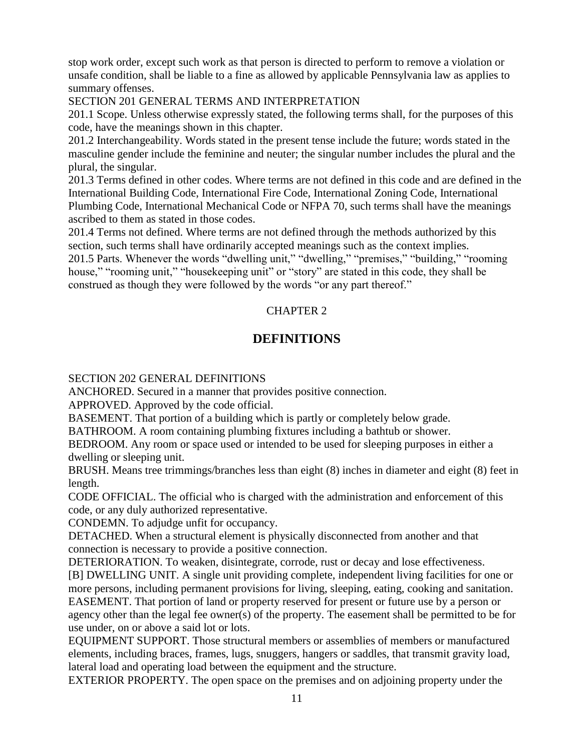stop work order, except such work as that person is directed to perform to remove a violation or unsafe condition, shall be liable to a fine as allowed by applicable Pennsylvania law as applies to summary offenses.

SECTION 201 GENERAL TERMS AND INTERPRETATION

201.1 Scope. Unless otherwise expressly stated, the following terms shall, for the purposes of this code, have the meanings shown in this chapter.

201.2 Interchangeability. Words stated in the present tense include the future; words stated in the masculine gender include the feminine and neuter; the singular number includes the plural and the plural, the singular.

201.3 Terms defined in other codes. Where terms are not defined in this code and are defined in the International Building Code, International Fire Code, International Zoning Code, International Plumbing Code, International Mechanical Code or NFPA 70, such terms shall have the meanings ascribed to them as stated in those codes.

201.4 Terms not defined. Where terms are not defined through the methods authorized by this section, such terms shall have ordinarily accepted meanings such as the context implies.

201.5 Parts. Whenever the words "dwelling unit," "dwelling," "premises," "building," "rooming house," "rooming unit," "housekeeping unit" or "story" are stated in this code, they shall be construed as though they were followed by the words "or any part thereof."

CHAPTER 2

# DEFINITIONS

SECTION 202 GENERAL DEFINITIONS

ANCHORED. Secured in a manner that provides positive connection.

APPROVED. Approved by the code official.

BASEMENT. That portion of a building which is partly or completely below grade.

BATHROOM. A room containing plumbing fixtures including a bathtub or shower.

BEDROOM. Any room or space used or intended to be used for sleeping purposes in either a dwelling or sleeping unit.

BRUSH. Means tree trimmings/branches less than eight (8) inches in diameter and eight (8) feet in length.

CODE OFFICIAL. The official who is charged with the administration and enforcement of this code, or any duly authorized representative.

CONDEMN. To adjudge unfit for occupancy.

DETACHED. When a structural element is physically disconnected from another and that connection is necessary to provide a positive connection.

DETERIORATION. To weaken, disintegrate, corrode, rust or decay and lose effectiveness.

[B] DWELLING UNIT. A single unit providing complete, independent living facilities for one or more persons, including permanent provisions for living, sleeping, eating, cooking and sanitation.

EASEMENT. That portion of land or property reserved for present or future use by a person or agency other than the legal fee owner(s) of the property. The easement shall be permitted to be for use under, on or above a said lot or lots.

EQUIPMENT SUPPORT. Those structural members or assemblies of members or manufactured elements, including braces, frames, lugs, snuggers, hangers or saddles, that transmit gravity load, lateral load and operating load between the equipment and the structure.

EXTERIOR PROPERTY. The open space on the premises and on adjoining property under the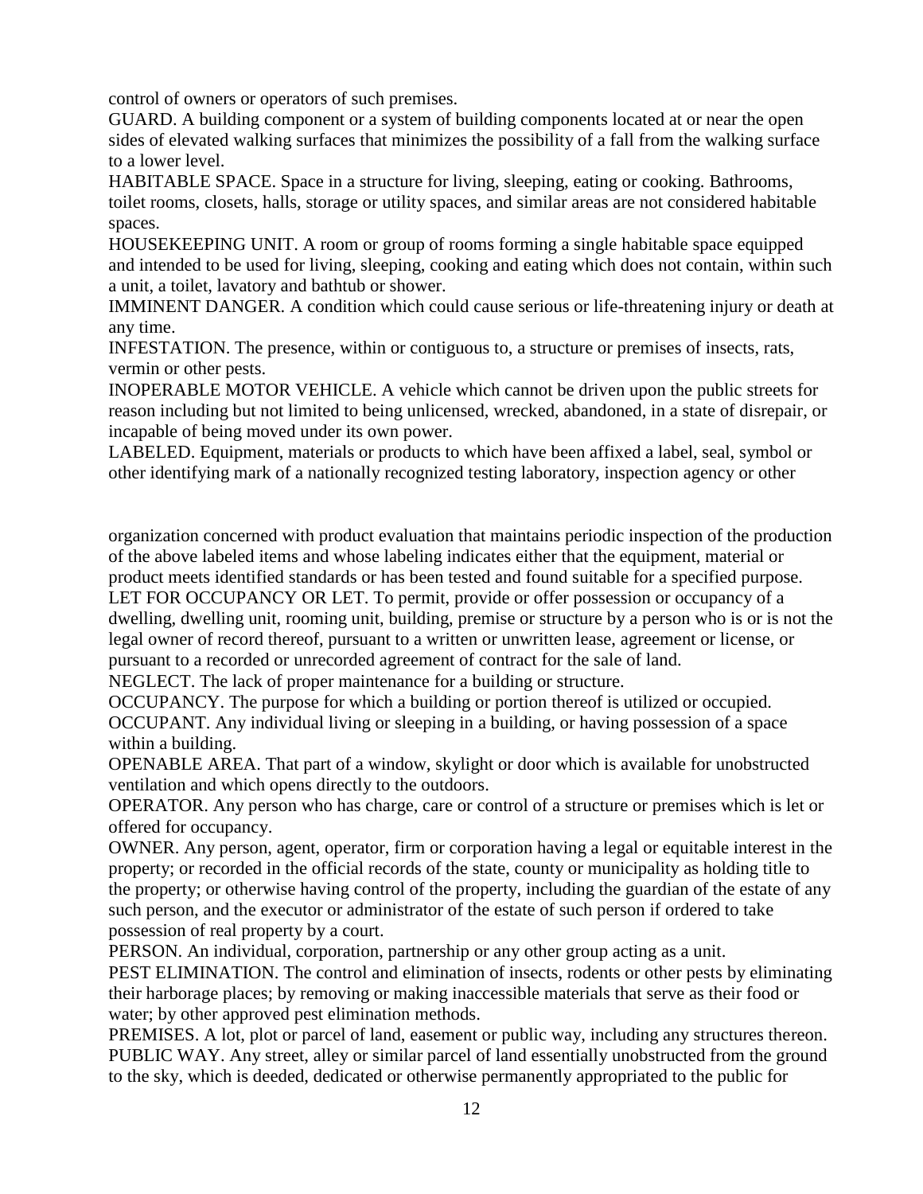control of owners or operators of such premises.

GUARD. A building component or a system of building components located at or near the open sides of elevated walking surfaces that minimizes the possibility of a fall from the walking surface to a lower level.

HABITABLE SPACE. Space in a structure for living, sleeping, eating or cooking. Bathrooms, toilet rooms, closets, halls, storage or utility spaces, and similar areas are not considered habitable spaces.

HOUSEKEEPING UNIT. A room or group of rooms forming a single habitable space equipped and intended to be used for living, sleeping, cooking and eating which does not contain, within such a unit, a toilet, lavatory and bathtub or shower.

IMMINENT DANGER. A condition which could cause serious or life-threatening injury or death at any time.

INFESTATION. The presence, within or contiguous to, a structure or premises of insects, rats, vermin or other pests.

INOPERABLE MOTOR VEHICLE. A vehicle which cannot be driven upon the public streets for reason including but not limited to being unlicensed, wrecked, abandoned, in a state of disrepair, or incapable of being moved under its own power.

LABELED. Equipment, materials or products to which have been affixed a label, seal, symbol or other identifying mark of a nationally recognized testing laboratory, inspection agency or other organization concerned with product evaluation that maintains periodic inspection of the production of the above labeled items and whose labeling indicates either that the equipment, material or product meets identified standards or has been tested and found suitable for a specified purpose.

LET FOR OCCUPANCY OR LET. To permit, provide or offer possession or occupancy of a dwelling, dwelling unit, rooming unit, building, premise or structure by a person who is or is not the legal owner of record thereof, pursuant to a written or unwritten lease, agreement or license, or pursuant to a recorded or unrecorded agreement of contract for the sale of land.

NEGLECT. The lack of proper maintenance for a building or structure.

OCCUPANCY. The purpose for which a building or portion thereof is utilized or occupied.

OCCUPANT. Any individual living or sleeping in a building, or having possession of a space within a building.

OPENABLE AREA. That part of a window, skylight or door which is available for unobstructed ventilation and which opens directly to the outdoors.

OPERATOR. Any person who has charge, care or control of a structure or premises which is let or offered for occupancy.

OWNER. Any person, agent, operator, firm or corporation having a legal or equitable interest in the property; or recorded in the official records of the state, county or municipality as holding title to the property; or otherwise having control of the property, including the guardian of the estate of any such person, and the executor or administrator of the estate of such person if ordered to take possession of real property by a court.

PERSON. An individual, corporation, partnership or any other group acting as a unit.

PEST ELIMINATION. The control and elimination of insects, rodents or other pests by eliminating their harborage places; by removing or making inaccessible materials that serve as their food or water; by other approved pest elimination methods.

PREMISES. A lot, plot or parcel of land, easement or public way, including any structures thereon.

PUBLIC WAY. Any street, alley or similar parcel of land essentially unobstructed from the ground to the sky, which is deeded, dedicated or otherwise permanently appropriated to the public for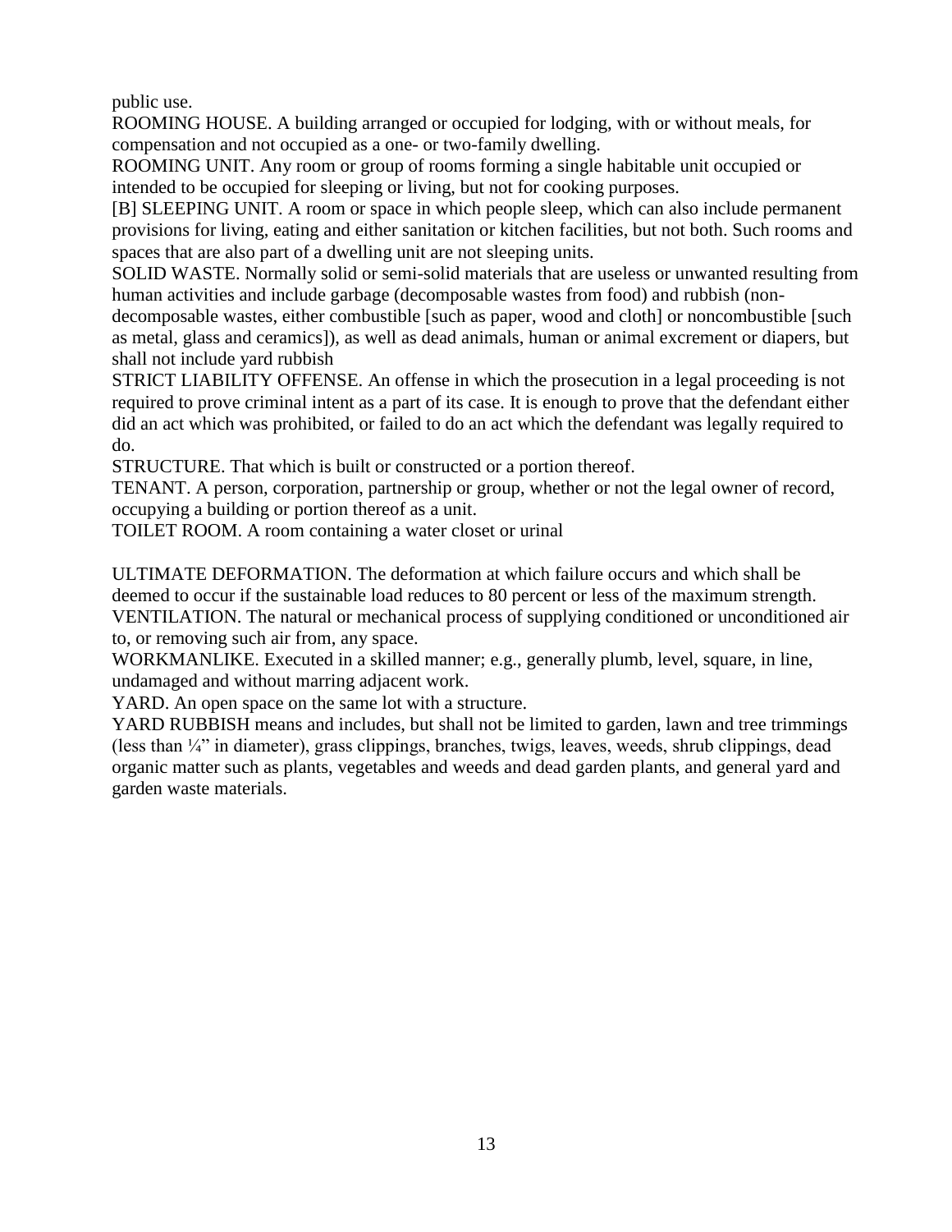public use.

ROOMING HOUSE. A building arranged or occupied for lodging, with or without meals, for compensation and not occupied as a one- or two-family dwelling.

ROOMING UNIT. Any room or group of rooms forming a single habitable unit occupied or intended to be occupied for sleeping or living, but not for cooking purposes.

[B] SLEEPING UNIT. A room or space in which people sleep, which can also include permanent provisions for living, eating and either sanitation or kitchen facilities, but not both. Such rooms and spaces that are also part of a dwelling unit are not sleeping units.

SOLID WASTE. Normally solid or semi-solid materials that are useless or unwanted resulting from human activities and include garbage (decomposable wastes from food) and rubbish (non-decomposable wastes, either combustible [such as paper, wood and cloth] or noncombustible [such as metal, glass and ceramics]), as well as dead animals, human or animal excrement or diapers, but shall not include yard rubbish

STRICT LIABILITY OFFENSE. An offense in which the prosecution in a legal proceeding is not required to prove criminal intent as a part of its case. It is enough to prove that the defendant either did an act which was prohibited, or failed to do an act which the defendant was legally required to do.

STRUCTURE. That which is built or constructed or a portion thereof.

TENANT. A person, corporation, partnership or group, whether or not the legal owner of record, occupying a building or portion thereof as a unit.

TOILET ROOM. A room containing a water closet or urinal

ULTIMATE DEFORMATION. The deformation at which failure occurs and which shall be deemed to occur if the sustainable load reduces to 80 percent or less of the maximum strength.

VENTILATION. The natural or mechanical process of supplying conditioned or unconditioned air to, or removing such air from, any space.

WORKMANLIKE. Executed in a skilled manner; e.g., generally plumb, level, square, in line, undamaged and without marring adjacent work.

YARD. An open space on the same lot with a structure.

YARD RUBBISH means and includes, but shall not be limited to garden, lawn and tree trimmings (less than ¼" in diameter), grass clippings, branches, twigs, leaves, weeds, shrub clippings, dead organic matter such as plants, vegetables and weeds and dead garden plants, and general yard and garden waste materials.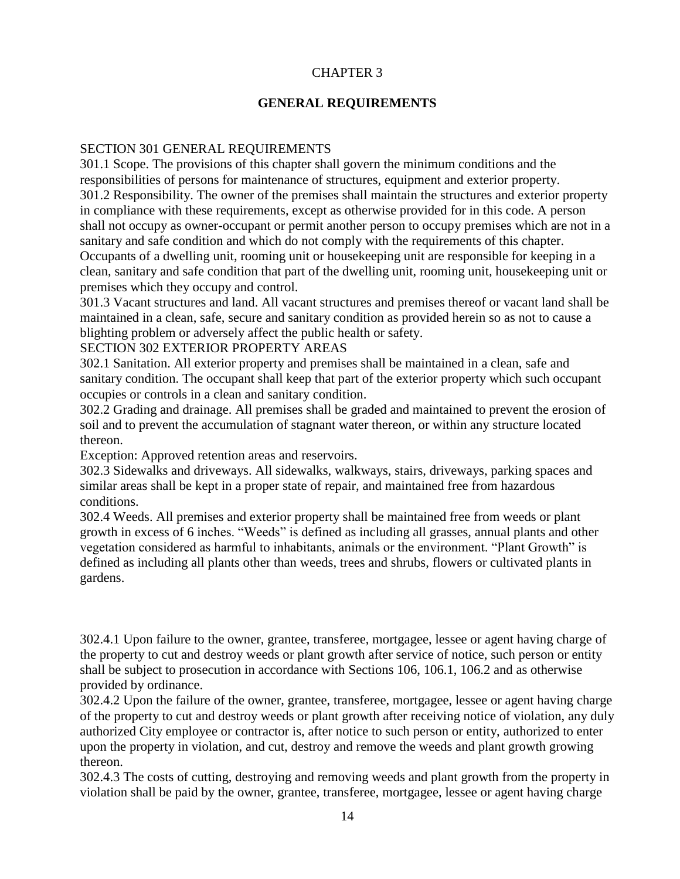# CHAPTER 3

## GENERAL REQUIREMENTS

SECTION 301 GENERAL REQUIREMENTS

301.1 Scope. The provisions of this chapter shall govern the minimum conditions and the responsibilities of persons for maintenance of structures, equipment and exterior property.

301.2 Responsibility. The owner of the premises shall maintain the structures and exterior property in compliance with these requirements, except as otherwise provided for in this code. A person shall not occupy as owner-occupant or permit another person to occupy premises which are not in a sanitary and safe condition and which do not comply with the requirements of this chapter. Occupants of a dwelling unit, rooming unit or housekeeping unit are responsible for keeping in a clean, sanitary and safe condition that part of the dwelling unit, rooming unit, housekeeping unit or premises which they occupy and control.

301.3 Vacant structures and land. All vacant structures and premises thereof or vacant land shall be maintained in a clean, safe, secure and sanitary condition as provided herein so as not to cause a blighting problem or adversely affect the public health or safety.

SECTION 302 EXTERIOR PROPERTY AREAS

302.1 Sanitation. All exterior property and premises shall be maintained in a clean, safe and sanitary condition. The occupant shall keep that part of the exterior property which such occupant occupies or controls in a clean and sanitary condition.

302.2 Grading and drainage. All premises shall be graded and maintained to prevent the erosion of soil and to prevent the accumulation of stagnant water thereon, or within any structure located thereon.

Exception: Approved retention areas and reservoirs.

302.3 Sidewalks and driveways. All sidewalks, walkways, stairs, driveways, parking spaces and similar areas shall be kept in a proper state of repair, and maintained free from hazardous conditions.

302.4 Weeds. All premises and exterior property shall be maintained free from weeds or plant growth in excess of 6 inches. "Weeds" is defined as including all grasses, annual plants and other vegetation considered as harmful to inhabitants, animals or the environment. "Plant Growth" is defined as including all plants other than weeds, trees and shrubs, flowers or cultivated plants in gardens.

302.4.1 Upon failure to the owner, grantee, transferee, mortgagee, lessee or agent having charge of the property to cut and destroy weeds or plant growth after service of notice, such person or entity shall be subject to prosecution in accordance with Sections 106, 106.1, 106.2 and as otherwise provided by ordinance.

302.4.2 Upon the failure of the owner, grantee, transferee, mortgagee, lessee or agent having charge of the property to cut and destroy weeds or plant growth after receiving notice of violation, any duly authorized City employee or contractor is, after notice to such person or entity, authorized to enter upon the property in violation, and cut, destroy and remove the weeds and plant growth growing thereon.

302.4.3 The costs of cutting, destroying and removing weeds and plant growth from the property in violation shall be paid by the owner, grantee, transferee, mortgagee, lessee or agent having charge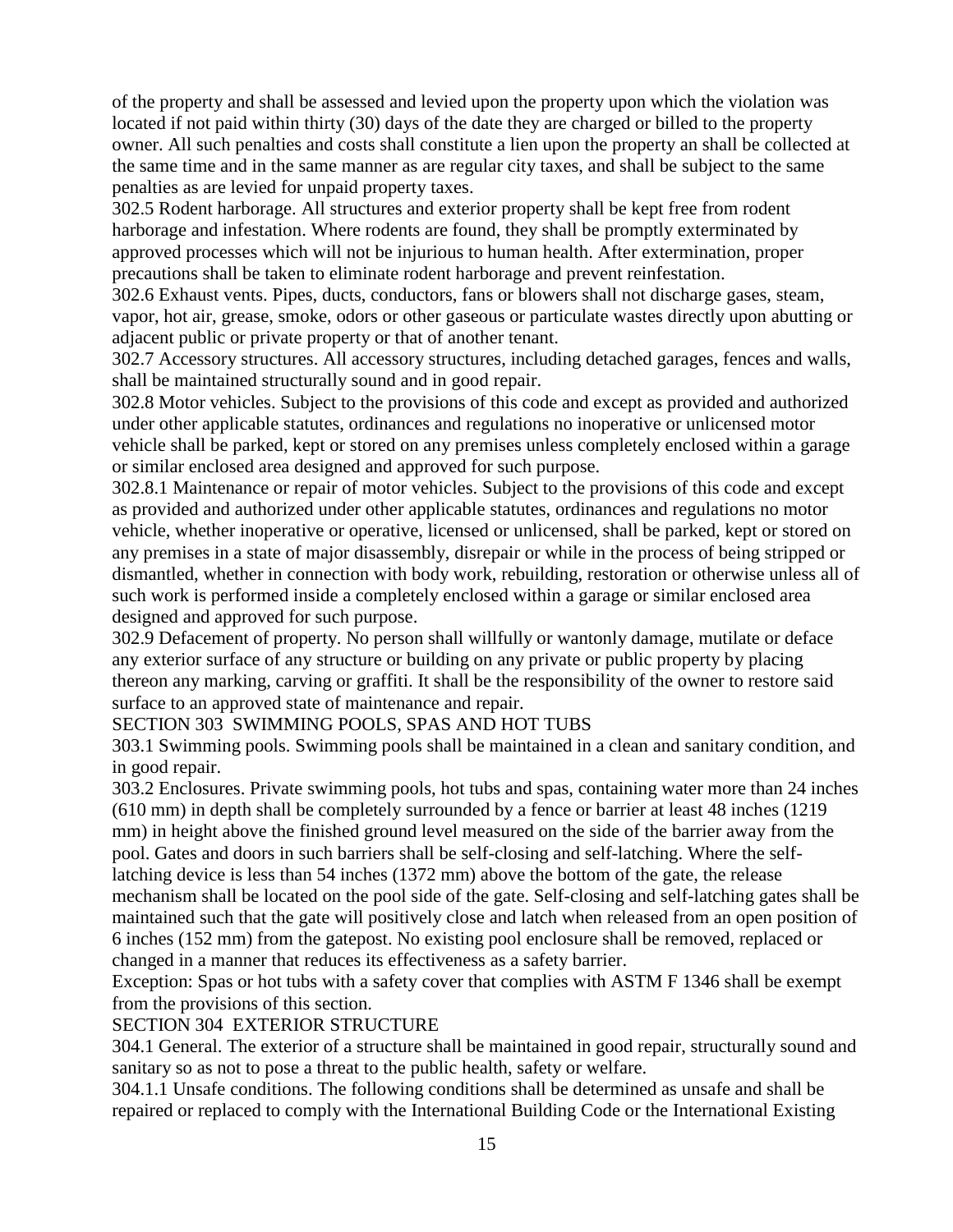of the property and shall be assessed and levied upon the property upon which the violation was located if not paid within thirty (30) days of the date they are charged or billed to the property owner. All such penalties and costs shall constitute a lien upon the property an shall be collected at the same time and in the same manner as are regular city taxes, and shall be subject to the same penalties as are levied for unpaid property taxes.

302.5 Rodent harborage. All structures and exterior property shall be kept free from rodent harborage and infestation. Where rodents are found, they shall be promptly exterminated by approved processes which will not be injurious to human health. After extermination, proper precautions shall be taken to eliminate rodent harborage and prevent reinfestation.

302.6 Exhaust vents. Pipes, ducts, conductors, fans or blowers shall not discharge gases, steam, vapor, hot air, grease, smoke, odors or other gaseous or particulate wastes directly upon abutting or adjacent public or private property or that of another tenant.

302.7 Accessory structures. All accessory structures, including detached garages, fences and walls, shall be maintained structurally sound and in good repair.

302.8 Motor vehicles. Subject to the provisions of this code and except as provided and authorized under other applicable statutes, ordinances and regulations no inoperative or unlicensed motor vehicle shall be parked, kept or stored on any premises unless completely enclosed within a garage or similar enclosed area designed and approved for such purpose.

302.8.1 Maintenance or repair of motor vehicles. Subject to the provisions of this code and except as provided and authorized under other applicable statutes, ordinances and regulations no motor vehicle, whether inoperative or operative, licensed or unlicensed, shall be parked, kept or stored on any premises in a state of major disassembly, disrepair or while in the process of being stripped or dismantled, whether in connection with body work, rebuilding, restoration or otherwise unless all of such work is performed inside a completely enclosed within a garage or similar enclosed area designed and approved for such purpose.

302.9 Defacement of property. No person shall willfully or wantonly damage, mutilate or deface any exterior surface of any structure or building on any private or public property by placing thereon any marking, carving or graffiti. It shall be the responsibility of the owner to restore said surface to an approved state of maintenance and repair.

SECTION 303 SWIMMING POOLS, SPAS AND HOT TUBS

303.1 Swimming pools. Swimming pools shall be maintained in a clean and sanitary condition, and in good repair.

303.2 Enclosures. Private swimming pools, hot tubs and spas, containing water more than 24 inches (610 mm) in depth shall be completely surrounded by a fence or barrier at least 48 inches (1219 mm) in height above the finished ground level measured on the side of the barrier away from the pool. Gates and doors in such barriers shall be self-closing and self-latching. Where the self-latching device is less than 54 inches (1372 mm) above the bottom of the gate, the release mechanism shall be located on the pool side of the gate. Self-closing and self-latching gates shall be maintained such that the gate will positively close and latch when released from an open position of 6 inches (152 mm) from the gatepost. No existing pool enclosure shall be removed, replaced or changed in a manner that reduces its effectiveness as a safety barrier.

Exception: Spas or hot tubs with a safety cover that complies with ASTM F 1346 shall be exempt from the provisions of this section.

SECTION 304 EXTERIOR STRUCTURE

304.1 General. The exterior of a structure shall be maintained in good repair, structurally sound and sanitary so as not to pose a threat to the public health, safety or welfare.

304.1.1 Unsafe conditions. The following conditions shall be determined as unsafe and shall be repaired or replaced to comply with the International Building Code or the International Existing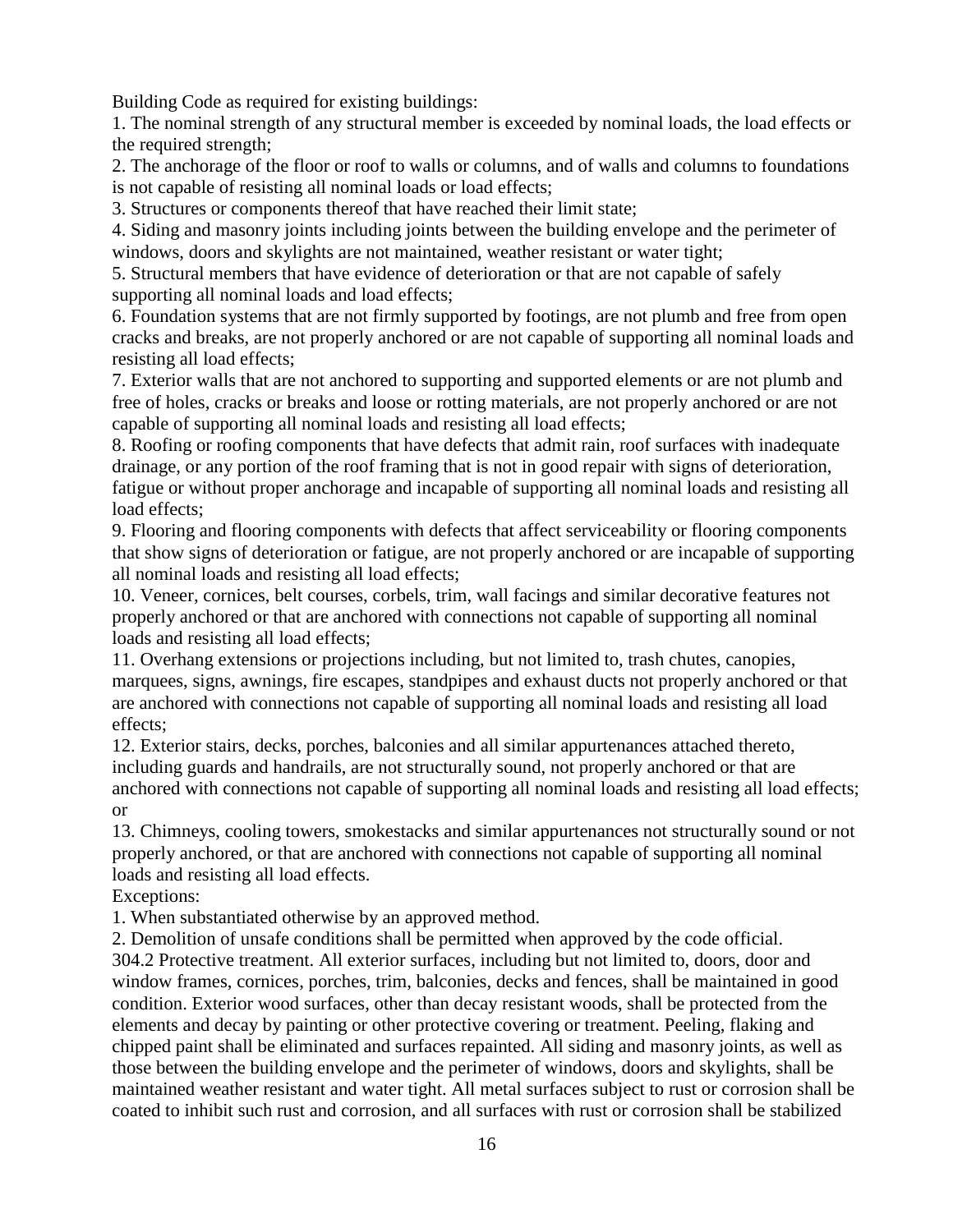Building Code as required for existing buildings:

1. The nominal strength of any structural member is exceeded by nominal loads, the load effects or the required strength;
2. The anchorage of the floor or roof to walls or columns, and of walls and columns to foundations is not capable of resisting all nominal loads or load effects;
3. Structures or components thereof that have reached their limit state;
4. Siding and masonry joints including joints between the building envelope and the perimeter of windows, doors and skylights are not maintained, weather resistant or water tight;
5. Structural members that have evidence of deterioration or that are not capable of safely supporting all nominal loads and load effects;
6. Foundation systems that are not firmly supported by footings, are not plumb and free from open cracks and breaks, are not properly anchored or are not capable of supporting all nominal loads and resisting all load effects;
7. Exterior walls that are not anchored to supporting and supported elements or are not plumb and free of holes, cracks or breaks and loose or rotting materials, are not properly anchored or are not capable of supporting all nominal loads and resisting all load effects;
8. Roofing or roofing components that have defects that admit rain, roof surfaces with inadequate drainage, or any portion of the roof framing that is not in good repair with signs of deterioration, fatigue or without proper anchorage and incapable of supporting all nominal loads and resisting all load effects;
9. Flooring and flooring components with defects that affect serviceability or flooring components that show signs of deterioration or fatigue, are not properly anchored or are incapable of supporting all nominal loads and resisting all load effects;
10. Veneer, cornices, belt courses, corbels, trim, wall facings and similar decorative features not properly anchored or that are anchored with connections not capable of supporting all nominal loads and resisting all load effects;
11. Overhang extensions or projections including, but not limited to, trash chutes, canopies, marquees, signs, awnings, fire escapes, standpipes and exhaust ducts not properly anchored or that are anchored with connections not capable of supporting all nominal loads and resisting all load effects;
12. Exterior stairs, decks, porches, balconies and all similar appurtenances attached thereto, including guards and handrails, are not structurally sound, not properly anchored or that are anchored with connections not capable of supporting all nominal loads and resisting all load effects; or
13. Chimneys, cooling towers, smokestacks and similar appurtenances not structurally sound or not properly anchored, or that are anchored with connections not capable of supporting all nominal loads and resisting all load effects.

Exceptions:

1. When substantiated otherwise by an approved method.
2. Demolition of unsafe conditions shall be permitted when approved by the code official.

304.2 Protective treatment. All exterior surfaces, including but not limited to, doors, door and window frames, cornices, porches, trim, balconies, decks and fences, shall be maintained in good condition. Exterior wood surfaces, other than decay resistant woods, shall be protected from the elements and decay by painting or other protective covering or treatment. Peeling, flaking and chipped paint shall be eliminated and surfaces repainted. All siding and masonry joints, as well as those between the building envelope and the perimeter of windows, doors and skylights, shall be maintained weather resistant and water tight. All metal surfaces subject to rust or corrosion shall be coated to inhibit such rust and corrosion, and all surfaces with rust or corrosion shall be stabilized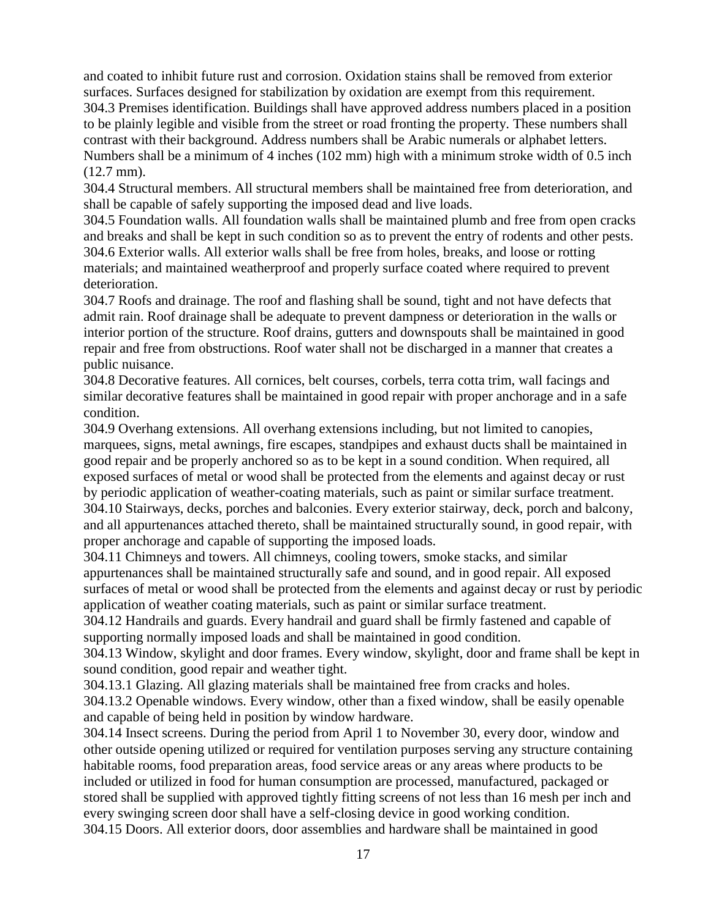and coated to inhibit future rust and corrosion. Oxidation stains shall be removed from exterior surfaces. Surfaces designed for stabilization by oxidation are exempt from this requirement.

304.3 Premises identification. Buildings shall have approved address numbers placed in a position to be plainly legible and visible from the street or road fronting the property. These numbers shall contrast with their background. Address numbers shall be Arabic numerals or alphabet letters. Numbers shall be a minimum of 4 inches (102 mm) high with a minimum stroke width of 0.5 inch (12.7 mm).

304.4 Structural members. All structural members shall be maintained free from deterioration, and shall be capable of safely supporting the imposed dead and live loads.

304.5 Foundation walls. All foundation walls shall be maintained plumb and free from open cracks and breaks and shall be kept in such condition so as to prevent the entry of rodents and other pests.

304.6 Exterior walls. All exterior walls shall be free from holes, breaks, and loose or rotting materials; and maintained weatherproof and properly surface coated where required to prevent deterioration.

304.7 Roofs and drainage. The roof and flashing shall be sound, tight and not have defects that admit rain. Roof drainage shall be adequate to prevent dampness or deterioration in the walls or interior portion of the structure. Roof drains, gutters and downspouts shall be maintained in good repair and free from obstructions. Roof water shall not be discharged in a manner that creates a public nuisance.

304.8 Decorative features. All cornices, belt courses, corbels, terra cotta trim, wall facings and similar decorative features shall be maintained in good repair with proper anchorage and in a safe condition.

304.9 Overhang extensions. All overhang extensions including, but not limited to canopies, marquees, signs, metal awnings, fire escapes, standpipes and exhaust ducts shall be maintained in good repair and be properly anchored so as to be kept in a sound condition. When required, all exposed surfaces of metal or wood shall be protected from the elements and against decay or rust by periodic application of weather-coating materials, such as paint or similar surface treatment.

304.10 Stairways, decks, porches and balconies. Every exterior stairway, deck, porch and balcony, and all appurtenances attached thereto, shall be maintained structurally sound, in good repair, with proper anchorage and capable of supporting the imposed loads.

304.11 Chimneys and towers. All chimneys, cooling towers, smoke stacks, and similar appurtenances shall be maintained structurally safe and sound, and in good repair. All exposed surfaces of metal or wood shall be protected from the elements and against decay or rust by periodic application of weather coating materials, such as paint or similar surface treatment.

304.12 Handrails and guards. Every handrail and guard shall be firmly fastened and capable of supporting normally imposed loads and shall be maintained in good condition.

304.13 Window, skylight and door frames. Every window, skylight, door and frame shall be kept in sound condition, good repair and weather tight.

304.13.1 Glazing. All glazing materials shall be maintained free from cracks and holes.

304.13.2 Openable windows. Every window, other than a fixed window, shall be easily openable and capable of being held in position by window hardware.

304.14 Insect screens. During the period from April 1 to November 30, every door, window and other outside opening utilized or required for ventilation purposes serving any structure containing habitable rooms, food preparation areas, food service areas or any areas where products to be included or utilized in food for human consumption are processed, manufactured, packaged or stored shall be supplied with approved tightly fitting screens of not less than 16 mesh per inch and every swinging screen door shall have a self-closing device in good working condition.

304.15 Doors. All exterior doors, door assemblies and hardware shall be maintained in good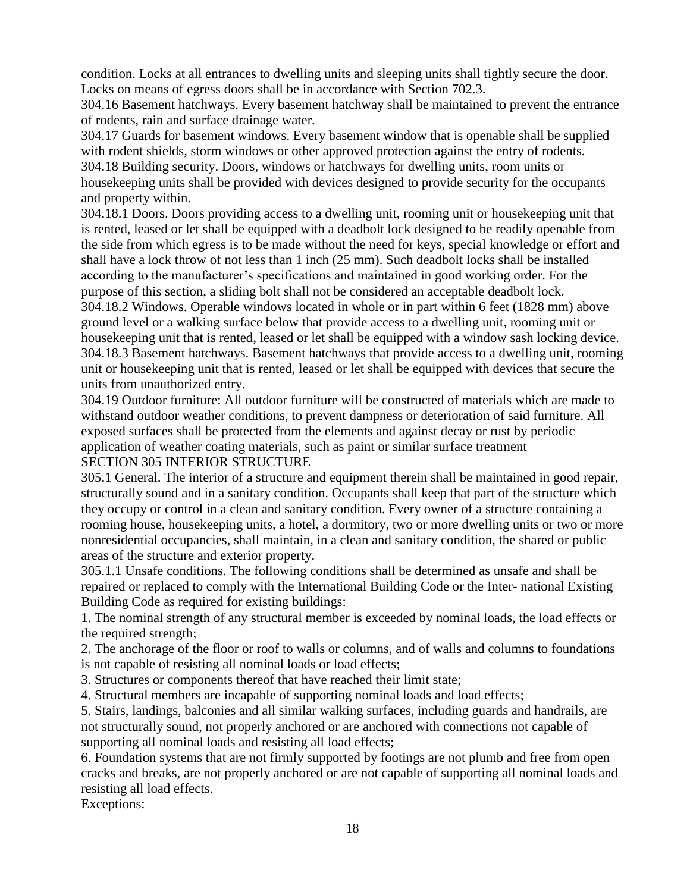condition. Locks at all entrances to dwelling units and sleeping units shall tightly secure the door. Locks on means of egress doors shall be in accordance with Section 702.3.

304.16 Basement hatchways. Every basement hatchway shall be maintained to prevent the entrance of rodents, rain and surface drainage water.

304.17 Guards for basement windows. Every basement window that is openable shall be supplied with rodent shields, storm windows or other approved protection against the entry of rodents.

304.18 Building security. Doors, windows or hatchways for dwelling units, room units or housekeeping units shall be provided with devices designed to provide security for the occupants and property within.

304.18.1 Doors. Doors providing access to a dwelling unit, rooming unit or housekeeping unit that is rented, leased or let shall be equipped with a deadbolt lock designed to be readily openable from the side from which egress is to be made without the need for keys, special knowledge or effort and shall have a lock throw of not less than 1 inch (25 mm). Such deadbolt locks shall be installed according to the manufacturer's specifications and maintained in good working order. For the purpose of this section, a sliding bolt shall not be considered an acceptable deadbolt lock.

304.18.2 Windows. Operable windows located in whole or in part within 6 feet (1828 mm) above ground level or a walking surface below that provide access to a dwelling unit, rooming unit or housekeeping unit that is rented, leased or let shall be equipped with a window sash locking device.

304.18.3 Basement hatchways. Basement hatchways that provide access to a dwelling unit, rooming unit or housekeeping unit that is rented, leased or let shall be equipped with devices that secure the units from unauthorized entry.

304.19 Outdoor furniture: All outdoor furniture will be constructed of materials which are made to withstand outdoor weather conditions, to prevent dampness or deterioration of said furniture. All exposed surfaces shall be protected from the elements and against decay or rust by periodic application of weather coating materials, such as paint or similar surface treatment

## SECTION 305 INTERIOR STRUCTURE

305.1 General. The interior of a structure and equipment therein shall be maintained in good repair, structurally sound and in a sanitary condition. Occupants shall keep that part of the structure which they occupy or control in a clean and sanitary condition. Every owner of a structure containing a rooming house, housekeeping units, a hotel, a dormitory, two or more dwelling units or two or more nonresidential occupancies, shall maintain, in a clean and sanitary condition, the shared or public areas of the structure and exterior property.

305.1.1 Unsafe conditions. The following conditions shall be determined as unsafe and shall be repaired or replaced to comply with the International Building Code or the Inter- national Existing Building Code as required for existing buildings:

1. The nominal strength of any structural member is exceeded by nominal loads, the load effects or the required strength;
2. The anchorage of the floor or roof to walls or columns, and of walls and columns to foundations is not capable of resisting all nominal loads or load effects;
3. Structures or components thereof that have reached their limit state;
4. Structural members are incapable of supporting nominal loads and load effects;
5. Stairs, landings, balconies and all similar walking surfaces, including guards and handrails, are not structurally sound, not properly anchored or are anchored with connections not capable of supporting all nominal loads and resisting all load effects;
6. Foundation systems that are not firmly supported by footings are not plumb and free from open cracks and breaks, are not properly anchored or are not capable of supporting all nominal loads and resisting all load effects.

Exceptions: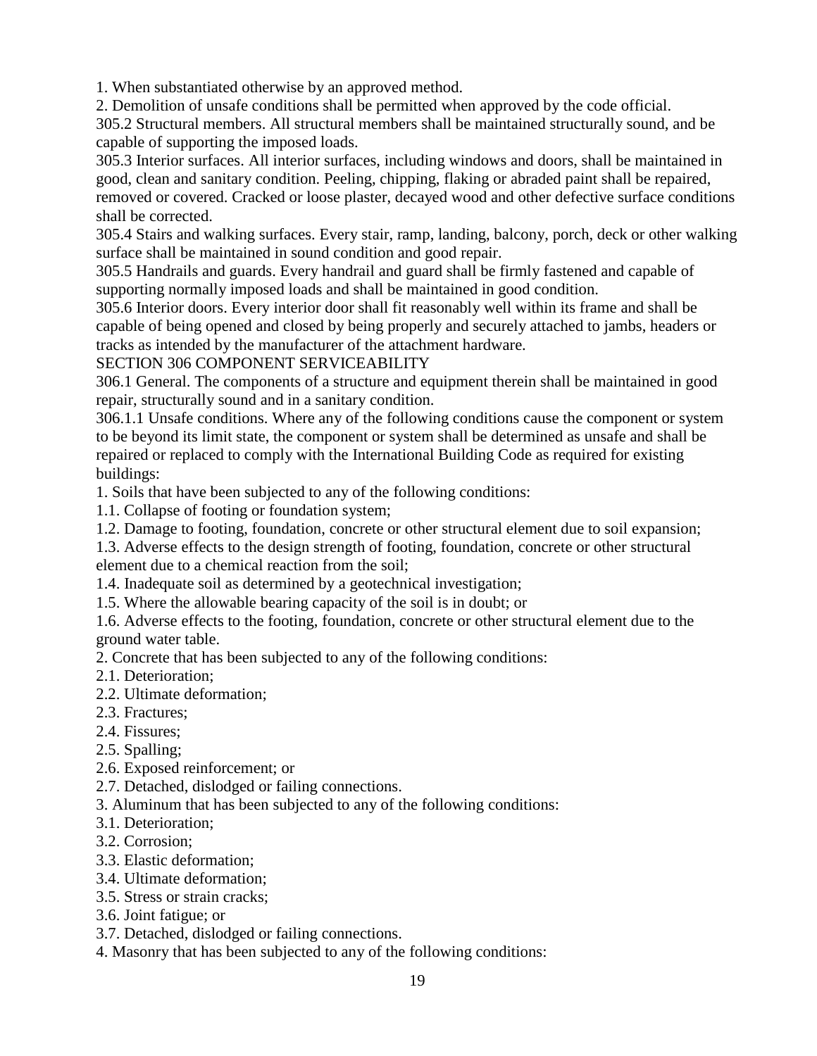1. When substantiated otherwise by an approved method.

2. Demolition of unsafe conditions shall be permitted when approved by the code official.

305.2 Structural members. All structural members shall be maintained structurally sound, and be capable of supporting the imposed loads.

305.3 Interior surfaces. All interior surfaces, including windows and doors, shall be maintained in good, clean and sanitary condition. Peeling, chipping, flaking or abraded paint shall be repaired, removed or covered. Cracked or loose plaster, decayed wood and other defective surface conditions shall be corrected.

305.4 Stairs and walking surfaces. Every stair, ramp, landing, balcony, porch, deck or other walking surface shall be maintained in sound condition and good repair.

305.5 Handrails and guards. Every handrail and guard shall be firmly fastened and capable of supporting normally imposed loads and shall be maintained in good condition.

305.6 Interior doors. Every interior door shall fit reasonably well within its frame and shall be capable of being opened and closed by being properly and securely attached to jambs, headers or tracks as intended by the manufacturer of the attachment hardware.

## SECTION 306 COMPONENT SERVICEABILITY

306.1 General. The components of a structure and equipment therein shall be maintained in good repair, structurally sound and in a sanitary condition.

306.1.1 Unsafe conditions. Where any of the following conditions cause the component or system to be beyond its limit state, the component or system shall be determined as unsafe and shall be repaired or replaced to comply with the International Building Code as required for existing buildings:

1. Soils that have been subjected to any of the following conditions:

1.1. Collapse of footing or foundation system;

1.2. Damage to footing, foundation, concrete or other structural element due to soil expansion;

1.3. Adverse effects to the design strength of footing, foundation, concrete or other structural element due to a chemical reaction from the soil;

1.4. Inadequate soil as determined by a geotechnical investigation;

1.5. Where the allowable bearing capacity of the soil is in doubt; or

1.6. Adverse effects to the footing, foundation, concrete or other structural element due to the ground water table.

2. Concrete that has been subjected to any of the following conditions:

2.1. Deterioration;

2.2. Ultimate deformation;

2.3. Fractures;

2.4. Fissures;

2.5. Spalling;

2.6. Exposed reinforcement; or

2.7. Detached, dislodged or failing connections.

3. Aluminum that has been subjected to any of the following conditions:

3.1. Deterioration;

3.2. Corrosion;

3.3. Elastic deformation;

3.4. Ultimate deformation;

3.5. Stress or strain cracks;

3.6. Joint fatigue; or

3.7. Detached, dislodged or failing connections.

4. Masonry that has been subjected to any of the following conditions: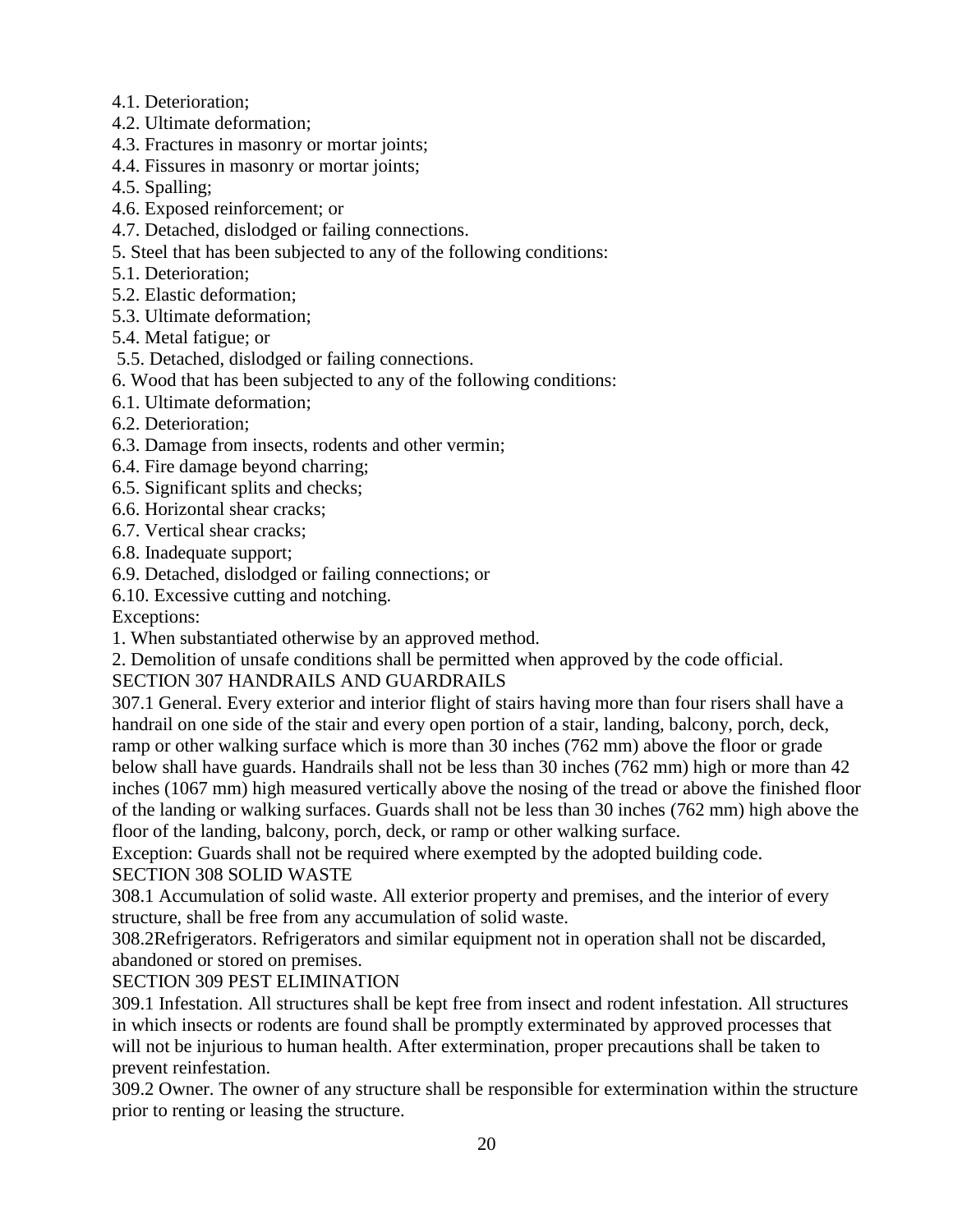4.1. Deterioration;
4.2. Ultimate deformation;
4.3. Fractures in masonry or mortar joints;
4.4. Fissures in masonry or mortar joints;
4.5. Spalling;
4.6. Exposed reinforcement; or
4.7. Detached, dislodged or failing connections.
5. Steel that has been subjected to any of the following conditions:
5.1. Deterioration;
5.2. Elastic deformation;
5.3. Ultimate deformation;
5.4. Metal fatigue; or
5.5. Detached, dislodged or failing connections.
6. Wood that has been subjected to any of the following conditions:
6.1. Ultimate deformation;
6.2. Deterioration;
6.3. Damage from insects, rodents and other vermin;
6.4. Fire damage beyond charring;
6.5. Significant splits and checks;
6.6. Horizontal shear cracks;
6.7. Vertical shear cracks;
6.8. Inadequate support;
6.9. Detached, dislodged or failing connections; or
6.10. Excessive cutting and notching.

Exceptions:

1. When substantiated otherwise by an approved method.
2. Demolition of unsafe conditions shall be permitted when approved by the code official.

## SECTION 307 HANDRAILS AND GUARDRAILS

307.1 General. Every exterior and interior flight of stairs having more than four risers shall have a handrail on one side of the stair and every open portion of a stair, landing, balcony, porch, deck, ramp or other walking surface which is more than 30 inches (762 mm) above the floor or grade below shall have guards. Handrails shall not be less than 30 inches (762 mm) high or more than 42 inches (1067 mm) high measured vertically above the nosing of the tread or above the finished floor of the landing or walking surfaces. Guards shall not be less than 30 inches (762 mm) high above the floor of the landing, balcony, porch, deck, or ramp or other walking surface.

Exception: Guards shall not be required where exempted by the adopted building code.

## SECTION 308 SOLID WASTE

308.1 Accumulation of solid waste. All exterior property and premises, and the interior of every structure, shall be free from any accumulation of solid waste.

308.2Refrigerators. Refrigerators and similar equipment not in operation shall not be discarded, abandoned or stored on premises.

## SECTION 309 PEST ELIMINATION

309.1 Infestation. All structures shall be kept free from insect and rodent infestation. All structures in which insects or rodents are found shall be promptly exterminated by approved processes that will not be injurious to human health. After extermination, proper precautions shall be taken to prevent reinfestation.

309.2 Owner. The owner of any structure shall be responsible for extermination within the structure prior to renting or leasing the structure.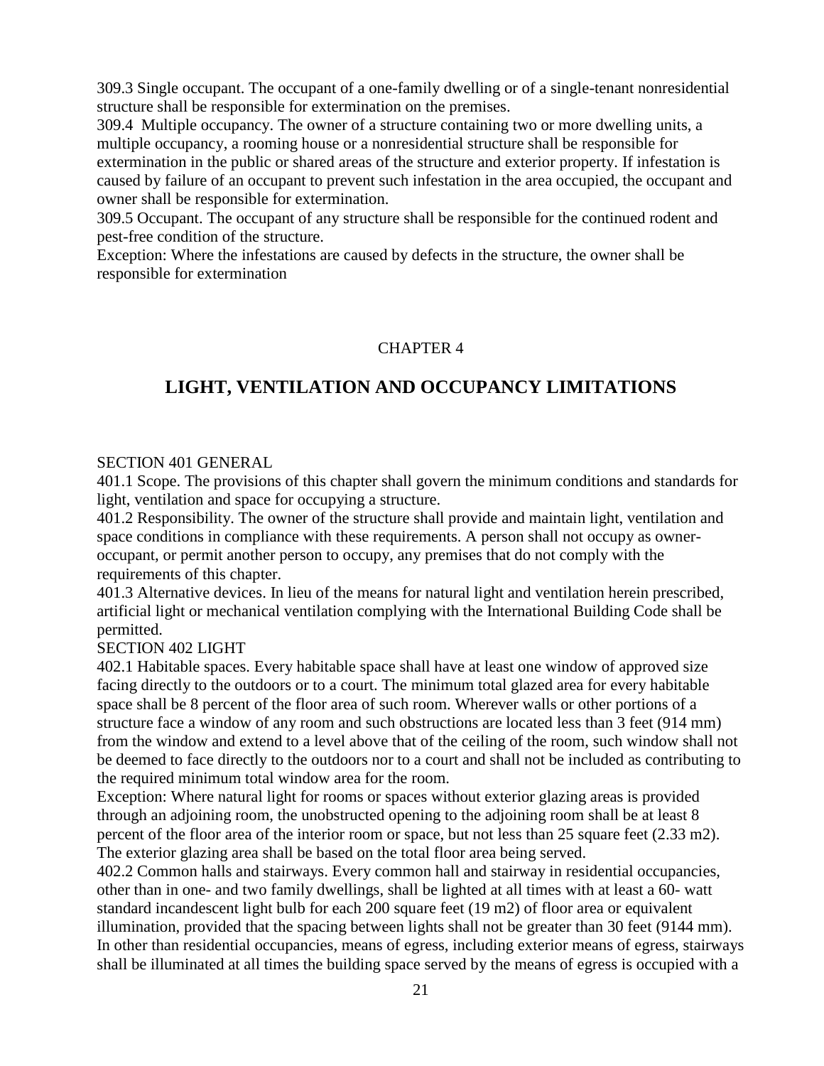309.3 Single occupant. The occupant of a one-family dwelling or of a single-tenant nonresidential structure shall be responsible for extermination on the premises.

309.4 Multiple occupancy. The owner of a structure containing two or more dwelling units, a multiple occupancy, a rooming house or a nonresidential structure shall be responsible for extermination in the public or shared areas of the structure and exterior property. If infestation is caused by failure of an occupant to prevent such infestation in the area occupied, the occupant and owner shall be responsible for extermination.

309.5 Occupant. The occupant of any structure shall be responsible for the continued rodent and pest-free condition of the structure.

Exception: Where the infestations are caused by defects in the structure, the owner shall be responsible for extermination

CHAPTER 4

# LIGHT, VENTILATION AND OCCUPANCY LIMITATIONS

SECTION 401 GENERAL

401.1 Scope. The provisions of this chapter shall govern the minimum conditions and standards for light, ventilation and space for occupying a structure.

401.2 Responsibility. The owner of the structure shall provide and maintain light, ventilation and space conditions in compliance with these requirements. A person shall not occupy as owner-occupant, or permit another person to occupy, any premises that do not comply with the requirements of this chapter.

401.3 Alternative devices. In lieu of the means for natural light and ventilation herein prescribed, artificial light or mechanical ventilation complying with the International Building Code shall be permitted.

SECTION 402 LIGHT

402.1 Habitable spaces. Every habitable space shall have at least one window of approved size facing directly to the outdoors or to a court. The minimum total glazed area for every habitable space shall be 8 percent of the floor area of such room. Wherever walls or other portions of a structure face a window of any room and such obstructions are located less than 3 feet (914 mm) from the window and extend to a level above that of the ceiling of the room, such window shall not be deemed to face directly to the outdoors nor to a court and shall not be included as contributing to the required minimum total window area for the room.

Exception: Where natural light for rooms or spaces without exterior glazing areas is provided through an adjoining room, the unobstructed opening to the adjoining room shall be at least 8 percent of the floor area of the interior room or space, but not less than 25 square feet (2.33 m2). The exterior glazing area shall be based on the total floor area being served.

402.2 Common halls and stairways. Every common hall and stairway in residential occupancies, other than in one- and two family dwellings, shall be lighted at all times with at least a 60- watt standard incandescent light bulb for each 200 square feet (19 m2) of floor area or equivalent illumination, provided that the spacing between lights shall not be greater than 30 feet (9144 mm). In other than residential occupancies, means of egress, including exterior means of egress, stairways shall be illuminated at all times the building space served by the means of egress is occupied with a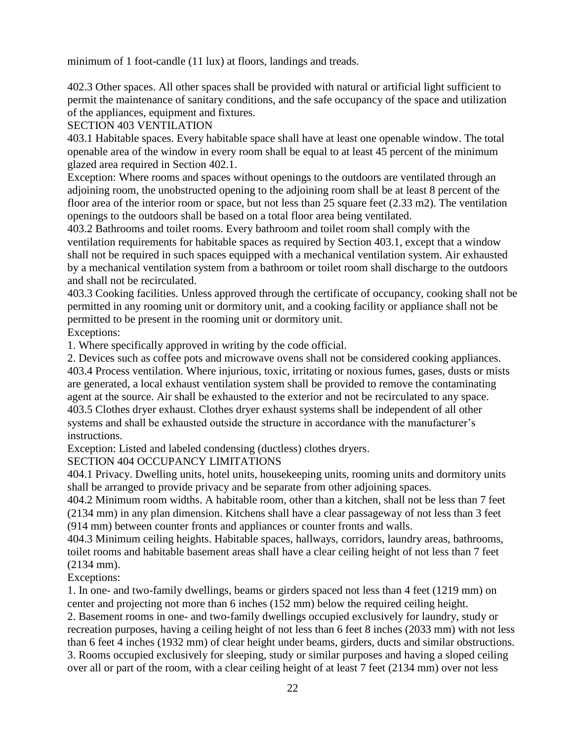minimum of 1 foot-candle (11 lux) at floors, landings and treads.

402.3 Other spaces. All other spaces shall be provided with natural or artificial light sufficient to permit the maintenance of sanitary conditions, and the safe occupancy of the space and utilization of the appliances, equipment and fixtures.

## SECTION 403 VENTILATION

403.1 Habitable spaces. Every habitable space shall have at least one openable window. The total openable area of the window in every room shall be equal to at least 45 percent of the minimum glazed area required in Section 402.1.

Exception: Where rooms and spaces without openings to the outdoors are ventilated through an adjoining room, the unobstructed opening to the adjoining room shall be at least 8 percent of the floor area of the interior room or space, but not less than 25 square feet (2.33 $m^2$). The ventilation openings to the outdoors shall be based on a total floor area being ventilated.

403.2 Bathrooms and toilet rooms. Every bathroom and toilet room shall comply with the ventilation requirements for habitable spaces as required by Section 403.1, except that a window shall not be required in such spaces equipped with a mechanical ventilation system. Air exhausted by a mechanical ventilation system from a bathroom or toilet room shall discharge to the outdoors and shall not be recirculated.

403.3 Cooking facilities. Unless approved through the certificate of occupancy, cooking shall not be permitted in any rooming unit or dormitory unit, and a cooking facility or appliance shall not be permitted to be present in the rooming unit or dormitory unit.

Exceptions:

1. Where specifically approved in writing by the code official.
2. Devices such as coffee pots and microwave ovens shall not be considered cooking appliances.

403.4 Process ventilation. Where injurious, toxic, irritating or noxious fumes, gases, dusts or mists are generated, a local exhaust ventilation system shall be provided to remove the contaminating agent at the source. Air shall be exhausted to the exterior and not be recirculated to any space.

403.5 Clothes dryer exhaust. Clothes dryer exhaust systems shall be independent of all other systems and shall be exhausted outside the structure in accordance with the manufacturer's instructions.

Exception: Listed and labeled condensing (ductless) clothes dryers.

## SECTION 404 OCCUPANCY LIMITATIONS

404.1 Privacy. Dwelling units, hotel units, housekeeping units, rooming units and dormitory units shall be arranged to provide privacy and be separate from other adjoining spaces.

404.2 Minimum room widths. A habitable room, other than a kitchen, shall not be less than 7 feet (2134 mm) in any plan dimension. Kitchens shall have a clear passageway of not less than 3 feet (914 mm) between counter fronts and appliances or counter fronts and walls.

404.3 Minimum ceiling heights. Habitable spaces, hallways, corridors, laundry areas, bathrooms, toilet rooms and habitable basement areas shall have a clear ceiling height of not less than 7 feet (2134 mm).

Exceptions:

1. In one- and two-family dwellings, beams or girders spaced not less than 4 feet (1219 mm) on center and projecting not more than 6 inches (152 mm) below the required ceiling height.
2. Basement rooms in one- and two-family dwellings occupied exclusively for laundry, study or recreation purposes, having a ceiling height of not less than 6 feet 8 inches (2033 mm) with not less than 6 feet 4 inches (1932 mm) of clear height under beams, girders, ducts and similar obstructions.
3. Rooms occupied exclusively for sleeping, study or similar purposes and having a sloped ceiling over all or part of the room, with a clear ceiling height of at least 7 feet (2134 mm) over not less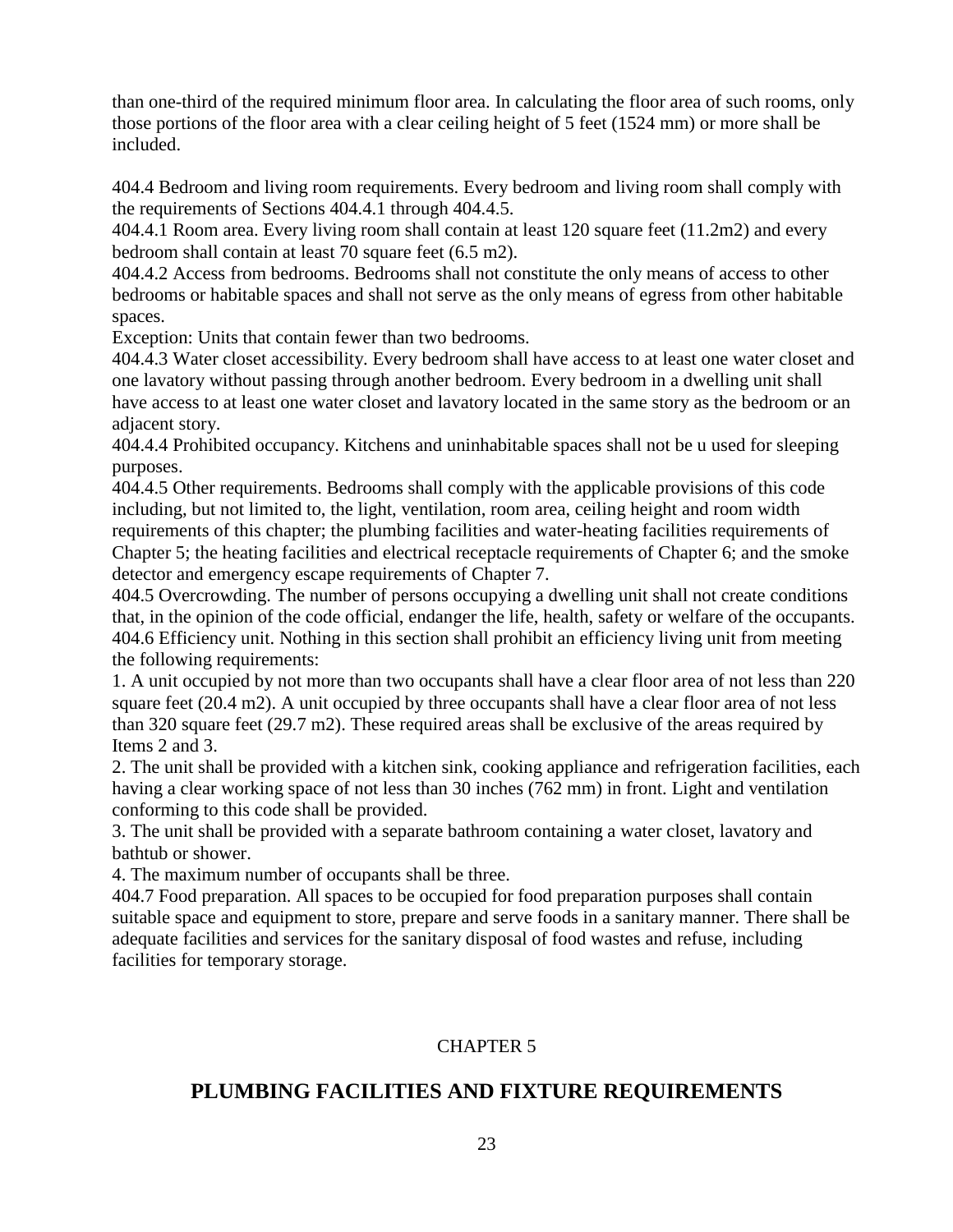than one-third of the required minimum floor area. In calculating the floor area of such rooms, only those portions of the floor area with a clear ceiling height of 5 feet (1524 mm) or more shall be included.

404.4 Bedroom and living room requirements. Every bedroom and living room shall comply with the requirements of Sections 404.4.1 through 404.4.5.

404.4.1 Room area. Every living room shall contain at least 120 square feet (11.2m2) and every bedroom shall contain at least 70 square feet (6.5 m2).

404.4.2 Access from bedrooms. Bedrooms shall not constitute the only means of access to other bedrooms or habitable spaces and shall not serve as the only means of egress from other habitable spaces.

Exception: Units that contain fewer than two bedrooms.

404.4.3 Water closet accessibility. Every bedroom shall have access to at least one water closet and one lavatory without passing through another bedroom. Every bedroom in a dwelling unit shall have access to at least one water closet and lavatory located in the same story as the bedroom or an adjacent story.

404.4.4 Prohibited occupancy. Kitchens and uninhabitable spaces shall not be u used for sleeping purposes.

404.4.5 Other requirements. Bedrooms shall comply with the applicable provisions of this code including, but not limited to, the light, ventilation, room area, ceiling height and room width requirements of this chapter; the plumbing facilities and water-heating facilities requirements of Chapter 5; the heating facilities and electrical receptacle requirements of Chapter 6; and the smoke detector and emergency escape requirements of Chapter 7.

404.5 Overcrowding. The number of persons occupying a dwelling unit shall not create conditions that, in the opinion of the code official, endanger the life, health, safety or welfare of the occupants.

404.6 Efficiency unit. Nothing in this section shall prohibit an efficiency living unit from meeting the following requirements:

1. A unit occupied by not more than two occupants shall have a clear floor area of not less than 220 square feet (20.4 m2). A unit occupied by three occupants shall have a clear floor area of not less than 320 square feet (29.7 m2). These required areas shall be exclusive of the areas required by Items 2 and 3.
2. The unit shall be provided with a kitchen sink, cooking appliance and refrigeration facilities, each having a clear working space of not less than 30 inches (762 mm) in front. Light and ventilation conforming to this code shall be provided.
3. The unit shall be provided with a separate bathroom containing a water closet, lavatory and bathtub or shower.
4. The maximum number of occupants shall be three.

404.7 Food preparation. All spaces to be occupied for food preparation purposes shall contain suitable space and equipment to store, prepare and serve foods in a sanitary manner. There shall be adequate facilities and services for the sanitary disposal of food wastes and refuse, including facilities for temporary storage.

CHAPTER 5

# PLUMBING FACILITIES AND FIXTURE REQUIREMENTS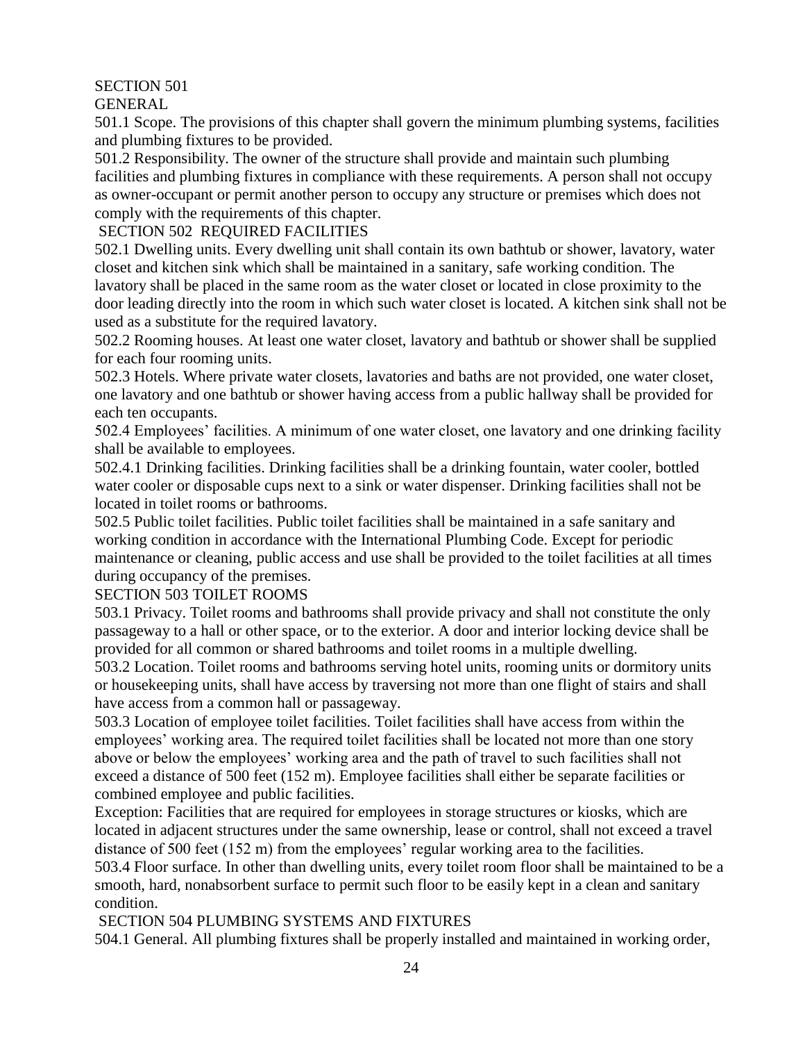## SECTION 501
## GENERAL

501.1 Scope. The provisions of this chapter shall govern the minimum plumbing systems, facilities and plumbing fixtures to be provided.

501.2 Responsibility. The owner of the structure shall provide and maintain such plumbing facilities and plumbing fixtures in compliance with these requirements. A person shall not occupy as owner-occupant or permit another person to occupy any structure or premises which does not comply with the requirements of this chapter.

## SECTION 502 REQUIRED FACILITIES

502.1 Dwelling units. Every dwelling unit shall contain its own bathtub or shower, lavatory, water closet and kitchen sink which shall be maintained in a sanitary, safe working condition. The lavatory shall be placed in the same room as the water closet or located in close proximity to the door leading directly into the room in which such water closet is located. A kitchen sink shall not be used as a substitute for the required lavatory.

502.2 Rooming houses. At least one water closet, lavatory and bathtub or shower shall be supplied for each four rooming units.

502.3 Hotels. Where private water closets, lavatories and baths are not provided, one water closet, one lavatory and one bathtub or shower having access from a public hallway shall be provided for each ten occupants.

502.4 Employees' facilities. A minimum of one water closet, one lavatory and one drinking facility shall be available to employees.

502.4.1 Drinking facilities. Drinking facilities shall be a drinking fountain, water cooler, bottled water cooler or disposable cups next to a sink or water dispenser. Drinking facilities shall not be located in toilet rooms or bathrooms.

502.5 Public toilet facilities. Public toilet facilities shall be maintained in a safe sanitary and working condition in accordance with the International Plumbing Code. Except for periodic maintenance or cleaning, public access and use shall be provided to the toilet facilities at all times during occupancy of the premises.

## SECTION 503 TOILET ROOMS

503.1 Privacy. Toilet rooms and bathrooms shall provide privacy and shall not constitute the only passageway to a hall or other space, or to the exterior. A door and interior locking device shall be provided for all common or shared bathrooms and toilet rooms in a multiple dwelling.

503.2 Location. Toilet rooms and bathrooms serving hotel units, rooming units or dormitory units or housekeeping units, shall have access by traversing not more than one flight of stairs and shall have access from a common hall or passageway.

503.3 Location of employee toilet facilities. Toilet facilities shall have access from within the employees' working area. The required toilet facilities shall be located not more than one story above or below the employees' working area and the path of travel to such facilities shall not exceed a distance of 500 feet (152 m). Employee facilities shall either be separate facilities or combined employee and public facilities.

Exception: Facilities that are required for employees in storage structures or kiosks, which are located in adjacent structures under the same ownership, lease or control, shall not exceed a travel distance of 500 feet (152 m) from the employees' regular working area to the facilities.

503.4 Floor surface. In other than dwelling units, every toilet room floor shall be maintained to be a smooth, hard, nonabsorbent surface to permit such floor to be easily kept in a clean and sanitary condition.

## SECTION 504 PLUMBING SYSTEMS AND FIXTURES

504.1 General. All plumbing fixtures shall be properly installed and maintained in working order,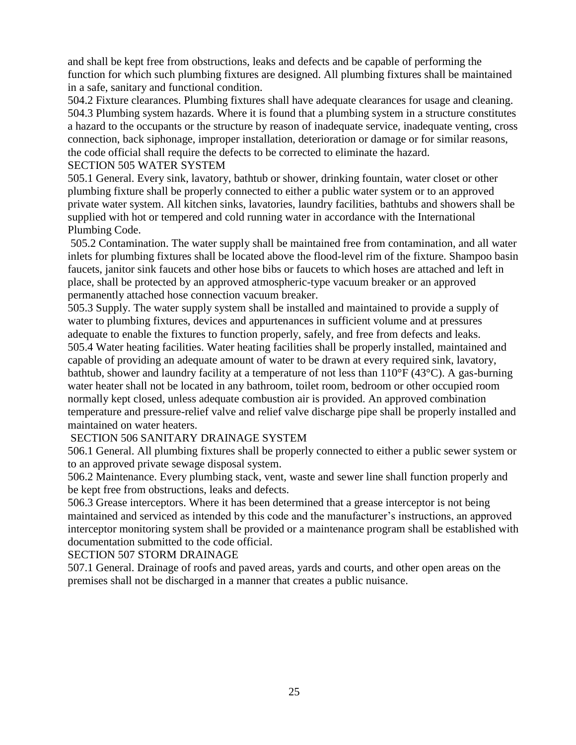and shall be kept free from obstructions, leaks and defects and be capable of performing the function for which such plumbing fixtures are designed. All plumbing fixtures shall be maintained in a safe, sanitary and functional condition.

504.2 Fixture clearances. Plumbing fixtures shall have adequate clearances for usage and cleaning.

504.3 Plumbing system hazards. Where it is found that a plumbing system in a structure constitutes a hazard to the occupants or the structure by reason of inadequate service, inadequate venting, cross connection, back siphonage, improper installation, deterioration or damage or for similar reasons, the code official shall require the defects to be corrected to eliminate the hazard.

## SECTION 505 WATER SYSTEM

505.1 General. Every sink, lavatory, bathtub or shower, drinking fountain, water closet or other plumbing fixture shall be properly connected to either a public water system or to an approved private water system. All kitchen sinks, lavatories, laundry facilities, bathtubs and showers shall be supplied with hot or tempered and cold running water in accordance with the International Plumbing Code.

505.2 Contamination. The water supply shall be maintained free from contamination, and all water inlets for plumbing fixtures shall be located above the flood-level rim of the fixture. Shampoo basin faucets, janitor sink faucets and other hose bibs or faucets to which hoses are attached and left in place, shall be protected by an approved atmospheric-type vacuum breaker or an approved permanently attached hose connection vacuum breaker.

505.3 Supply. The water supply system shall be installed and maintained to provide a supply of water to plumbing fixtures, devices and appurtenances in sufficient volume and at pressures adequate to enable the fixtures to function properly, safely, and free from defects and leaks.

505.4 Water heating facilities. Water heating facilities shall be properly installed, maintained and capable of providing an adequate amount of water to be drawn at every required sink, lavatory, bathtub, shower and laundry facility at a temperature of not less than 110°F (43°C). A gas-burning water heater shall not be located in any bathroom, toilet room, bedroom or other occupied room normally kept closed, unless adequate combustion air is provided. An approved combination temperature and pressure-relief valve and relief valve discharge pipe shall be properly installed and maintained on water heaters.

## SECTION 506 SANITARY DRAINAGE SYSTEM

506.1 General. All plumbing fixtures shall be properly connected to either a public sewer system or to an approved private sewage disposal system.

506.2 Maintenance. Every plumbing stack, vent, waste and sewer line shall function properly and be kept free from obstructions, leaks and defects.

506.3 Grease interceptors. Where it has been determined that a grease interceptor is not being maintained and serviced as intended by this code and the manufacturer's instructions, an approved interceptor monitoring system shall be provided or a maintenance program shall be established with documentation submitted to the code official.

## SECTION 507 STORM DRAINAGE

507.1 General. Drainage of roofs and paved areas, yards and courts, and other open areas on the premises shall not be discharged in a manner that creates a public nuisance.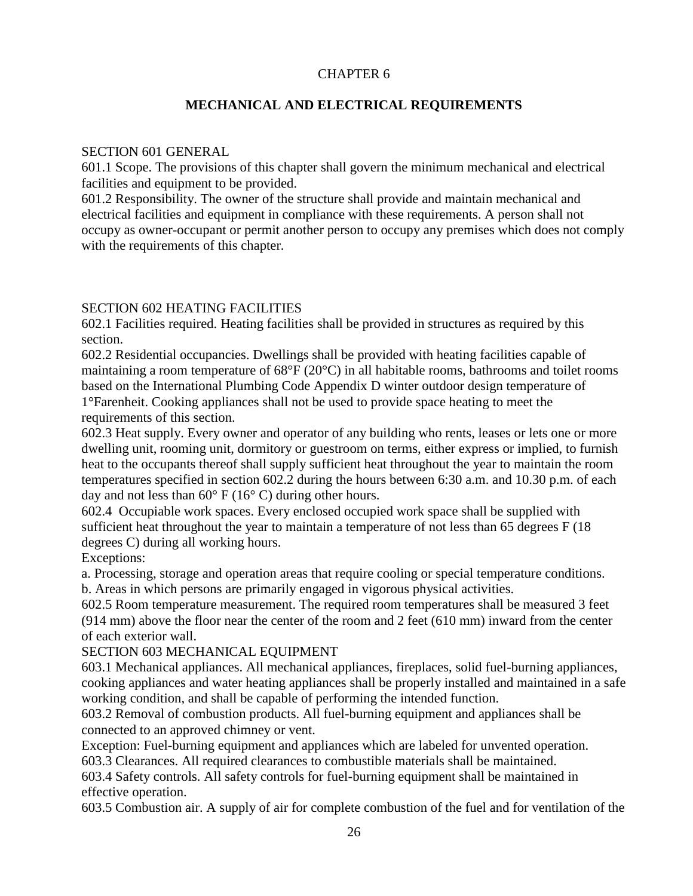# CHAPTER 6

## MECHANICAL AND ELECTRICAL REQUIREMENTS

### SECTION 601 GENERAL

601.1 Scope. The provisions of this chapter shall govern the minimum mechanical and electrical facilities and equipment to be provided.

601.2 Responsibility. The owner of the structure shall provide and maintain mechanical and electrical facilities and equipment in compliance with these requirements. A person shall not occupy as owner-occupant or permit another person to occupy any premises which does not comply with the requirements of this chapter.

### SECTION 602 HEATING FACILITIES

602.1 Facilities required. Heating facilities shall be provided in structures as required by this section.

602.2 Residential occupancies. Dwellings shall be provided with heating facilities capable of maintaining a room temperature of 68°F (20°C) in all habitable rooms, bathrooms and toilet rooms based on the International Plumbing Code Appendix D winter outdoor design temperature of 1°Farenheit. Cooking appliances shall not be used to provide space heating to meet the requirements of this section.

602.3 Heat supply. Every owner and operator of any building who rents, leases or lets one or more dwelling unit, rooming unit, dormitory or guestroom on terms, either express or implied, to furnish heat to the occupants thereof shall supply sufficient heat throughout the year to maintain the room temperatures specified in section 602.2 during the hours between 6:30 a.m. and 10.30 p.m. of each day and not less than 60° F (16° C) during other hours.

602.4 Occupiable work spaces. Every enclosed occupied work space shall be supplied with sufficient heat throughout the year to maintain a temperature of not less than 65 degrees F (18 degrees C) during all working hours.

Exceptions:

a. Processing, storage and operation areas that require cooling or special temperature conditions.

b. Areas in which persons are primarily engaged in vigorous physical activities.

602.5 Room temperature measurement. The required room temperatures shall be measured 3 feet (914 mm) above the floor near the center of the room and 2 feet (610 mm) inward from the center of each exterior wall.

### SECTION 603 MECHANICAL EQUIPMENT

603.1 Mechanical appliances. All mechanical appliances, fireplaces, solid fuel-burning appliances, cooking appliances and water heating appliances shall be properly installed and maintained in a safe working condition, and shall be capable of performing the intended function.

603.2 Removal of combustion products. All fuel-burning equipment and appliances shall be connected to an approved chimney or vent.

Exception: Fuel-burning equipment and appliances which are labeled for unvented operation.

603.3 Clearances. All required clearances to combustible materials shall be maintained.

603.4 Safety controls. All safety controls for fuel-burning equipment shall be maintained in effective operation.

603.5 Combustion air. A supply of air for complete combustion of the fuel and for ventilation of the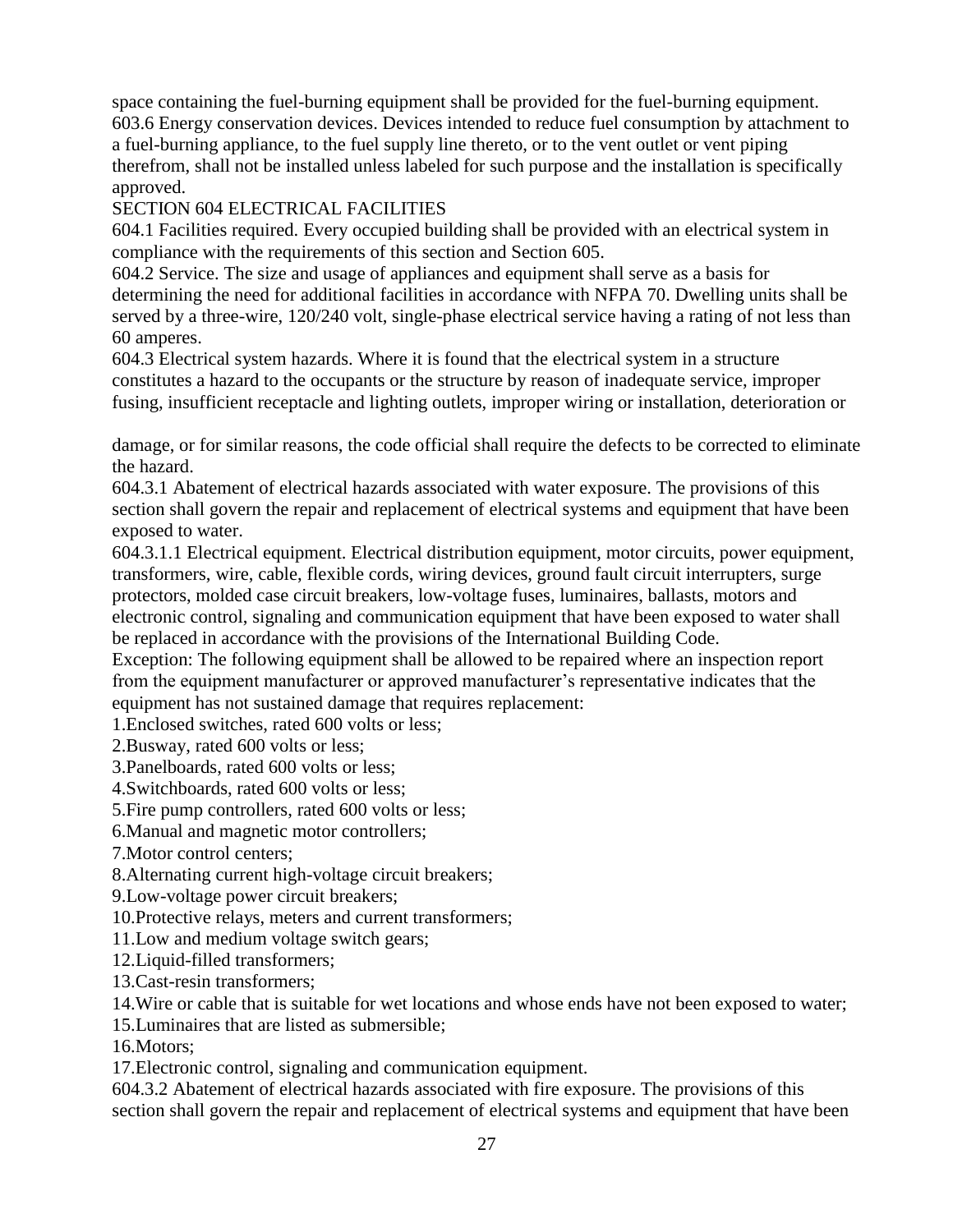space containing the fuel-burning equipment shall be provided for the fuel-burning equipment.

603.6 Energy conservation devices. Devices intended to reduce fuel consumption by attachment to a fuel-burning appliance, to the fuel supply line thereto, or to the vent outlet or vent piping therefrom, shall not be installed unless labeled for such purpose and the installation is specifically approved.

## SECTION 604 ELECTRICAL FACILITIES

604.1 Facilities required. Every occupied building shall be provided with an electrical system in compliance with the requirements of this section and Section 605.

604.2 Service. The size and usage of appliances and equipment shall serve as a basis for determining the need for additional facilities in accordance with NFPA 70. Dwelling units shall be served by a three-wire, 120/240 volt, single-phase electrical service having a rating of not less than 60 amperes.

604.3 Electrical system hazards. Where it is found that the electrical system in a structure constitutes a hazard to the occupants or the structure by reason of inadequate service, improper fusing, insufficient receptacle and lighting outlets, improper wiring or installation, deterioration or damage, or for similar reasons, the code official shall require the defects to be corrected to eliminate the hazard.

604.3.1 Abatement of electrical hazards associated with water exposure. The provisions of this section shall govern the repair and replacement of electrical systems and equipment that have been exposed to water.

604.3.1.1 Electrical equipment. Electrical distribution equipment, motor circuits, power equipment, transformers, wire, cable, flexible cords, wiring devices, ground fault circuit interrupters, surge protectors, molded case circuit breakers, low-voltage fuses, luminaires, ballasts, motors and electronic control, signaling and communication equipment that have been exposed to water shall be replaced in accordance with the provisions of the International Building Code.

Exception: The following equipment shall be allowed to be repaired where an inspection report from the equipment manufacturer or approved manufacturer's representative indicates that the equipment has not sustained damage that requires replacement:

1. Enclosed switches, rated 600 volts or less;
2. Busway, rated 600 volts or less;
3. Panelboards, rated 600 volts or less;
4. Switchboards, rated 600 volts or less;
5. Fire pump controllers, rated 600 volts or less;
6. Manual and magnetic motor controllers;
7. Motor control centers;
8. Alternating current high-voltage circuit breakers;
9. Low-voltage power circuit breakers;
10. Protective relays, meters and current transformers;
11. Low and medium voltage switch gears;
12. Liquid-filled transformers;
13. Cast-resin transformers;
14. Wire or cable that is suitable for wet locations and whose ends have not been exposed to water;
15. Luminaires that are listed as submersible;
16. Motors;
17. Electronic control, signaling and communication equipment.

604.3.2 Abatement of electrical hazards associated with fire exposure. The provisions of this section shall govern the repair and replacement of electrical systems and equipment that have been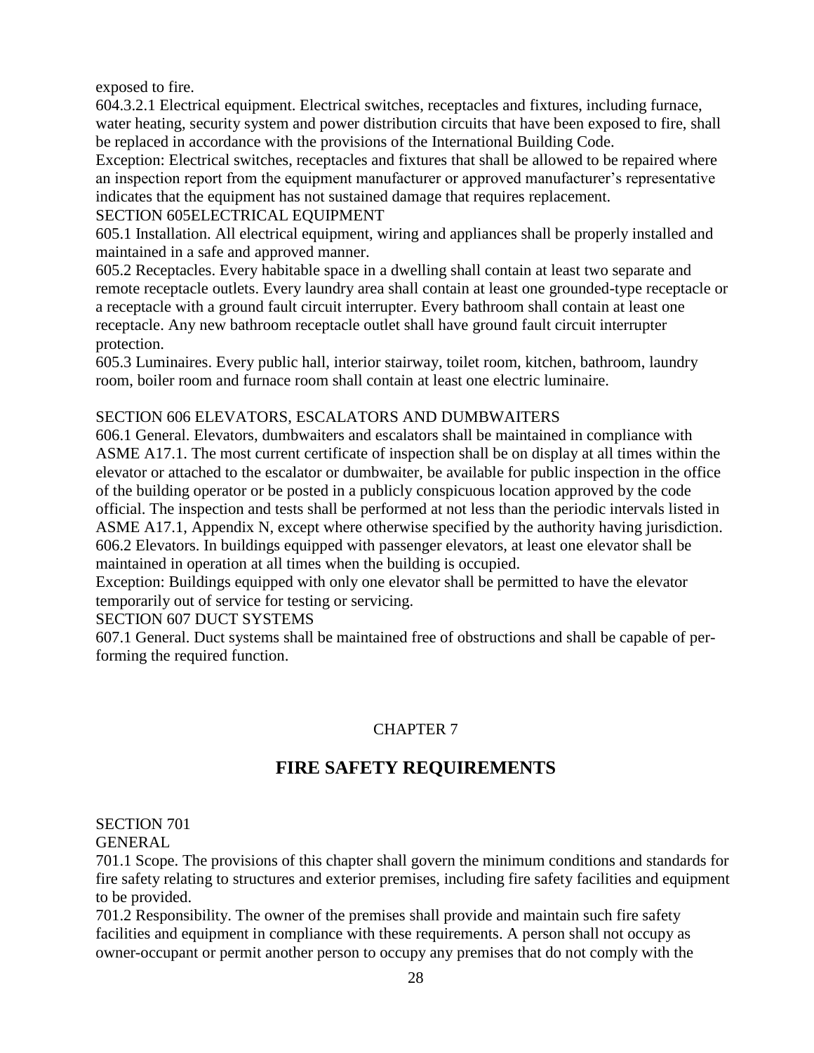exposed to fire.

604.3.2.1 Electrical equipment. Electrical switches, receptacles and fixtures, including furnace, water heating, security system and power distribution circuits that have been exposed to fire, shall be replaced in accordance with the provisions of the International Building Code.

Exception: Electrical switches, receptacles and fixtures that shall be allowed to be repaired where an inspection report from the equipment manufacturer or approved manufacturer's representative indicates that the equipment has not sustained damage that requires replacement.

SECTION 605ELECTRICAL EQUIPMENT

605.1 Installation. All electrical equipment, wiring and appliances shall be properly installed and maintained in a safe and approved manner.

605.2 Receptacles. Every habitable space in a dwelling shall contain at least two separate and remote receptacle outlets. Every laundry area shall contain at least one grounded-type receptacle or a receptacle with a ground fault circuit interrupter. Every bathroom shall contain at least one receptacle. Any new bathroom receptacle outlet shall have ground fault circuit interrupter protection.

605.3 Luminaires. Every public hall, interior stairway, toilet room, kitchen, bathroom, laundry room, boiler room and furnace room shall contain at least one electric luminaire.

SECTION 606 ELEVATORS, ESCALATORS AND DUMBWAITERS

606.1 General. Elevators, dumbwaiters and escalators shall be maintained in compliance with ASME A17.1. The most current certificate of inspection shall be on display at all times within the elevator or attached to the escalator or dumbwaiter, be available for public inspection in the office of the building operator or be posted in a publicly conspicuous location approved by the code official. The inspection and tests shall be performed at not less than the periodic intervals listed in ASME A17.1, Appendix N, except where otherwise specified by the authority having jurisdiction.

606.2 Elevators. In buildings equipped with passenger elevators, at least one elevator shall be maintained in operation at all times when the building is occupied.

Exception: Buildings equipped with only one elevator shall be permitted to have the elevator temporarily out of service for testing or servicing.

SECTION 607 DUCT SYSTEMS

607.1 General. Duct systems shall be maintained free of obstructions and shall be capable of performing the required function.

CHAPTER 7

## FIRE SAFETY REQUIREMENTS

SECTION 701

GENERAL

701.1 Scope. The provisions of this chapter shall govern the minimum conditions and standards for fire safety relating to structures and exterior premises, including fire safety facilities and equipment to be provided.

701.2 Responsibility. The owner of the premises shall provide and maintain such fire safety facilities and equipment in compliance with these requirements. A person shall not occupy as owner-occupant or permit another person to occupy any premises that do not comply with the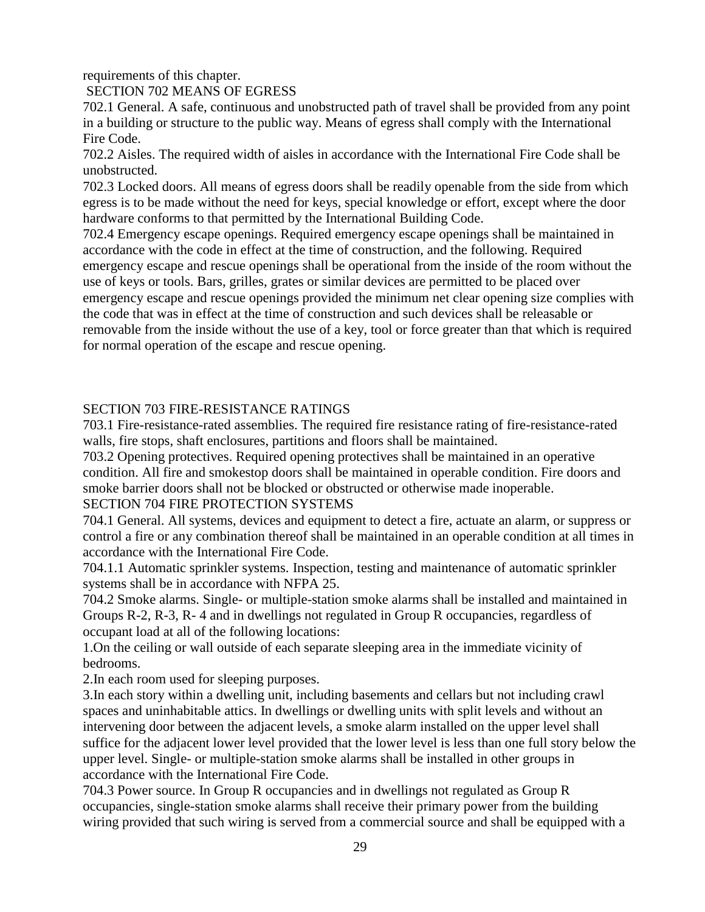requirements of this chapter.

## SECTION 702 MEANS OF EGRESS

702.1 General. A safe, continuous and unobstructed path of travel shall be provided from any point in a building or structure to the public way. Means of egress shall comply with the International Fire Code.

702.2 Aisles. The required width of aisles in accordance with the International Fire Code shall be unobstructed.

702.3 Locked doors. All means of egress doors shall be readily openable from the side from which egress is to be made without the need for keys, special knowledge or effort, except where the door hardware conforms to that permitted by the International Building Code.

702.4 Emergency escape openings. Required emergency escape openings shall be maintained in accordance with the code in effect at the time of construction, and the following. Required emergency escape and rescue openings shall be operational from the inside of the room without the use of keys or tools. Bars, grilles, grates or similar devices are permitted to be placed over emergency escape and rescue openings provided the minimum net clear opening size complies with the code that was in effect at the time of construction and such devices shall be releasable or removable from the inside without the use of a key, tool or force greater than that which is required for normal operation of the escape and rescue opening.

## SECTION 703 FIRE-RESISTANCE RATINGS

703.1 Fire-resistance-rated assemblies. The required fire resistance rating of fire-resistance-rated walls, fire stops, shaft enclosures, partitions and floors shall be maintained.

703.2 Opening protectives. Required opening protectives shall be maintained in an operative condition. All fire and smokestop doors shall be maintained in operable condition. Fire doors and smoke barrier doors shall not be blocked or obstructed or otherwise made inoperable.

## SECTION 704 FIRE PROTECTION SYSTEMS

704.1 General. All systems, devices and equipment to detect a fire, actuate an alarm, or suppress or control a fire or any combination thereof shall be maintained in an operable condition at all times in accordance with the International Fire Code.

704.1.1 Automatic sprinkler systems. Inspection, testing and maintenance of automatic sprinkler systems shall be in accordance with NFPA 25.

704.2 Smoke alarms. Single- or multiple-station smoke alarms shall be installed and maintained in Groups R-2, R-3, R- 4 and in dwellings not regulated in Group R occupancies, regardless of occupant load at all of the following locations:

1. On the ceiling or wall outside of each separate sleeping area in the immediate vicinity of bedrooms.
2. In each room used for sleeping purposes.
3. In each story within a dwelling unit, including basements and cellars but not including crawl spaces and uninhabitable attics. In dwellings or dwelling units with split levels and without an intervening door between the adjacent levels, a smoke alarm installed on the upper level shall suffice for the adjacent lower level provided that the lower level is less than one full story below the upper level. Single- or multiple-station smoke alarms shall be installed in other groups in accordance with the International Fire Code.

704.3 Power source. In Group R occupancies and in dwellings not regulated as Group R occupancies, single-station smoke alarms shall receive their primary power from the building wiring provided that such wiring is served from a commercial source and shall be equipped with a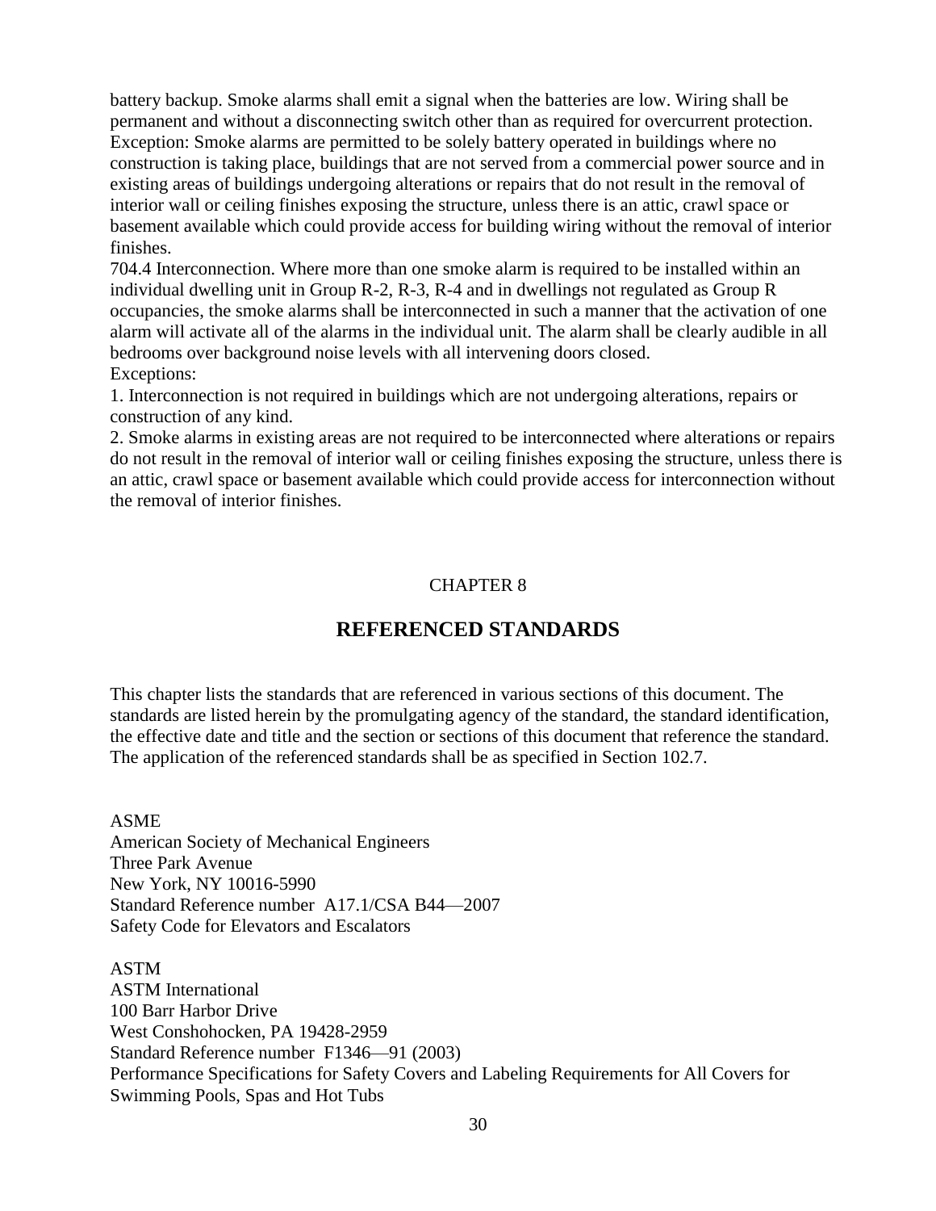battery backup. Smoke alarms shall emit a signal when the batteries are low. Wiring shall be permanent and without a disconnecting switch other than as required for overcurrent protection.
Exception: Smoke alarms are permitted to be solely battery operated in buildings where no construction is taking place, buildings that are not served from a commercial power source and in existing areas of buildings undergoing alterations or repairs that do not result in the removal of interior wall or ceiling finishes exposing the structure, unless there is an attic, crawl space or basement available which could provide access for building wiring without the removal of interior finishes.

704.4 Interconnection. Where more than one smoke alarm is required to be installed within an individual dwelling unit in Group R-2, R-3, R-4 and in dwellings not regulated as Group R occupancies, the smoke alarms shall be interconnected in such a manner that the activation of one alarm will activate all of the alarms in the individual unit. The alarm shall be clearly audible in all bedrooms over background noise levels with all intervening doors closed.
Exceptions:
1. Interconnection is not required in buildings which are not undergoing alterations, repairs or construction of any kind.
2. Smoke alarms in existing areas are not required to be interconnected where alterations or repairs do not result in the removal of interior wall or ceiling finishes exposing the structure, unless there is an attic, crawl space or basement available which could provide access for interconnection without the removal of interior finishes.

CHAPTER 8

# REFERENCED STANDARDS

This chapter lists the standards that are referenced in various sections of this document. The standards are listed herein by the promulgating agency of the standard, the standard identification, the effective date and title and the section or sections of this document that reference the standard. The application of the referenced standards shall be as specified in Section 102.7.

ASME
American Society of Mechanical Engineers
Three Park Avenue
New York, NY 10016-5990
Standard Reference number A17.1/CSA B44—2007
Safety Code for Elevators and Escalators

ASTM
ASTM International
100 Barr Harbor Drive
West Conshohocken, PA 19428-2959
Standard Reference number F1346—91 (2003)
Performance Specifications for Safety Covers and Labeling Requirements for All Covers for Swimming Pools, Spas and Hot Tubs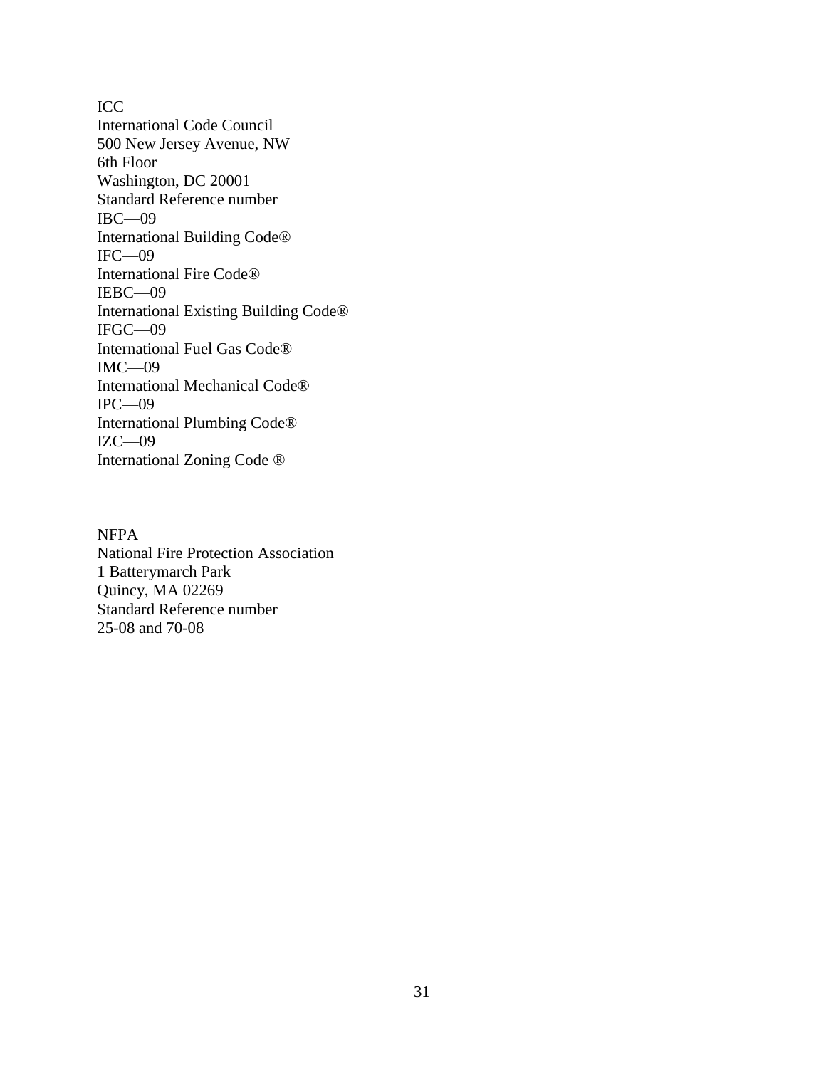ICC
International Code Council
500 New Jersey Avenue, NW
6th Floor
Washington, DC 20001
Standard Reference number
IBC—09
International Building Code®
IFC—09
International Fire Code®
IEBC—09
International Existing Building Code®
IFGC—09
International Fuel Gas Code®
IMC—09
International Mechanical Code®
IPC—09
International Plumbing Code®
IZC—09
International Zoning Code ®

NFPA
National Fire Protection Association
1 Batterymarch Park
Quincy, MA 02269
Standard Reference number
25-08 and 70-08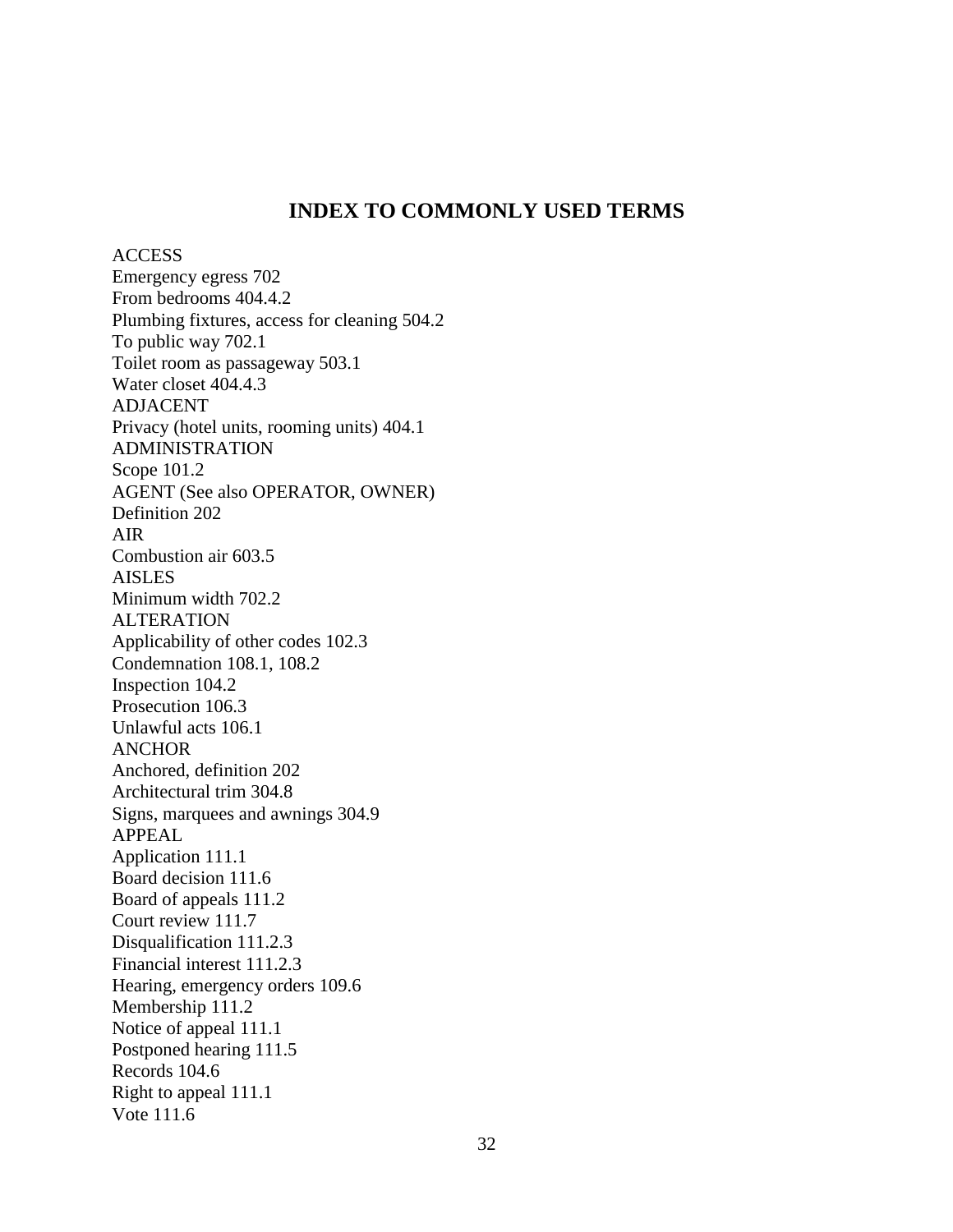# INDEX TO COMMONLY USED TERMS

ACCESS
Emergency egress 702
From bedrooms 404.4.2
Plumbing fixtures, access for cleaning 504.2
To public way 702.1
Toilet room as passageway 503.1
Water closet 404.4.3
ADJACENT
Privacy (hotel units, rooming units) 404.1
ADMINISTRATION
Scope 101.2
AGENT (See also OPERATOR, OWNER)
Definition 202
AIR
Combustion air 603.5
AISLES
Minimum width 702.2
ALTERATION
Applicability of other codes 102.3
Condemnation 108.1, 108.2
Inspection 104.2
Prosecution 106.3
Unlawful acts 106.1
ANCHOR
Anchored, definition 202
Architectural trim 304.8
Signs, marquees and awnings 304.9
APPEAL
Application 111.1
Board decision 111.6
Board of appeals 111.2
Court review 111.7
Disqualification 111.2.3
Financial interest 111.2.3
Hearing, emergency orders 109.6
Membership 111.2
Notice of appeal 111.1
Postponed hearing 111.5
Records 104.6
Right to appeal 111.1
Vote 111.6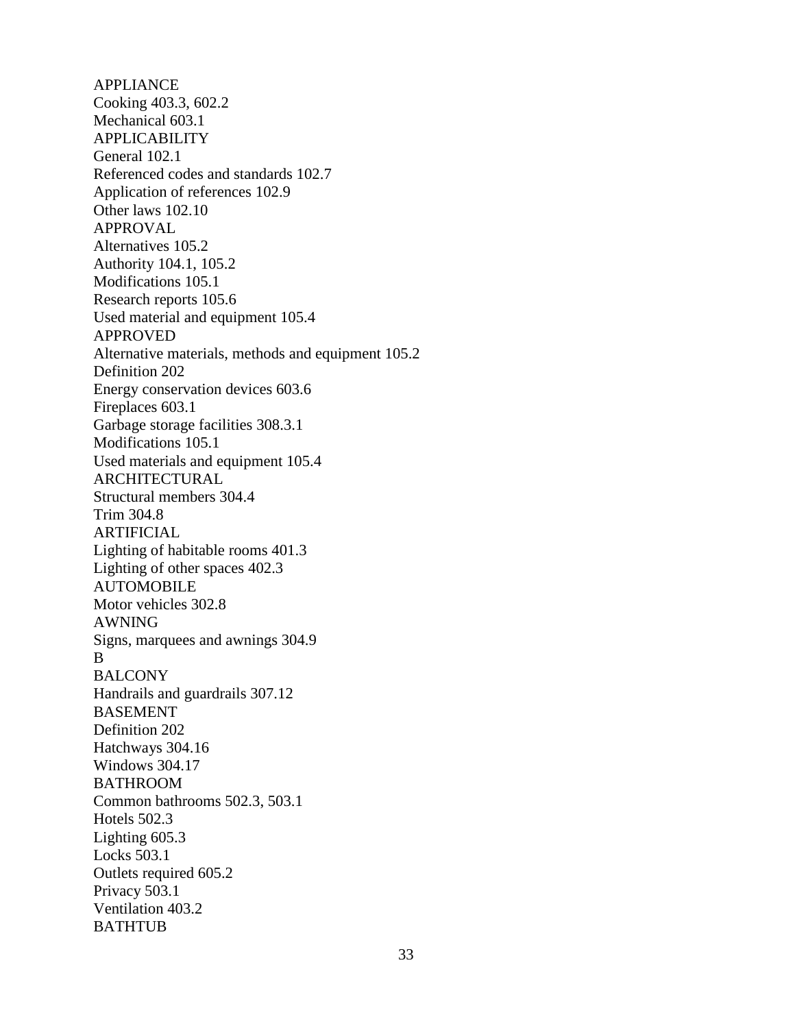APPLIANCE
Cooking 403.3, 602.2
Mechanical 603.1
APPLICABILITY
General 102.1
Referenced codes and standards 102.7
Application of references 102.9
Other laws 102.10
APPROVAL
Alternatives 105.2
Authority 104.1, 105.2
Modifications 105.1
Research reports 105.6
Used material and equipment 105.4
APPROVED
Alternative materials, methods and equipment 105.2
Definition 202
Energy conservation devices 603.6
Fireplaces 603.1
Garbage storage facilities 308.3.1
Modifications 105.1
Used materials and equipment 105.4
ARCHITECTURAL
Structural members 304.4
Trim 304.8
ARTIFICIAL
Lighting of habitable rooms 401.3
Lighting of other spaces 402.3
AUTOMOBILE
Motor vehicles 302.8
AWNING
Signs, marquees and awnings 304.9
B
BALCONY
Handrails and guardrails 307.12
BASEMENT
Definition 202
Hatchways 304.16
Windows 304.17
BATHROOM
Common bathrooms 502.3, 503.1
Hotels 502.3
Lighting 605.3
Locks 503.1
Outlets required 605.2
Privacy 503.1
Ventilation 403.2
BATHTUB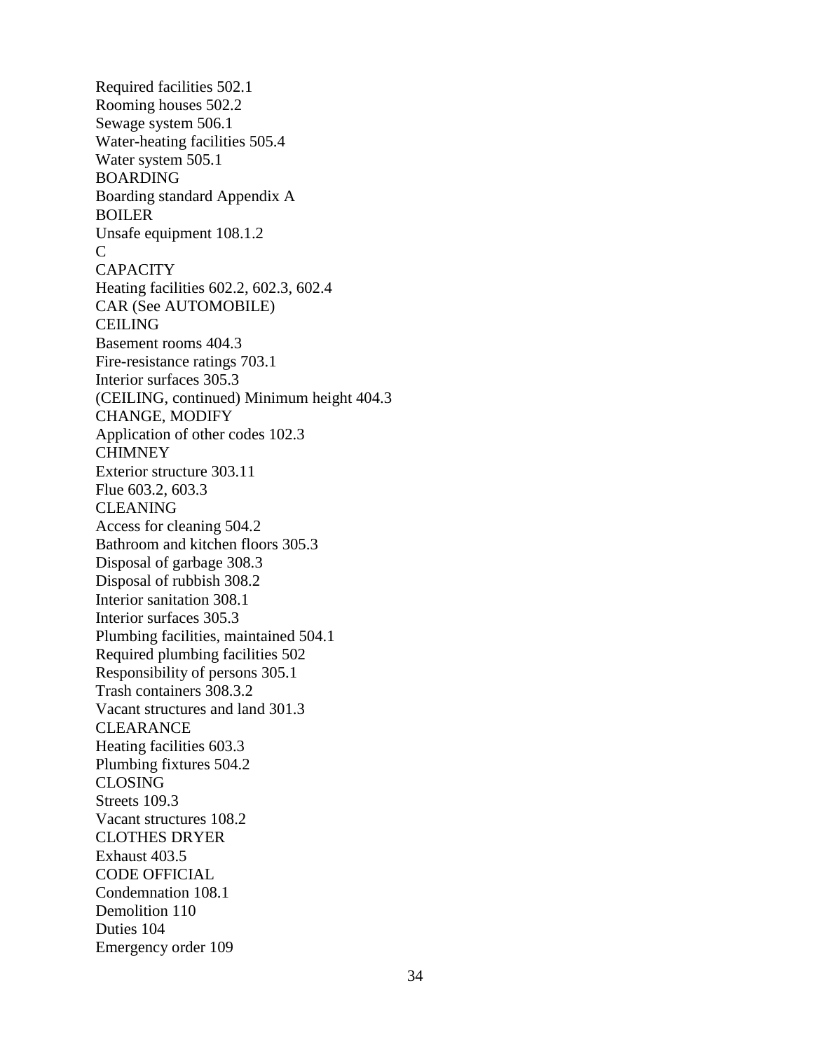Required facilities 502.1
Rooming houses 502.2
Sewage system 506.1
Water-heating facilities 505.4
Water system 505.1
BOARDING
Boarding standard Appendix A
BOILER
Unsafe equipment 108.1.2
C
CAPACITY
Heating facilities 602.2, 602.3, 602.4
CAR (See AUTOMOBILE)
CEILING
Basement rooms 404.3
Fire-resistance ratings 703.1
Interior surfaces 305.3
(CEILING, continued) Minimum height 404.3
CHANGE, MODIFY
Application of other codes 102.3
CHIMNEY
Exterior structure 303.11
Flue 603.2, 603.3
CLEANING
Access for cleaning 504.2
Bathroom and kitchen floors 305.3
Disposal of garbage 308.3
Disposal of rubbish 308.2
Interior sanitation 308.1
Interior surfaces 305.3
Plumbing facilities, maintained 504.1
Required plumbing facilities 502
Responsibility of persons 305.1
Trash containers 308.3.2
Vacant structures and land 301.3
CLEARANCE
Heating facilities 603.3
Plumbing fixtures 504.2
CLOSING
Streets 109.3
Vacant structures 108.2
CLOTHES DRYER
Exhaust 403.5
CODE OFFICIAL
Condemnation 108.1
Demolition 110
Duties 104
Emergency order 109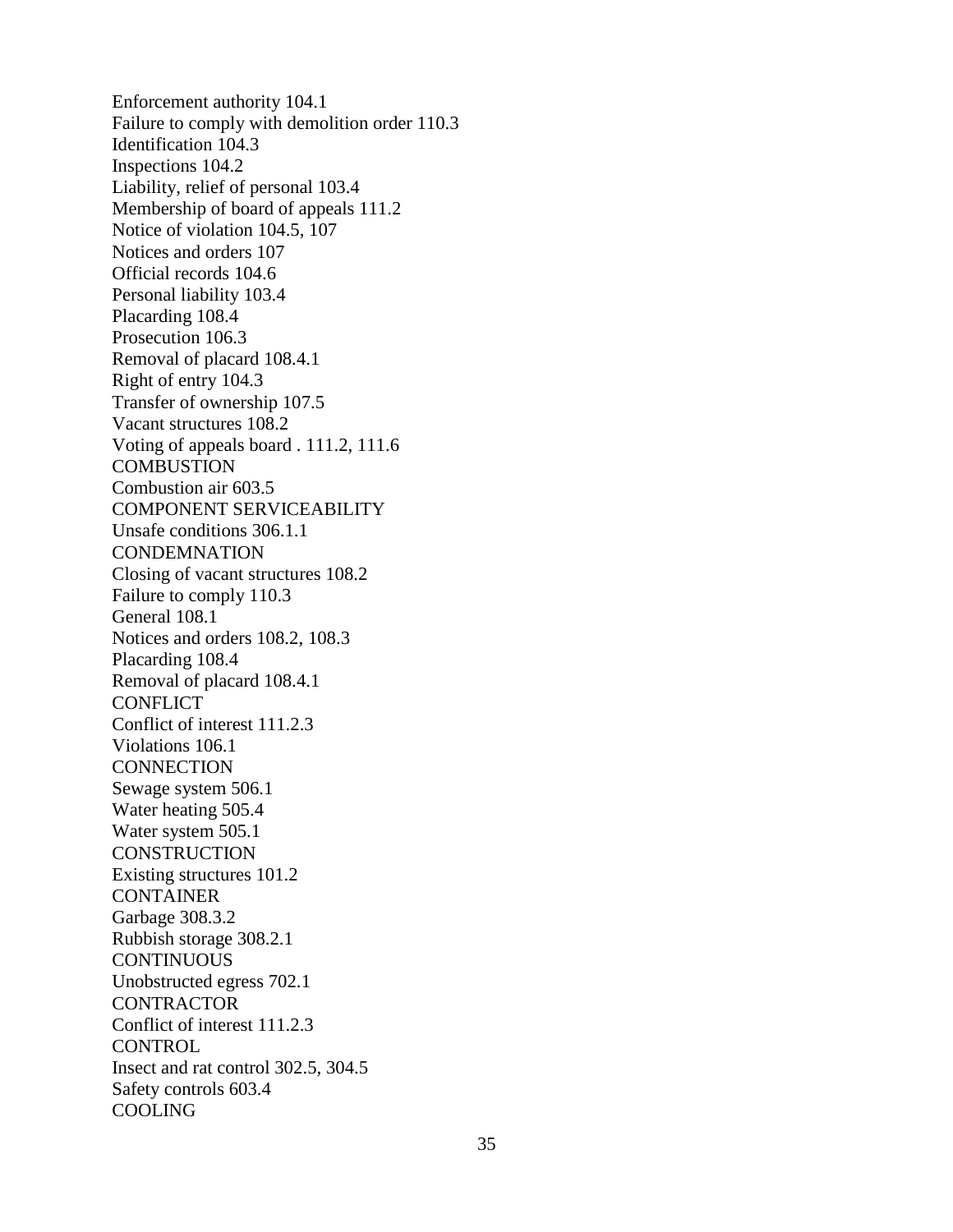Enforcement authority 104.1
Failure to comply with demolition order 110.3
Identification 104.3
Inspections 104.2
Liability, relief of personal 103.4
Membership of board of appeals 111.2
Notice of violation 104.5, 107
Notices and orders 107
Official records 104.6
Personal liability 103.4
Placarding 108.4
Prosecution 106.3
Removal of placard 108.4.1
Right of entry 104.3
Transfer of ownership 107.5
Vacant structures 108.2
Voting of appeals board . 111.2, 111.6
COMBUSTION
Combustion air 603.5
COMPONENT SERVICEABILITY
Unsafe conditions 306.1.1
CONDEMNATION
Closing of vacant structures 108.2
Failure to comply 110.3
General 108.1
Notices and orders 108.2, 108.3
Placarding 108.4
Removal of placard 108.4.1
CONFLICT
Conflict of interest 111.2.3
Violations 106.1
CONNECTION
Sewage system 506.1
Water heating 505.4
Water system 505.1
CONSTRUCTION
Existing structures 101.2
CONTAINER
Garbage 308.3.2
Rubbish storage 308.2.1
CONTINUOUS
Unobstructed egress 702.1
CONTRACTOR
Conflict of interest 111.2.3
CONTROL
Insect and rat control 302.5, 304.5
Safety controls 603.4
COOLING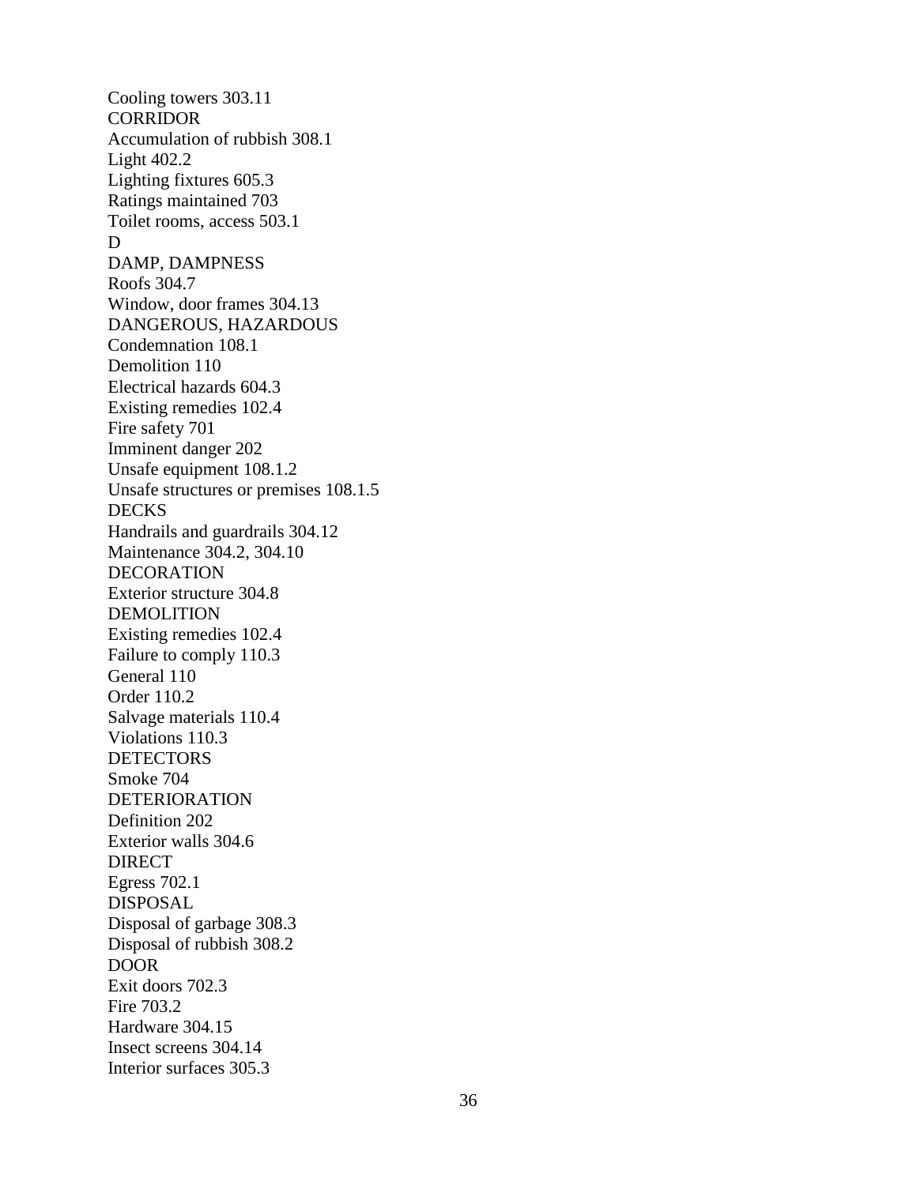Cooling towers 303.11
CORRIDOR
Accumulation of rubbish 308.1
Light 402.2
Lighting fixtures 605.3
Ratings maintained 703
Toilet rooms, access 503.1
D
DAMP, DAMPNESS
Roofs 304.7
Window, door frames 304.13
DANGEROUS, HAZARDOUS
Condemnation 108.1
Demolition 110
Electrical hazards 604.3
Existing remedies 102.4
Fire safety 701
Imminent danger 202
Unsafe equipment 108.1.2
Unsafe structures or premises 108.1.5
DECKS
Handrails and guardrails 304.12
Maintenance 304.2, 304.10
DECORATION
Exterior structure 304.8
DEMOLITION
Existing remedies 102.4
Failure to comply 110.3
General 110
Order 110.2
Salvage materials 110.4
Violations 110.3
DETECTORS
Smoke 704
DETERIORATION
Definition 202
Exterior walls 304.6
DIRECT
Egress 702.1
DISPOSAL
Disposal of garbage 308.3
Disposal of rubbish 308.2
DOOR
Exit doors 702.3
Fire 703.2
Hardware 304.15
Insect screens 304.14
Interior surfaces 305.3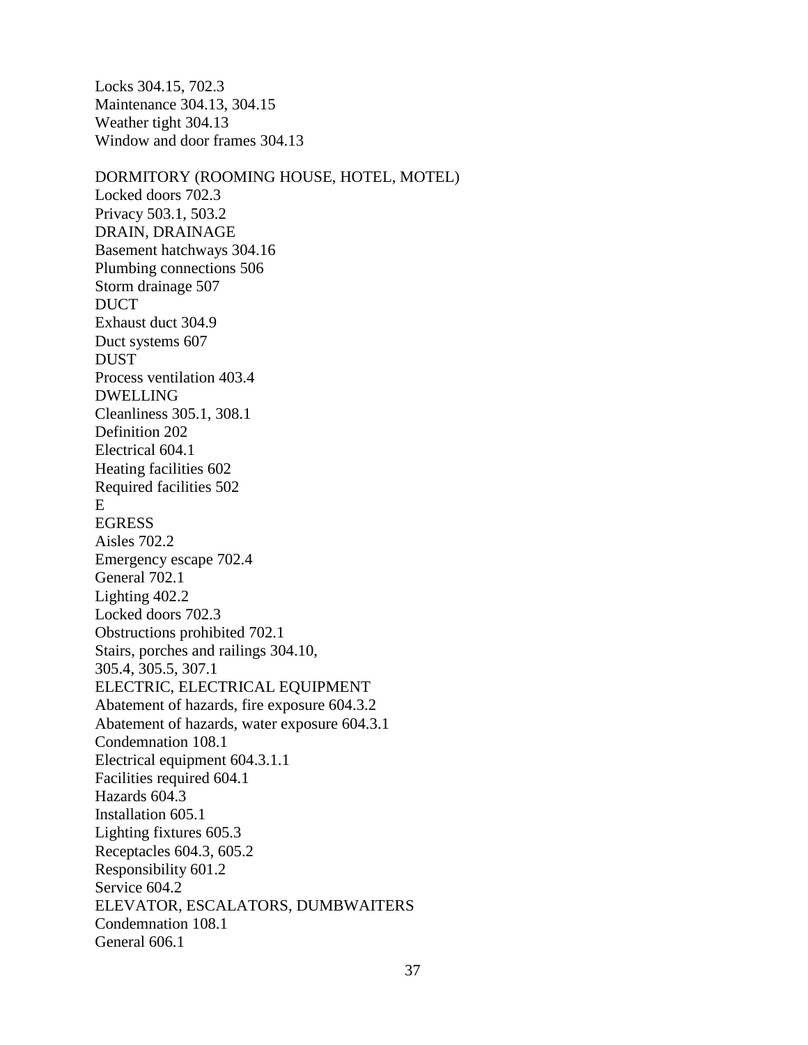Locks 304.15, 702.3
Maintenance 304.13, 304.15
Weather tight 304.13
Window and door frames 304.13

DORMITORY (ROOMING HOUSE, HOTEL, MOTEL)
Locked doors 702.3
Privacy 503.1, 503.2
DRAIN, DRAINAGE
Basement hatchways 304.16
Plumbing connections 506
Storm drainage 507
DUCT
Exhaust duct 304.9
Duct systems 607
DUST
Process ventilation 403.4
DWELLING
Cleanliness 305.1, 308.1
Definition 202
Electrical 604.1
Heating facilities 602
Required facilities 502
E
EGRESS
Aisles 702.2
Emergency escape 702.4
General 702.1
Lighting 402.2
Locked doors 702.3
Obstructions prohibited 702.1
Stairs, porches and railings 304.10, 305.4, 305.5, 307.1
ELECTRIC, ELECTRICAL EQUIPMENT
Abatement of hazards, fire exposure 604.3.2
Abatement of hazards, water exposure 604.3.1
Condemnation 108.1
Electrical equipment 604.3.1.1
Facilities required 604.1
Hazards 604.3
Installation 605.1
Lighting fixtures 605.3
Receptacles 604.3, 605.2
Responsibility 601.2
Service 604.2
ELEVATOR, ESCALATORS, DUMBWAITERS
Condemnation 108.1
General 606.1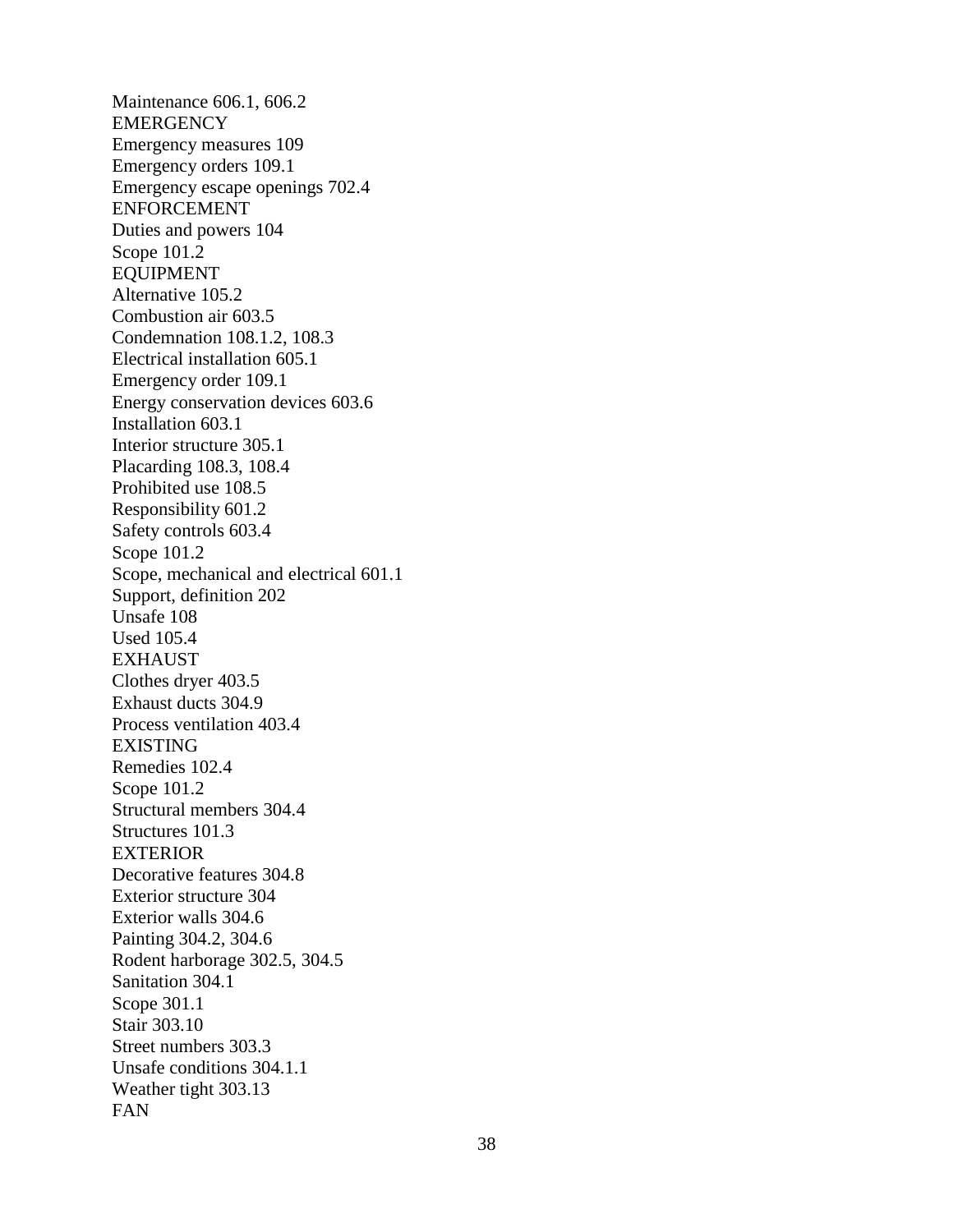Maintenance 606.1, 606.2
EMERGENCY
Emergency measures 109
Emergency orders 109.1
Emergency escape openings 702.4
ENFORCEMENT
Duties and powers 104
Scope 101.2
EQUIPMENT
Alternative 105.2
Combustion air 603.5
Condemnation 108.1.2, 108.3
Electrical installation 605.1
Emergency order 109.1
Energy conservation devices 603.6
Installation 603.1
Interior structure 305.1
Placarding 108.3, 108.4
Prohibited use 108.5
Responsibility 601.2
Safety controls 603.4
Scope 101.2
Scope, mechanical and electrical 601.1
Support, definition 202
Unsafe 108
Used 105.4
EXHAUST
Clothes dryer 403.5
Exhaust ducts 304.9
Process ventilation 403.4
EXISTING
Remedies 102.4
Scope 101.2
Structural members 304.4
Structures 101.3
EXTERIOR
Decorative features 304.8
Exterior structure 304
Exterior walls 304.6
Painting 304.2, 304.6
Rodent harborage 302.5, 304.5
Sanitation 304.1
Scope 301.1
Stair 303.10
Street numbers 303.3
Unsafe conditions 304.1.1
Weather tight 303.13
FAN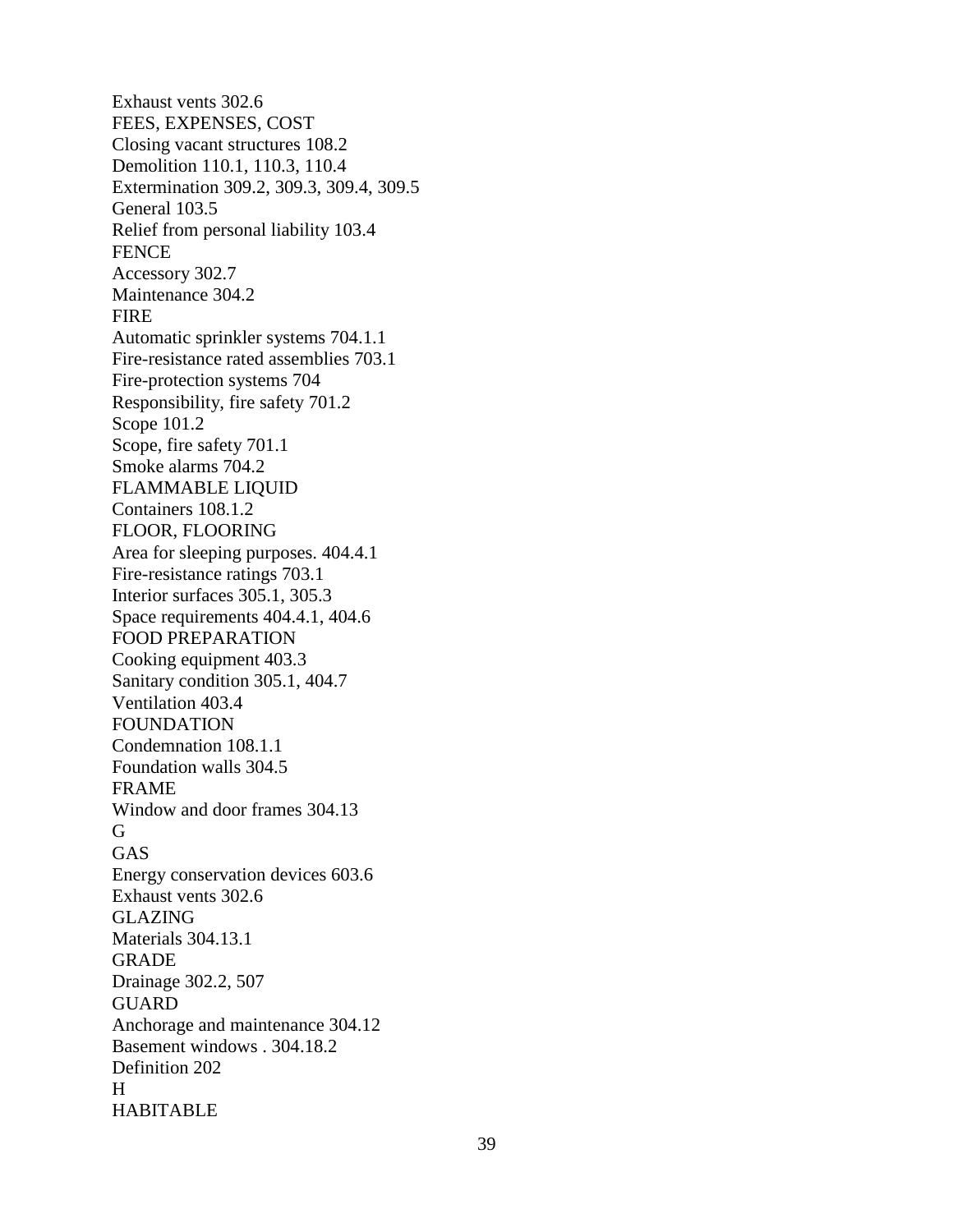Exhaust vents 302.6
FEES, EXPENSES, COST
Closing vacant structures 108.2
Demolition 110.1, 110.3, 110.4
Extermination 309.2, 309.3, 309.4, 309.5
General 103.5
Relief from personal liability 103.4
FENCE
Accessory 302.7
Maintenance 304.2
FIRE
Automatic sprinkler systems 704.1.1
Fire-resistance rated assemblies 703.1
Fire-protection systems 704
Responsibility, fire safety 701.2
Scope 101.2
Scope, fire safety 701.1
Smoke alarms 704.2
FLAMMABLE LIQUID
Containers 108.1.2
FLOOR, FLOORING
Area for sleeping purposes. 404.4.1
Fire-resistance ratings 703.1
Interior surfaces 305.1, 305.3
Space requirements 404.4.1, 404.6
FOOD PREPARATION
Cooking equipment 403.3
Sanitary condition 305.1, 404.7
Ventilation 403.4
FOUNDATION
Condemnation 108.1.1
Foundation walls 304.5
FRAME
Window and door frames 304.13
G
GAS
Energy conservation devices 603.6
Exhaust vents 302.6
GLAZING
Materials 304.13.1
GRADE
Drainage 302.2, 507
GUARD
Anchorage and maintenance 304.12
Basement windows . 304.18.2
Definition 202
H
HABITABLE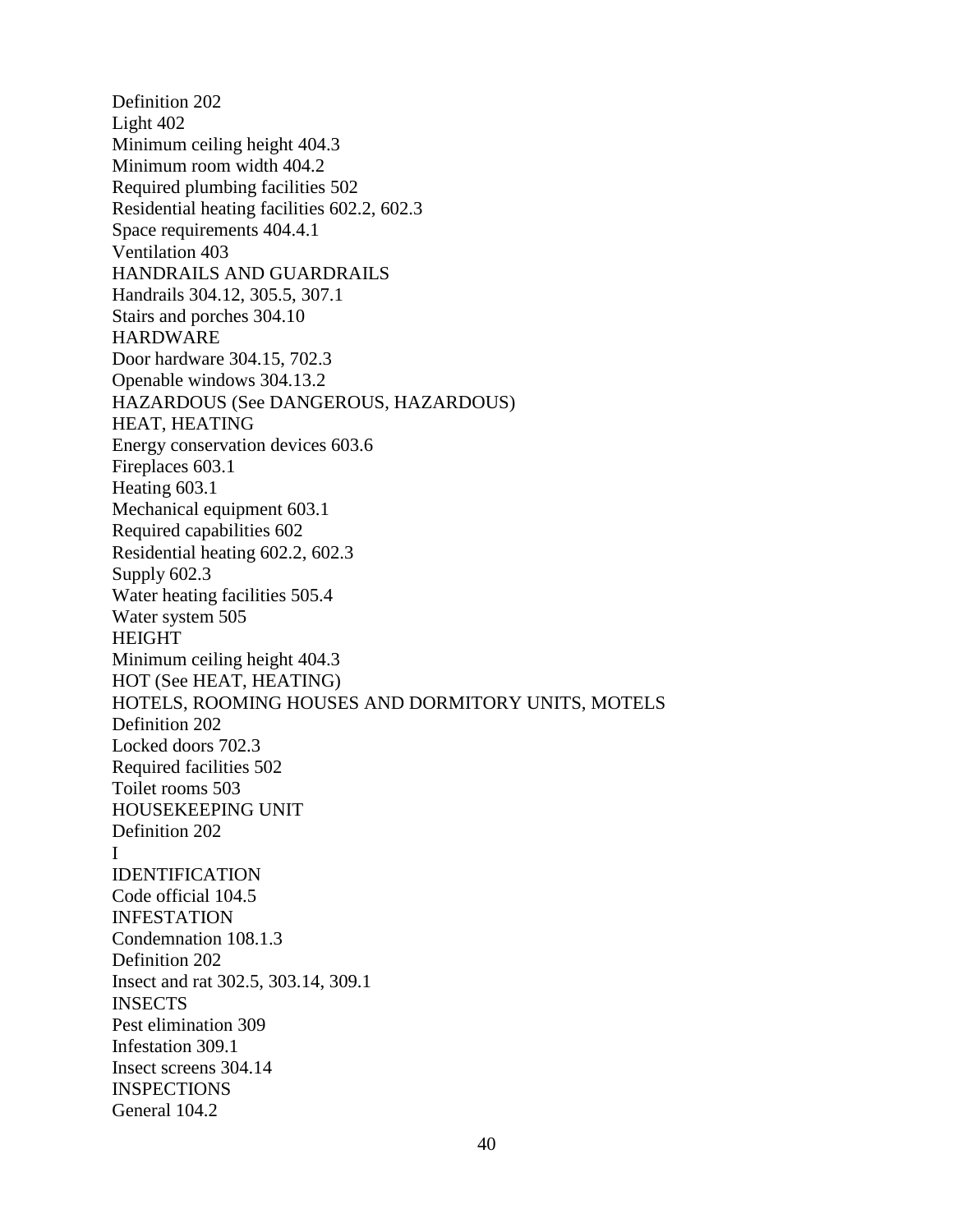Definition 202
Light 402
Minimum ceiling height 404.3
Minimum room width 404.2
Required plumbing facilities 502
Residential heating facilities 602.2, 602.3
Space requirements 404.4.1
Ventilation 403
HANDRAILS AND GUARDRAILS
Handrails 304.12, 305.5, 307.1
Stairs and porches 304.10
HARDWARE
Door hardware 304.15, 702.3
Openable windows 304.13.2
HAZARDOUS (See DANGEROUS, HAZARDOUS)
HEAT, HEATING
Energy conservation devices 603.6
Fireplaces 603.1
Heating 603.1
Mechanical equipment 603.1
Required capabilities 602
Residential heating 602.2, 602.3
Supply 602.3
Water heating facilities 505.4
Water system 505
HEIGHT
Minimum ceiling height 404.3
HOT (See HEAT, HEATING)
HOTELS, ROOMING HOUSES AND DORMITORY UNITS, MOTELS
Definition 202
Locked doors 702.3
Required facilities 502
Toilet rooms 503
HOUSEKEEPING UNIT
Definition 202
I
IDENTIFICATION
Code official 104.5
INFESTATION
Condemnation 108.1.3
Definition 202
Insect and rat 302.5, 303.14, 309.1
INSECTS
Pest elimination 309
Infestation 309.1
Insect screens 304.14
INSPECTIONS
General 104.2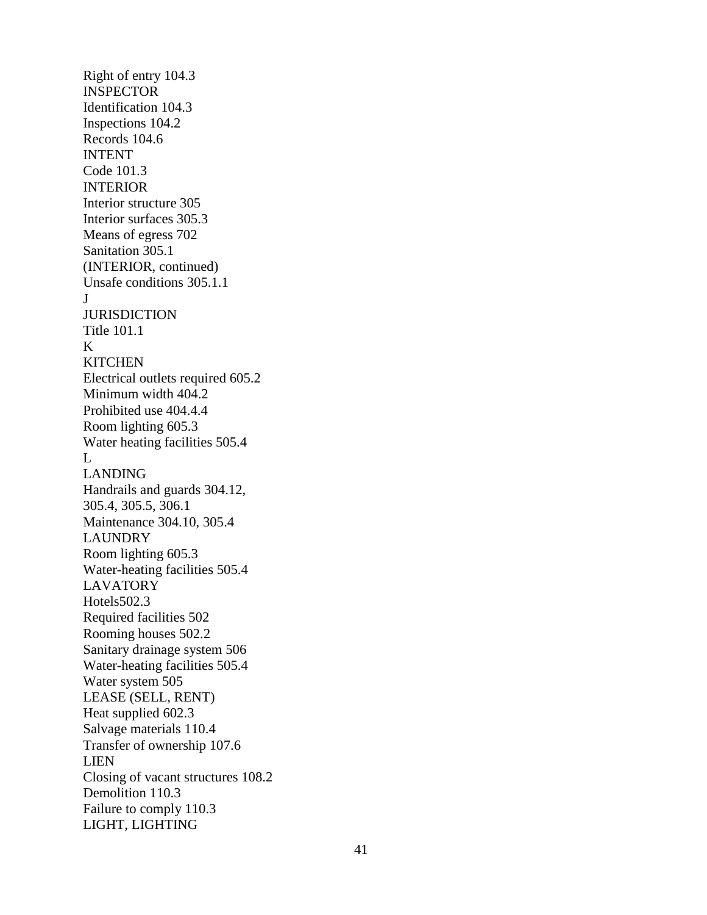Right of entry 104.3
INSPECTOR
Identification 104.3
Inspections 104.2
Records 104.6
INTENT
Code 101.3
INTERIOR
Interior structure 305
Interior surfaces 305.3
Means of egress 702
Sanitation 305.1
(INTERIOR, continued)
Unsafe conditions 305.1.1
J
JURISDICTION
Title 101.1
K
KITCHEN
Electrical outlets required 605.2
Minimum width 404.2
Prohibited use 404.4.4
Room lighting 605.3
Water heating facilities 505.4
L
LANDING
Handrails and guards 304.12,
305.4, 305.5, 306.1
Maintenance 304.10, 305.4
LAUNDRY
Room lighting 605.3
Water-heating facilities 505.4
LAVATORY
Hotels502.3
Required facilities 502
Rooming houses 502.2
Sanitary drainage system 506
Water-heating facilities 505.4
Water system 505
LEASE (SELL, RENT)
Heat supplied 602.3
Salvage materials 110.4
Transfer of ownership 107.6
LIEN
Closing of vacant structures 108.2
Demolition 110.3
Failure to comply 110.3
LIGHT, LIGHTING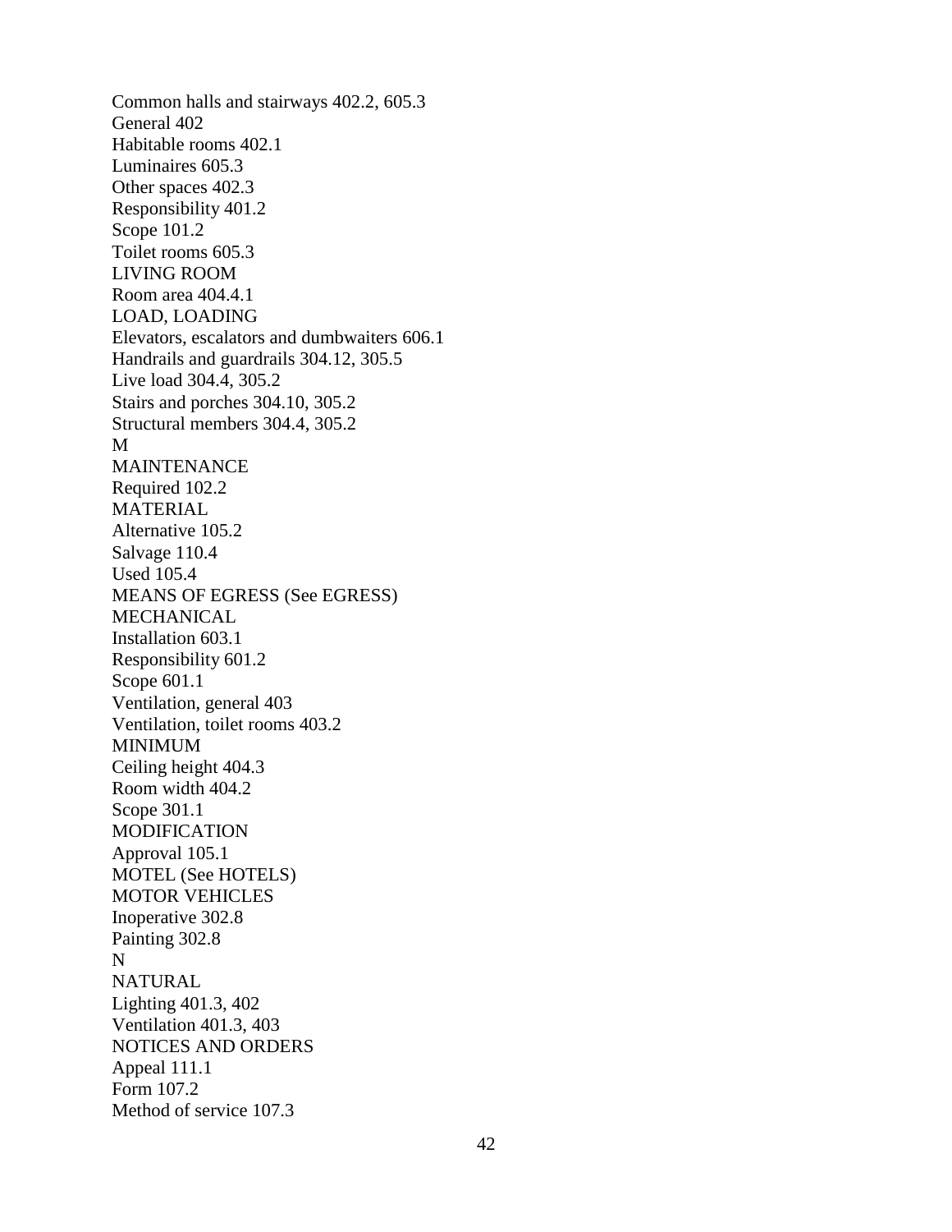Common halls and stairways 402.2, 605.3
General 402
Habitable rooms 402.1
Luminaires 605.3
Other spaces 402.3
Responsibility 401.2
Scope 101.2
Toilet rooms 605.3
LIVING ROOM
Room area 404.4.1
LOAD, LOADING
Elevators, escalators and dumbwaiters 606.1
Handrails and guardrails 304.12, 305.5
Live load 304.4, 305.2
Stairs and porches 304.10, 305.2
Structural members 304.4, 305.2
M
MAINTENANCE
Required 102.2
MATERIAL
Alternative 105.2
Salvage 110.4
Used 105.4
MEANS OF EGRESS (See EGRESS)
MECHANICAL
Installation 603.1
Responsibility 601.2
Scope 601.1
Ventilation, general 403
Ventilation, toilet rooms 403.2
MINIMUM
Ceiling height 404.3
Room width 404.2
Scope 301.1
MODIFICATION
Approval 105.1
MOTEL (See HOTELS)
MOTOR VEHICLES
Inoperative 302.8
Painting 302.8
N
NATURAL
Lighting 401.3, 402
Ventilation 401.3, 403
NOTICES AND ORDERS
Appeal 111.1
Form 107.2
Method of service 107.3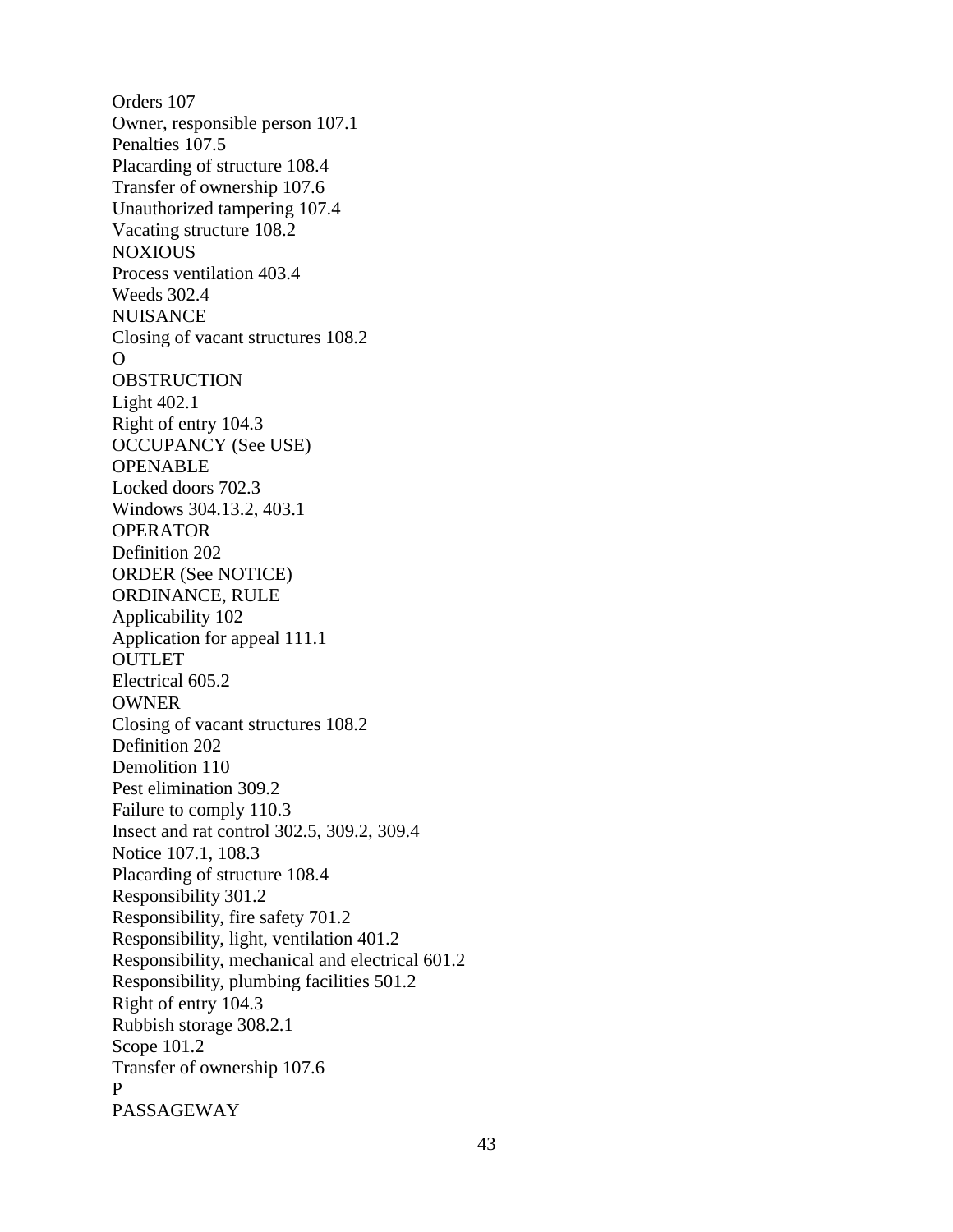Orders 107
Owner, responsible person 107.1
Penalties 107.5
Placarding of structure 108.4
Transfer of ownership 107.6
Unauthorized tampering 107.4
Vacating structure 108.2
NOXIOUS
Process ventilation 403.4
Weeds 302.4
NUISANCE
Closing of vacant structures 108.2
O
OBSTRUCTION
Light 402.1
Right of entry 104.3
OCCUPANCY (See USE)
OPENABLE
Locked doors 702.3
Windows 304.13.2, 403.1
OPERATOR
Definition 202
ORDER (See NOTICE)
ORDINANCE, RULE
Applicability 102
Application for appeal 111.1
OUTLET
Electrical 605.2
OWNER
Closing of vacant structures 108.2
Definition 202
Demolition 110
Pest elimination 309.2
Failure to comply 110.3
Insect and rat control 302.5, 309.2, 309.4
Notice 107.1, 108.3
Placarding of structure 108.4
Responsibility 301.2
Responsibility, fire safety 701.2
Responsibility, light, ventilation 401.2
Responsibility, mechanical and electrical 601.2
Responsibility, plumbing facilities 501.2
Right of entry 104.3
Rubbish storage 308.2.1
Scope 101.2
Transfer of ownership 107.6
P
PASSAGEWAY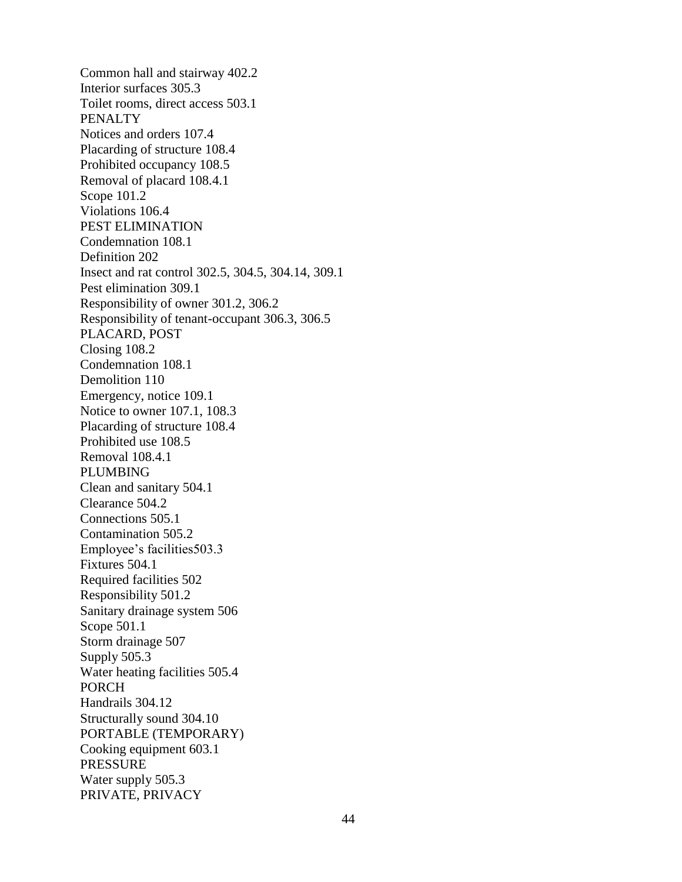Common hall and stairway 402.2
Interior surfaces 305.3
Toilet rooms, direct access 503.1
PENALTY
Notices and orders 107.4
Placarding of structure 108.4
Prohibited occupancy 108.5
Removal of placard 108.4.1
Scope 101.2
Violations 106.4
PEST ELIMINATION
Condemnation 108.1
Definition 202
Insect and rat control 302.5, 304.5, 304.14, 309.1
Pest elimination 309.1
Responsibility of owner 301.2, 306.2
Responsibility of tenant-occupant 306.3, 306.5
PLACARD, POST
Closing 108.2
Condemnation 108.1
Demolition 110
Emergency, notice 109.1
Notice to owner 107.1, 108.3
Placarding of structure 108.4
Prohibited use 108.5
Removal 108.4.1
PLUMBING
Clean and sanitary 504.1
Clearance 504.2
Connections 505.1
Contamination 505.2
Employee's facilities503.3
Fixtures 504.1
Required facilities 502
Responsibility 501.2
Sanitary drainage system 506
Scope 501.1
Storm drainage 507
Supply 505.3
Water heating facilities 505.4
PORCH
Handrails 304.12
Structurally sound 304.10
PORTABLE (TEMPORARY)
Cooking equipment 603.1
PRESSURE
Water supply 505.3
PRIVATE, PRIVACY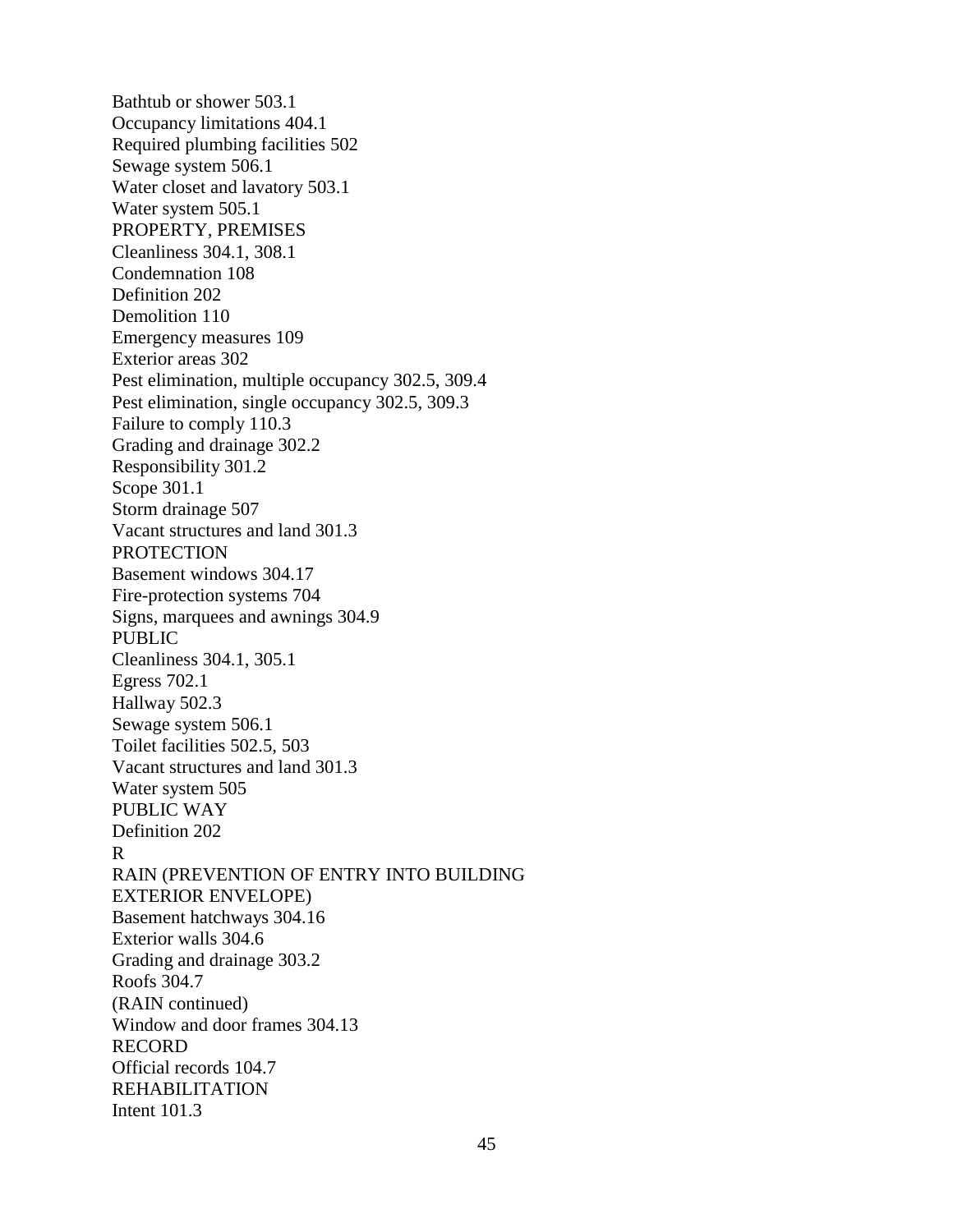Bathtub or shower 503.1
Occupancy limitations 404.1
Required plumbing facilities 502
Sewage system 506.1
Water closet and lavatory 503.1
Water system 505.1
PROPERTY, PREMISES
Cleanliness 304.1, 308.1
Condemnation 108
Definition 202
Demolition 110
Emergency measures 109
Exterior areas 302
Pest elimination, multiple occupancy 302.5, 309.4
Pest elimination, single occupancy 302.5, 309.3
Failure to comply 110.3
Grading and drainage 302.2
Responsibility 301.2
Scope 301.1
Storm drainage 507
Vacant structures and land 301.3
PROTECTION
Basement windows 304.17
Fire-protection systems 704
Signs, marquees and awnings 304.9
PUBLIC
Cleanliness 304.1, 305.1
Egress 702.1
Hallway 502.3
Sewage system 506.1
Toilet facilities 502.5, 503
Vacant structures and land 301.3
Water system 505
PUBLIC WAY
Definition 202
R
RAIN (PREVENTION OF ENTRY INTO BUILDING
EXTERIOR ENVELOPE)
Basement hatchways 304.16
Exterior walls 304.6
Grading and drainage 303.2
Roofs 304.7
(RAIN continued)
Window and door frames 304.13
RECORD
Official records 104.7
REHABILITATION
Intent 101.3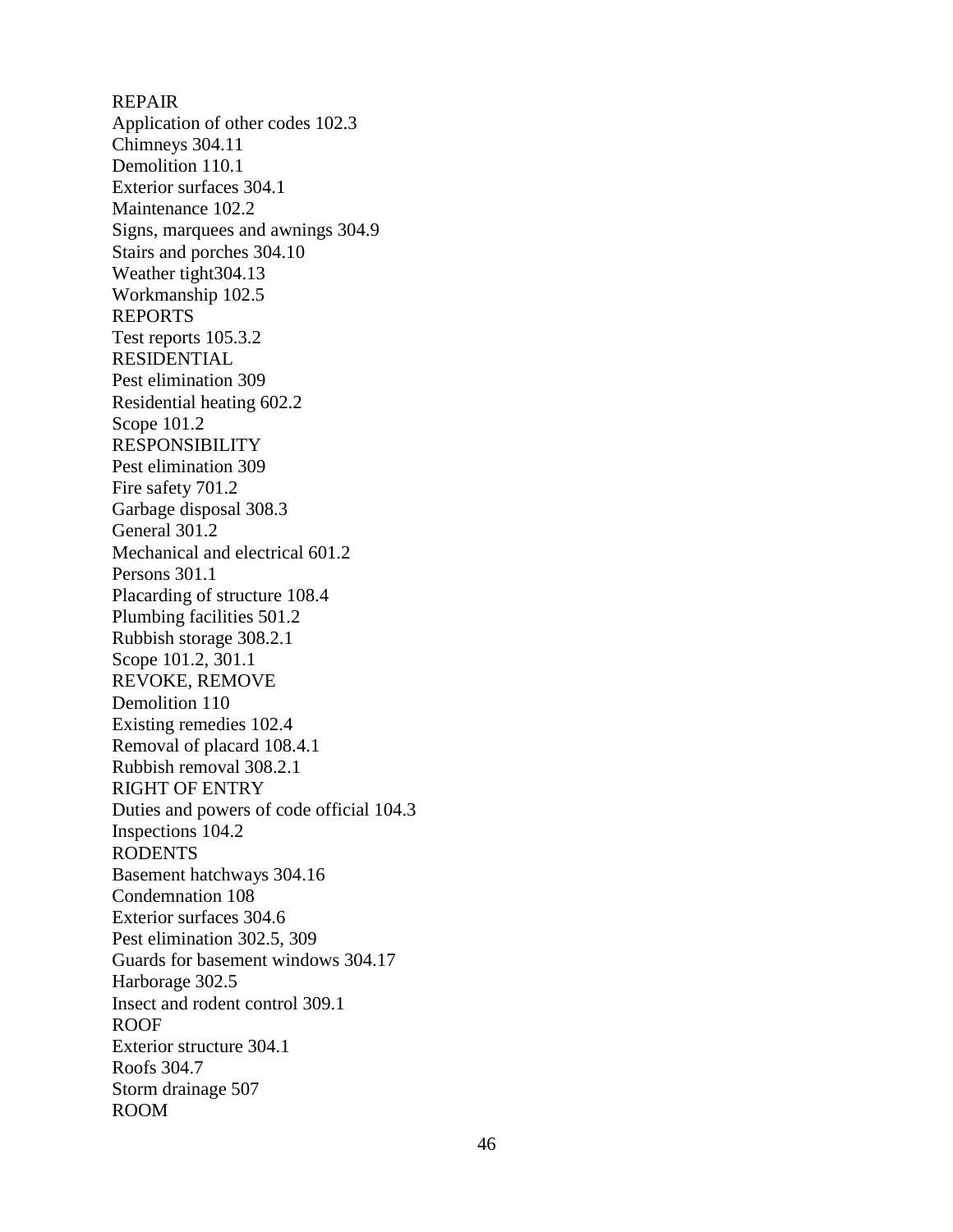REPAIR
Application of other codes 102.3
Chimneys 304.11
Demolition 110.1
Exterior surfaces 304.1
Maintenance 102.2
Signs, marquees and awnings 304.9
Stairs and porches 304.10
Weather tight304.13
Workmanship 102.5
REPORTS
Test reports 105.3.2
RESIDENTIAL
Pest elimination 309
Residential heating 602.2
Scope 101.2
RESPONSIBILITY
Pest elimination 309
Fire safety 701.2
Garbage disposal 308.3
General 301.2
Mechanical and electrical 601.2
Persons 301.1
Placarding of structure 108.4
Plumbing facilities 501.2
Rubbish storage 308.2.1
Scope 101.2, 301.1
REVOKE, REMOVE
Demolition 110
Existing remedies 102.4
Removal of placard 108.4.1
Rubbish removal 308.2.1
RIGHT OF ENTRY
Duties and powers of code official 104.3
Inspections 104.2
RODENTS
Basement hatchways 304.16
Condemnation 108
Exterior surfaces 304.6
Pest elimination 302.5, 309
Guards for basement windows 304.17
Harborage 302.5
Insect and rodent control 309.1
ROOF
Exterior structure 304.1
Roofs 304.7
Storm drainage 507
ROOM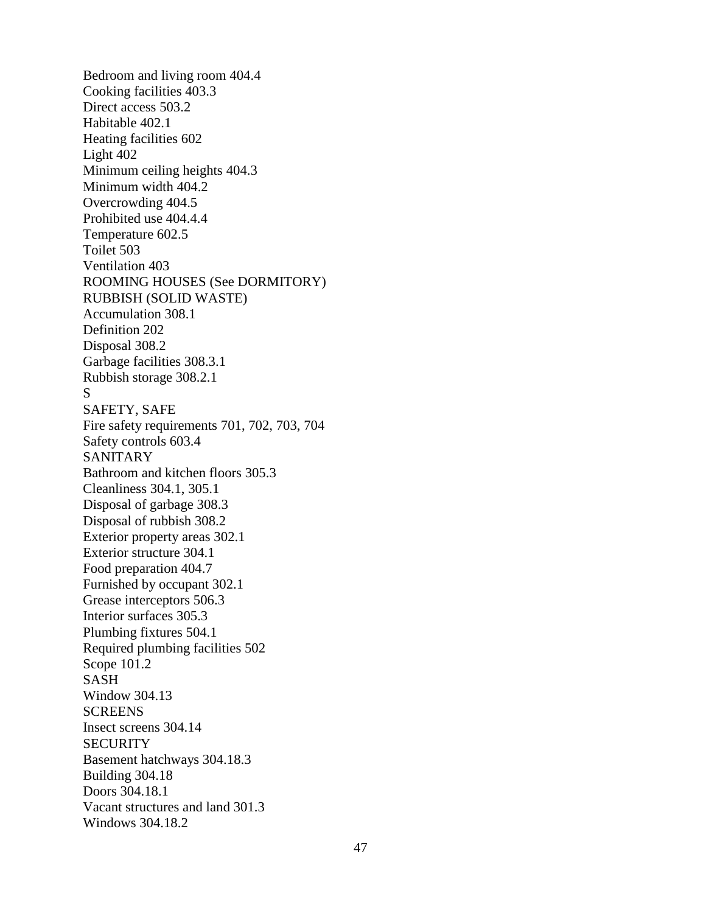Bedroom and living room 404.4
Cooking facilities 403.3
Direct access 503.2
Habitable 402.1
Heating facilities 602
Light 402
Minimum ceiling heights 404.3
Minimum width 404.2
Overcrowding 404.5
Prohibited use 404.4.4
Temperature 602.5
Toilet 503
Ventilation 403
ROOMING HOUSES (See DORMITORY)
RUBBISH (SOLID WASTE)
Accumulation 308.1
Definition 202
Disposal 308.2
Garbage facilities 308.3.1
Rubbish storage 308.2.1
S
SAFETY, SAFE
Fire safety requirements 701, 702, 703, 704
Safety controls 603.4
SANITARY
Bathroom and kitchen floors 305.3
Cleanliness 304.1, 305.1
Disposal of garbage 308.3
Disposal of rubbish 308.2
Exterior property areas 302.1
Exterior structure 304.1
Food preparation 404.7
Furnished by occupant 302.1
Grease interceptors 506.3
Interior surfaces 305.3
Plumbing fixtures 504.1
Required plumbing facilities 502
Scope 101.2
SASH
Window 304.13
SCREENS
Insect screens 304.14
SECURITY
Basement hatchways 304.18.3
Building 304.18
Doors 304.18.1
Vacant structures and land 301.3
Windows 304.18.2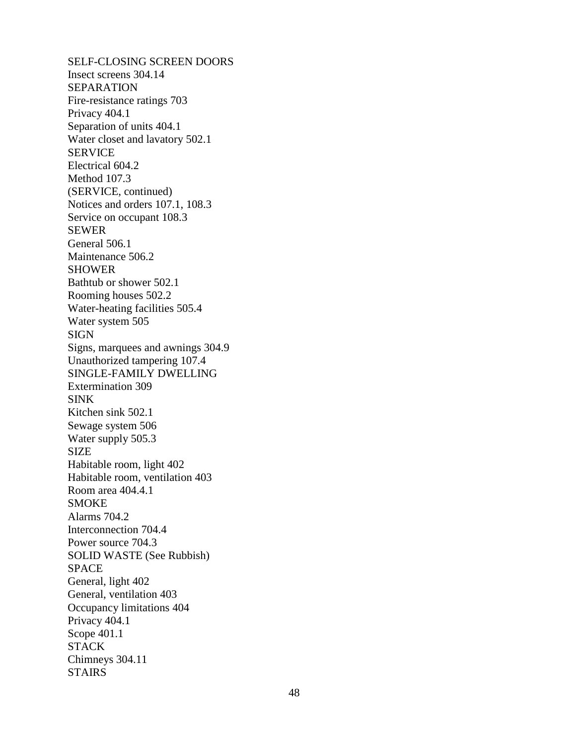SELF-CLOSING SCREEN DOORS
Insect screens 304.14
SEPARATION
Fire-resistance ratings 703
Privacy 404.1
Separation of units 404.1
Water closet and lavatory 502.1
SERVICE
Electrical 604.2
Method 107.3
(SERVICE, continued)
Notices and orders 107.1, 108.3
Service on occupant 108.3
SEWER
General 506.1
Maintenance 506.2
SHOWER
Bathtub or shower 502.1
Rooming houses 502.2
Water-heating facilities 505.4
Water system 505
SIGN
Signs, marquees and awnings 304.9
Unauthorized tampering 107.4
SINGLE-FAMILY DWELLING
Extermination 309
SINK
Kitchen sink 502.1
Sewage system 506
Water supply 505.3
SIZE
Habitable room, light 402
Habitable room, ventilation 403
Room area 404.4.1
SMOKE
Alarms 704.2
Interconnection 704.4
Power source 704.3
SOLID WASTE (See Rubbish)
SPACE
General, light 402
General, ventilation 403
Occupancy limitations 404
Privacy 404.1
Scope 401.1
STACK
Chimneys 304.11
STAIRS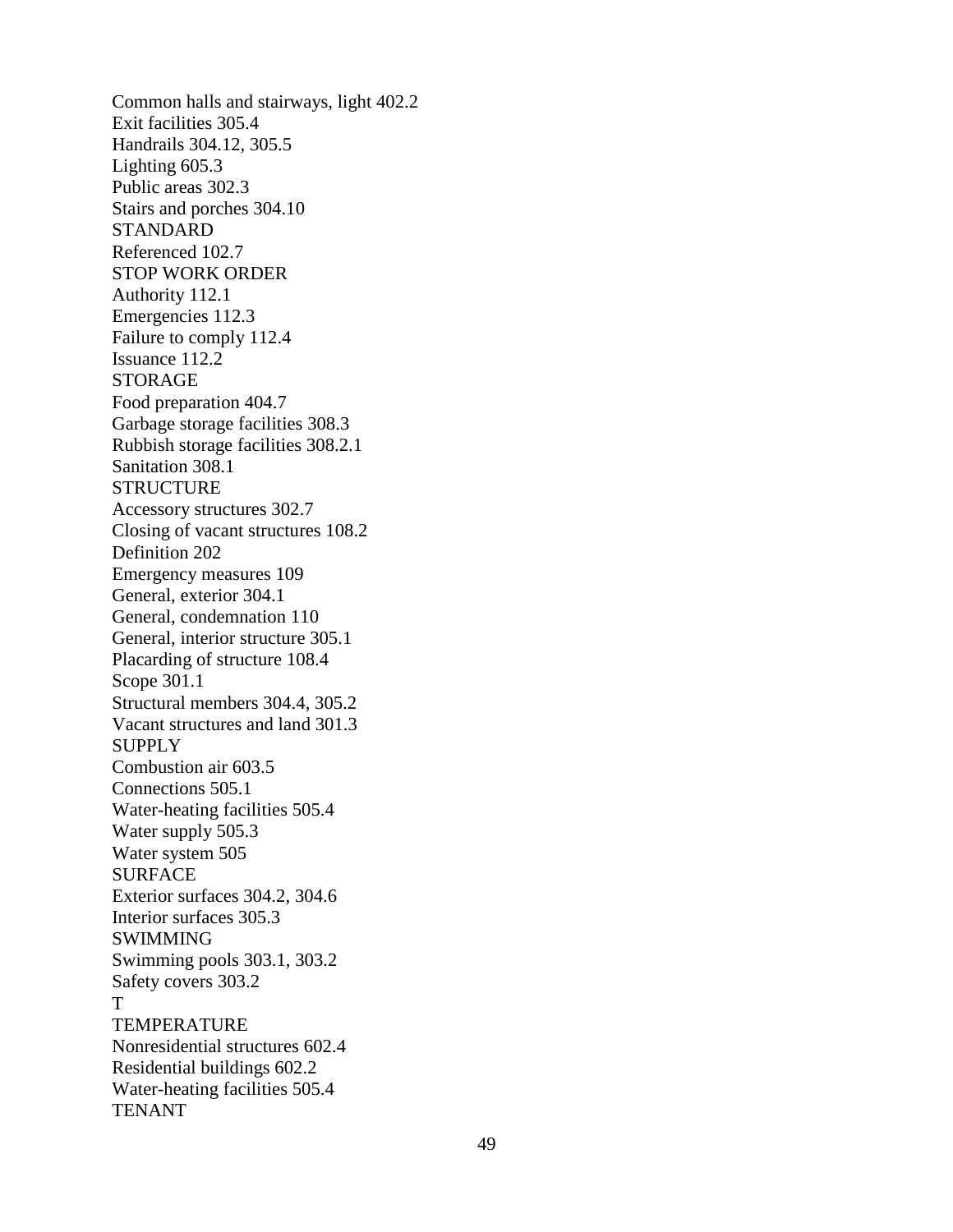Common halls and stairways, light 402.2
Exit facilities 305.4
Handrails 304.12, 305.5
Lighting 605.3
Public areas 302.3
Stairs and porches 304.10
STANDARD
Referenced 102.7
STOP WORK ORDER
Authority 112.1
Emergencies 112.3
Failure to comply 112.4
Issuance 112.2
STORAGE
Food preparation 404.7
Garbage storage facilities 308.3
Rubbish storage facilities 308.2.1
Sanitation 308.1
STRUCTURE
Accessory structures 302.7
Closing of vacant structures 108.2
Definition 202
Emergency measures 109
General, exterior 304.1
General, condemnation 110
General, interior structure 305.1
Placarding of structure 108.4
Scope 301.1
Structural members 304.4, 305.2
Vacant structures and land 301.3
SUPPLY
Combustion air 603.5
Connections 505.1
Water-heating facilities 505.4
Water supply 505.3
Water system 505
SURFACE
Exterior surfaces 304.2, 304.6
Interior surfaces 305.3
SWIMMING
Swimming pools 303.1, 303.2
Safety covers 303.2
T
TEMPERATURE
Nonresidential structures 602.4
Residential buildings 602.2
Water-heating facilities 505.4
TENANT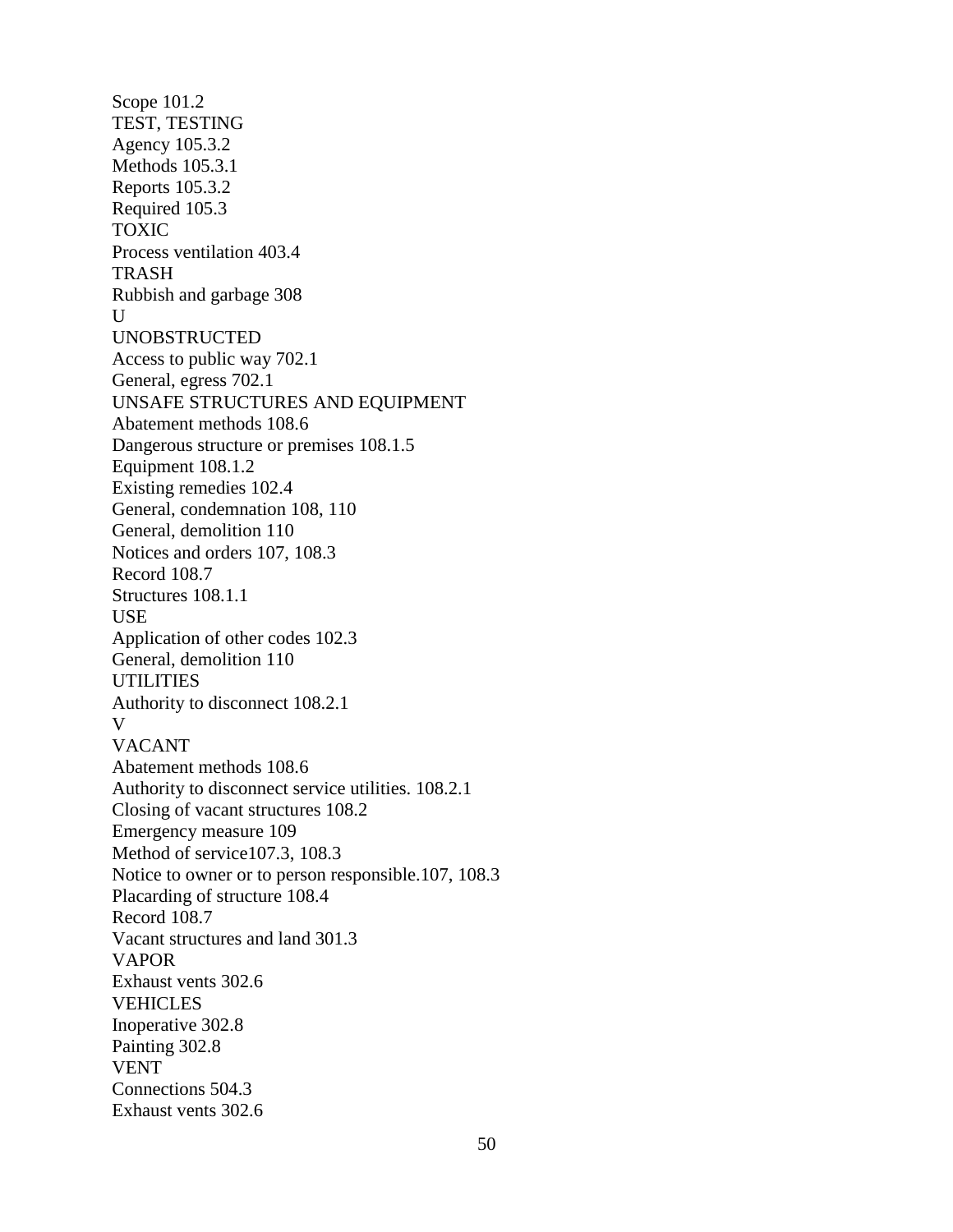Scope 101.2
TEST, TESTING
Agency 105.3.2
Methods 105.3.1
Reports 105.3.2
Required 105.3
TOXIC
Process ventilation 403.4
TRASH
Rubbish and garbage 308
U
UNOBSTRUCTED
Access to public way 702.1
General, egress 702.1
UNSAFE STRUCTURES AND EQUIPMENT
Abatement methods 108.6
Dangerous structure or premises 108.1.5
Equipment 108.1.2
Existing remedies 102.4
General, condemnation 108, 110
General, demolition 110
Notices and orders 107, 108.3
Record 108.7
Structures 108.1.1
USE
Application of other codes 102.3
General, demolition 110
UTILITIES
Authority to disconnect 108.2.1
V
VACANT
Abatement methods 108.6
Authority to disconnect service utilities. 108.2.1
Closing of vacant structures 108.2
Emergency measure 109
Method of service107.3, 108.3
Notice to owner or to person responsible.107, 108.3
Placarding of structure 108.4
Record 108.7
Vacant structures and land 301.3
VAPOR
Exhaust vents 302.6
VEHICLES
Inoperative 302.8
Painting 302.8
VENT
Connections 504.3
Exhaust vents 302.6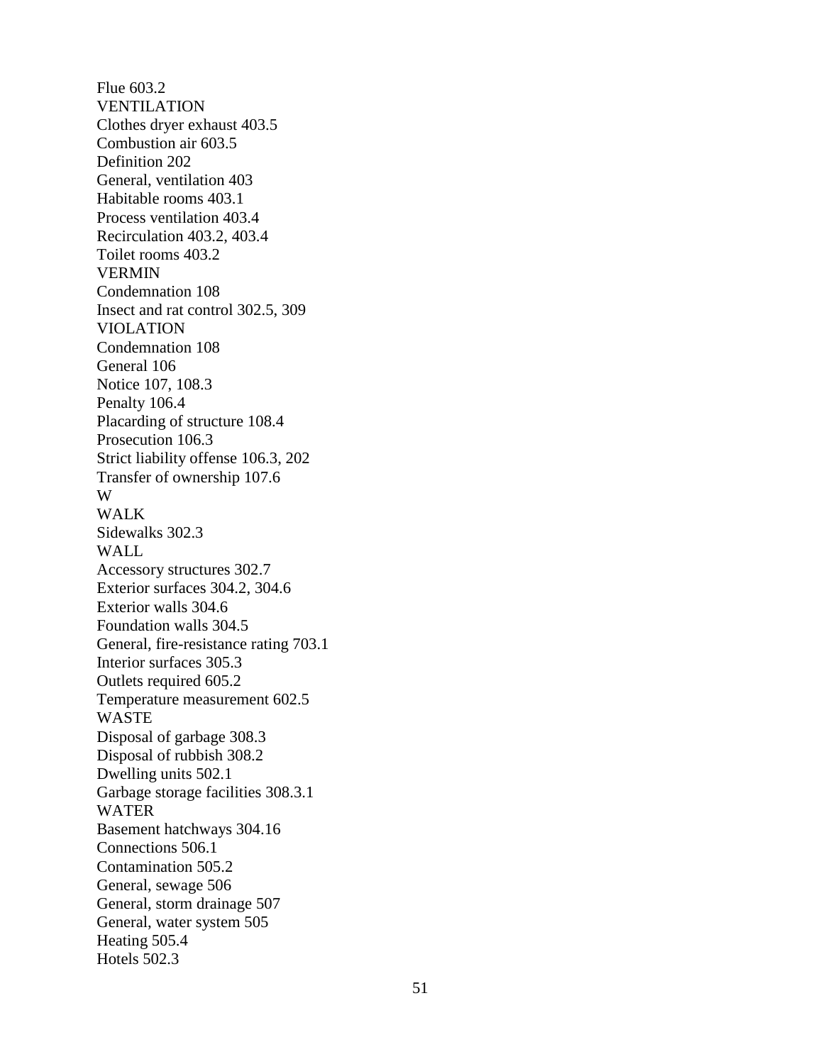Flue 603.2
VENTILATION
Clothes dryer exhaust 403.5
Combustion air 603.5
Definition 202
General, ventilation 403
Habitable rooms 403.1
Process ventilation 403.4
Recirculation 403.2, 403.4
Toilet rooms 403.2
VERMIN
Condemnation 108
Insect and rat control 302.5, 309
VIOLATION
Condemnation 108
General 106
Notice 107, 108.3
Penalty 106.4
Placarding of structure 108.4
Prosecution 106.3
Strict liability offense 106.3, 202
Transfer of ownership 107.6
W
WALK
Sidewalks 302.3
WALL
Accessory structures 302.7
Exterior surfaces 304.2, 304.6
Exterior walls 304.6
Foundation walls 304.5
General, fire-resistance rating 703.1
Interior surfaces 305.3
Outlets required 605.2
Temperature measurement 602.5
WASTE
Disposal of garbage 308.3
Disposal of rubbish 308.2
Dwelling units 502.1
Garbage storage facilities 308.3.1
WATER
Basement hatchways 304.16
Connections 506.1
Contamination 505.2
General, sewage 506
General, storm drainage 507
General, water system 505
Heating 505.4
Hotels 502.3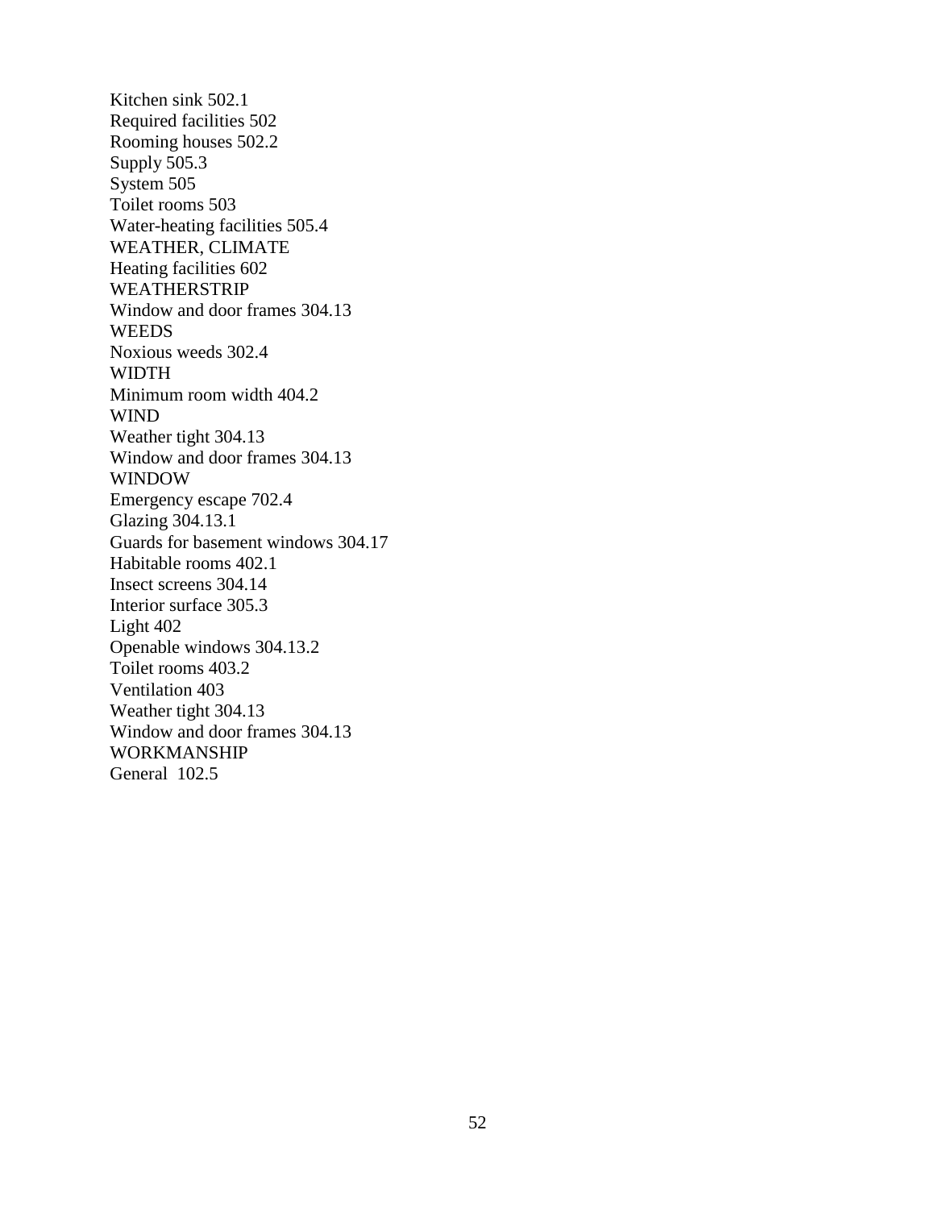Kitchen sink 502.1
Required facilities 502
Rooming houses 502.2
Supply 505.3
System 505
Toilet rooms 503
Water-heating facilities 505.4
WEATHER, CLIMATE
Heating facilities 602
WEATHERSTRIP
Window and door frames 304.13
WEEDS
Noxious weeds 302.4
WIDTH
Minimum room width 404.2
WIND
Weather tight 304.13
Window and door frames 304.13
WINDOW
Emergency escape 702.4
Glazing 304.13.1
Guards for basement windows 304.17
Habitable rooms 402.1
Insect screens 304.14
Interior surface 305.3
Light 402
Openable windows 304.13.2
Toilet rooms 403.2
Ventilation 403
Weather tight 304.13
Window and door frames 304.13
WORKMANSHIP
General 102.5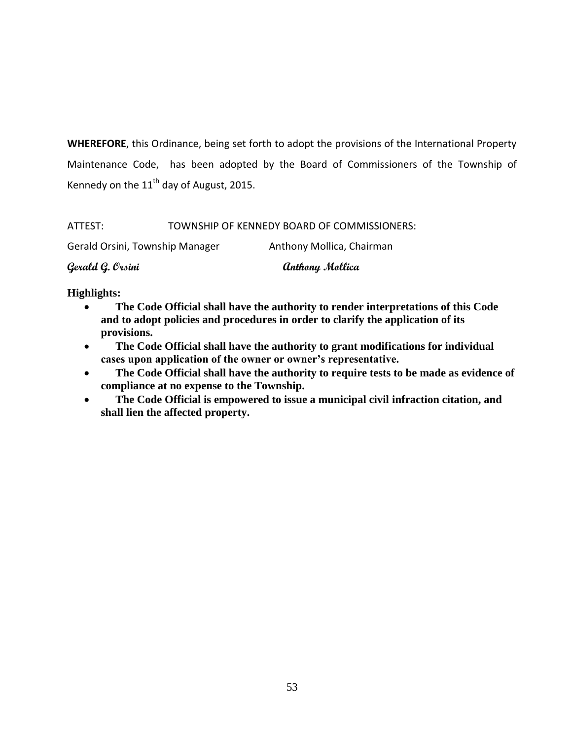**WHEREFORE**, this Ordinance, being set forth to adopt the provisions of the International Property Maintenance Code, has been adopted by the Board of Commissioners of the Township of Kennedy on the 11th day of August, 2015.

ATTEST: TOWNSHIP OF KENNEDY BOARD OF COMMISSIONERS:

Gerald Orsini, Township Manager Anthony Mollica, Chairman

*Gerald G. Orsini* *Anthony Mollica*

**Highlights:**

- **The Code Official shall have the authority to render interpretations of this Code and to adopt policies and procedures in order to clarify the application of its provisions.**
- **The Code Official shall have the authority to grant modifications for individual cases upon application of the owner or owner's representative.**
- **The Code Official shall have the authority to require tests to be made as evidence of compliance at no expense to the Township.**
- **The Code Official is empowered to issue a municipal civil infraction citation, and shall lien the affected property.**